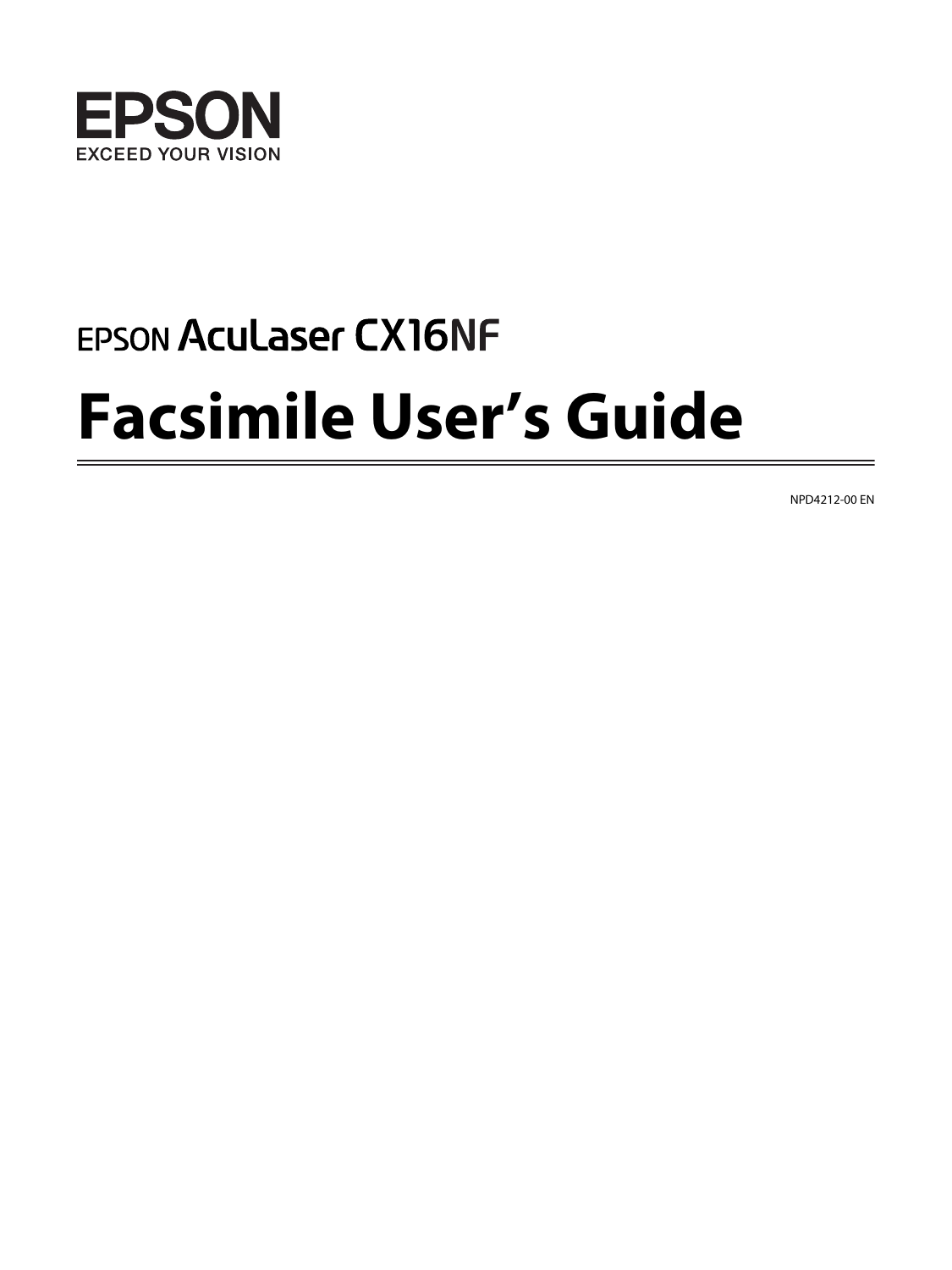EPSON

EXCEED YOUR VISION

EPSON AcuLaser CX16NF

# Facsimile User's Guide

NPD4212-00 EN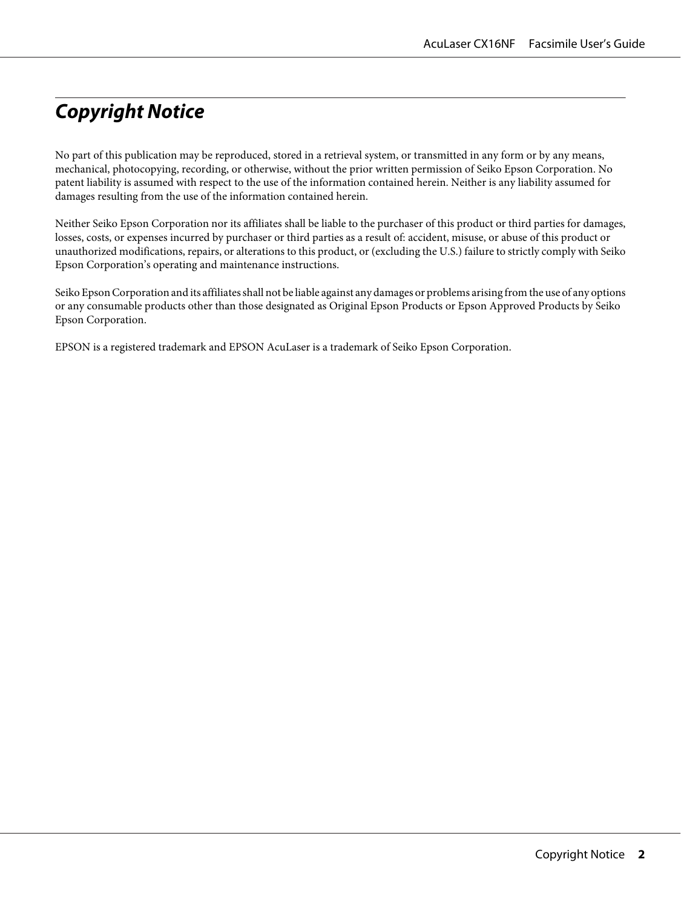# Copyright Notice

No part of this publication may be reproduced, stored in a retrieval system, or transmitted in any form or by any means, mechanical, photocopying, recording, or otherwise, without the prior written permission of Seiko Epson Corporation. No patent liability is assumed with respect to the use of the information contained herein. Neither is any liability assumed for damages resulting from the use of the information contained herein.

Neither Seiko Epson Corporation nor its affiliates shall be liable to the purchaser of this product or third parties for damages, losses, costs, or expenses incurred by purchaser or third parties as a result of: accident, misuse, or abuse of this product or unauthorized modifications, repairs, or alterations to this product, or (excluding the U.S.) failure to strictly comply with Seiko Epson Corporation's operating and maintenance instructions.

Seiko Epson Corporation and its affiliates shall not be liable against any damages or problems arising from the use of any options or any consumable products other than those designated as Original Epson Products or Epson Approved Products by Seiko Epson Corporation.

EPSON is a registered trademark and EPSON AcuLaser is a trademark of Seiko Epson Corporation.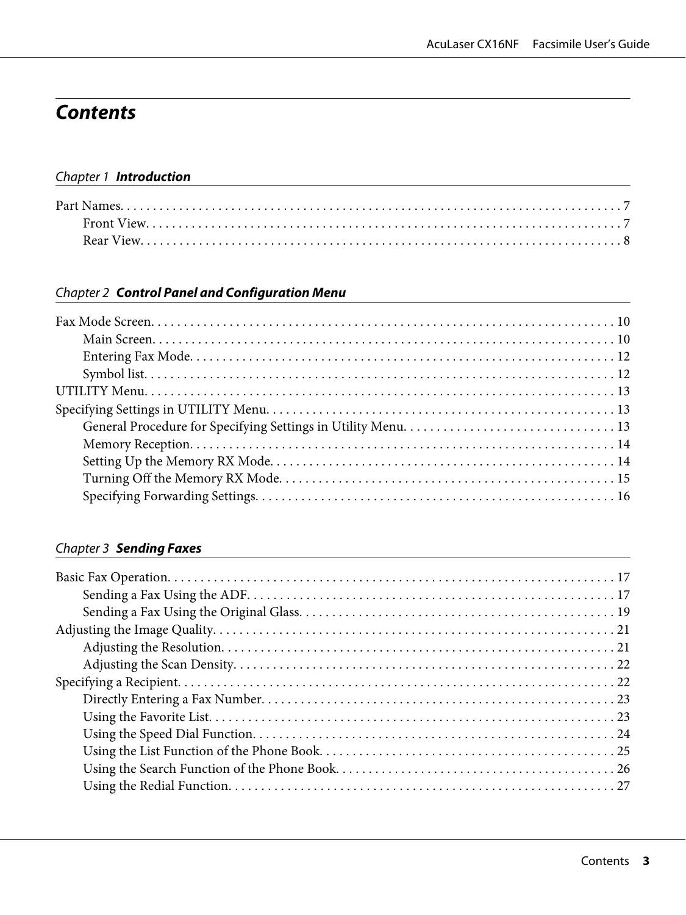# *Contents*

## *Chapter 1* ***Introduction***

Part Names. . . . . . . . . . . . . . . . . . . . . . . . . . . . . . . . . . . . . . . . . . . . . . . . . . . . . . . . . . . . . . . . . . . . . . . . . . . . 7
    Front View. . . . . . . . . . . . . . . . . . . . . . . . . . . . . . . . . . . . . . . . . . . . . . . . . . . . . . . . . . . . . . . . . . . . . . . 7
    Rear View. . . . . . . . . . . . . . . . . . . . . . . . . . . . . . . . . . . . . . . . . . . . . . . . . . . . . . . . . . . . . . . . . . . . . . . 8

## *Chapter 2* ***Control Panel and Configuration Menu***

Fax Mode Screen. . . . . . . . . . . . . . . . . . . . . . . . . . . . . . . . . . . . . . . . . . . . . . . . . . . . . . . . . . . . . . . . . . . . 10
    Main Screen. . . . . . . . . . . . . . . . . . . . . . . . . . . . . . . . . . . . . . . . . . . . . . . . . . . . . . . . . . . . . . . . . . . . 10
    Entering Fax Mode. . . . . . . . . . . . . . . . . . . . . . . . . . . . . . . . . . . . . . . . . . . . . . . . . . . . . . . . . . . . . . . 12
    Symbol list. . . . . . . . . . . . . . . . . . . . . . . . . . . . . . . . . . . . . . . . . . . . . . . . . . . . . . . . . . . . . . . . . . . . . 12
UTILITY Menu. . . . . . . . . . . . . . . . . . . . . . . . . . . . . . . . . . . . . . . . . . . . . . . . . . . . . . . . . . . . . . . . . . . . . . 13
Specifying Settings in UTILITY Menu. . . . . . . . . . . . . . . . . . . . . . . . . . . . . . . . . . . . . . . . . . . . . . . . . . . . 13
    General Procedure for Specifying Settings in Utility Menu. . . . . . . . . . . . . . . . . . . . . . . . . . . . . . . . 13
    Memory Reception. . . . . . . . . . . . . . . . . . . . . . . . . . . . . . . . . . . . . . . . . . . . . . . . . . . . . . . . . . . . . . . 14
    Setting Up the Memory RX Mode. . . . . . . . . . . . . . . . . . . . . . . . . . . . . . . . . . . . . . . . . . . . . . . . . . . . 14
    Turning Off the Memory RX Mode. . . . . . . . . . . . . . . . . . . . . . . . . . . . . . . . . . . . . . . . . . . . . . . . . . . 15
    Specifying Forwarding Settings. . . . . . . . . . . . . . . . . . . . . . . . . . . . . . . . . . . . . . . . . . . . . . . . . . . . . 16

## *Chapter 3* ***Sending Faxes***

Basic Fax Operation. . . . . . . . . . . . . . . . . . . . . . . . . . . . . . . . . . . . . . . . . . . . . . . . . . . . . . . . . . . . . . . . . . 17
    Sending a Fax Using the ADF. . . . . . . . . . . . . . . . . . . . . . . . . . . . . . . . . . . . . . . . . . . . . . . . . . . . . . . 17
    Sending a Fax Using the Original Glass. . . . . . . . . . . . . . . . . . . . . . . . . . . . . . . . . . . . . . . . . . . . . . . 19
Adjusting the Image Quality. . . . . . . . . . . . . . . . . . . . . . . . . . . . . . . . . . . . . . . . . . . . . . . . . . . . . . . . . . . 21
    Adjusting the Resolution. . . . . . . . . . . . . . . . . . . . . . . . . . . . . . . . . . . . . . . . . . . . . . . . . . . . . . . . . . . 21
    Adjusting the Scan Density. . . . . . . . . . . . . . . . . . . . . . . . . . . . . . . . . . . . . . . . . . . . . . . . . . . . . . . . . 22
Specifying a Recipient. . . . . . . . . . . . . . . . . . . . . . . . . . . . . . . . . . . . . . . . . . . . . . . . . . . . . . . . . . . . . . . . 22
    Directly Entering a Fax Number. . . . . . . . . . . . . . . . . . . . . . . . . . . . . . . . . . . . . . . . . . . . . . . . . . . . . 23
    Using the Favorite List. . . . . . . . . . . . . . . . . . . . . . . . . . . . . . . . . . . . . . . . . . . . . . . . . . . . . . . . . . . . . 23
    Using the Speed Dial Function. . . . . . . . . . . . . . . . . . . . . . . . . . . . . . . . . . . . . . . . . . . . . . . . . . . . . . . 24
    Using the List Function of the Phone Book. . . . . . . . . . . . . . . . . . . . . . . . . . . . . . . . . . . . . . . . . . . . . 25
    Using the Search Function of the Phone Book. . . . . . . . . . . . . . . . . . . . . . . . . . . . . . . . . . . . . . . . . . 26
    Using the Redial Function. . . . . . . . . . . . . . . . . . . . . . . . . . . . . . . . . . . . . . . . . . . . . . . . . . . . . . . . . . 27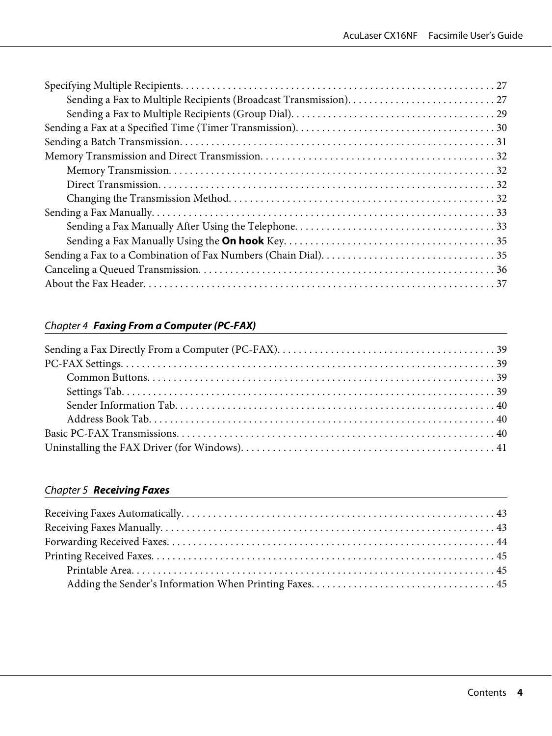Specifying Multiple Recipients. . . . . . . . . . . . . . . . . . . . . . . . . . . . . . . . . . . . . . . . . . . . . . . . . . . . . . . . . . . . 27
    Sending a Fax to Multiple Recipients (Broadcast Transmission). . . . . . . . . . . . . . . . . . . . . . . . . . . . 27
    Sending a Fax to Multiple Recipients (Group Dial). . . . . . . . . . . . . . . . . . . . . . . . . . . . . . . . . . . . . . . 29
Sending a Fax at a Specified Time (Timer Transmission). . . . . . . . . . . . . . . . . . . . . . . . . . . . . . . . . . . . . . 30
Sending a Batch Transmission. . . . . . . . . . . . . . . . . . . . . . . . . . . . . . . . . . . . . . . . . . . . . . . . . . . . . . . . . . . . 31
Memory Transmission and Direct Transmission. . . . . . . . . . . . . . . . . . . . . . . . . . . . . . . . . . . . . . . . . . . . 32
    Memory Transmission. . . . . . . . . . . . . . . . . . . . . . . . . . . . . . . . . . . . . . . . . . . . . . . . . . . . . . . . . . . . . . 32
    Direct Transmission. . . . . . . . . . . . . . . . . . . . . . . . . . . . . . . . . . . . . . . . . . . . . . . . . . . . . . . . . . . . . . . . 32
    Changing the Transmission Method. . . . . . . . . . . . . . . . . . . . . . . . . . . . . . . . . . . . . . . . . . . . . . . . . . 32
Sending a Fax Manually. . . . . . . . . . . . . . . . . . . . . . . . . . . . . . . . . . . . . . . . . . . . . . . . . . . . . . . . . . . . . . . . . 33
    Sending a Fax Manually After Using the Telephone. . . . . . . . . . . . . . . . . . . . . . . . . . . . . . . . . . . . . . 33
    Sending a Fax Manually Using the **On hook** Key. . . . . . . . . . . . . . . . . . . . . . . . . . . . . . . . . . . . . . . . 35
Sending a Fax to a Combination of Fax Numbers (Chain Dial). . . . . . . . . . . . . . . . . . . . . . . . . . . . . . . . . 35
Canceling a Queued Transmission. . . . . . . . . . . . . . . . . . . . . . . . . . . . . . . . . . . . . . . . . . . . . . . . . . . . . . . . 36
About the Fax Header. . . . . . . . . . . . . . . . . . . . . . . . . . . . . . . . . . . . . . . . . . . . . . . . . . . . . . . . . . . . . . . . . . . 37

## *Chapter 4* ***Faxing From a Computer (PC-FAX)***

Sending a Fax Directly From a Computer (PC-FAX). . . . . . . . . . . . . . . . . . . . . . . . . . . . . . . . . . . . . . . . . 39
PC-FAX Settings. . . . . . . . . . . . . . . . . . . . . . . . . . . . . . . . . . . . . . . . . . . . . . . . . . . . . . . . . . . . . . . . . . . . . . . . 39
    Common Buttons. . . . . . . . . . . . . . . . . . . . . . . . . . . . . . . . . . . . . . . . . . . . . . . . . . . . . . . . . . . . . . . . . . . 39
    Settings Tab. . . . . . . . . . . . . . . . . . . . . . . . . . . . . . . . . . . . . . . . . . . . . . . . . . . . . . . . . . . . . . . . . . . . . . . 39
    Sender Information Tab. . . . . . . . . . . . . . . . . . . . . . . . . . . . . . . . . . . . . . . . . . . . . . . . . . . . . . . . . . . . . 40
    Address Book Tab. . . . . . . . . . . . . . . . . . . . . . . . . . . . . . . . . . . . . . . . . . . . . . . . . . . . . . . . . . . . . . . . . . . 40
Basic PC-FAX Transmissions. . . . . . . . . . . . . . . . . . . . . . . . . . . . . . . . . . . . . . . . . . . . . . . . . . . . . . . . . . . . . 40
Uninstalling the FAX Driver (for Windows). . . . . . . . . . . . . . . . . . . . . . . . . . . . . . . . . . . . . . . . . . . . . . . . . 41

## *Chapter 5* ***Receiving Faxes***

Receiving Faxes Automatically. . . . . . . . . . . . . . . . . . . . . . . . . . . . . . . . . . . . . . . . . . . . . . . . . . . . . . . . . . . . 43
Receiving Faxes Manually. . . . . . . . . . . . . . . . . . . . . . . . . . . . . . . . . . . . . . . . . . . . . . . . . . . . . . . . . . . . . . . . 43
Forwarding Received Faxes. . . . . . . . . . . . . . . . . . . . . . . . . . . . . . . . . . . . . . . . . . . . . . . . . . . . . . . . . . . . . . . 44
Printing Received Faxes. . . . . . . . . . . . . . . . . . . . . . . . . . . . . . . . . . . . . . . . . . . . . . . . . . . . . . . . . . . . . . . . . . 45
    Printable Area. . . . . . . . . . . . . . . . . . . . . . . . . . . . . . . . . . . . . . . . . . . . . . . . . . . . . . . . . . . . . . . . . . . . . . 45
    Adding the Sender's Information When Printing Faxes. . . . . . . . . . . . . . . . . . . . . . . . . . . . . . . . . . . . 45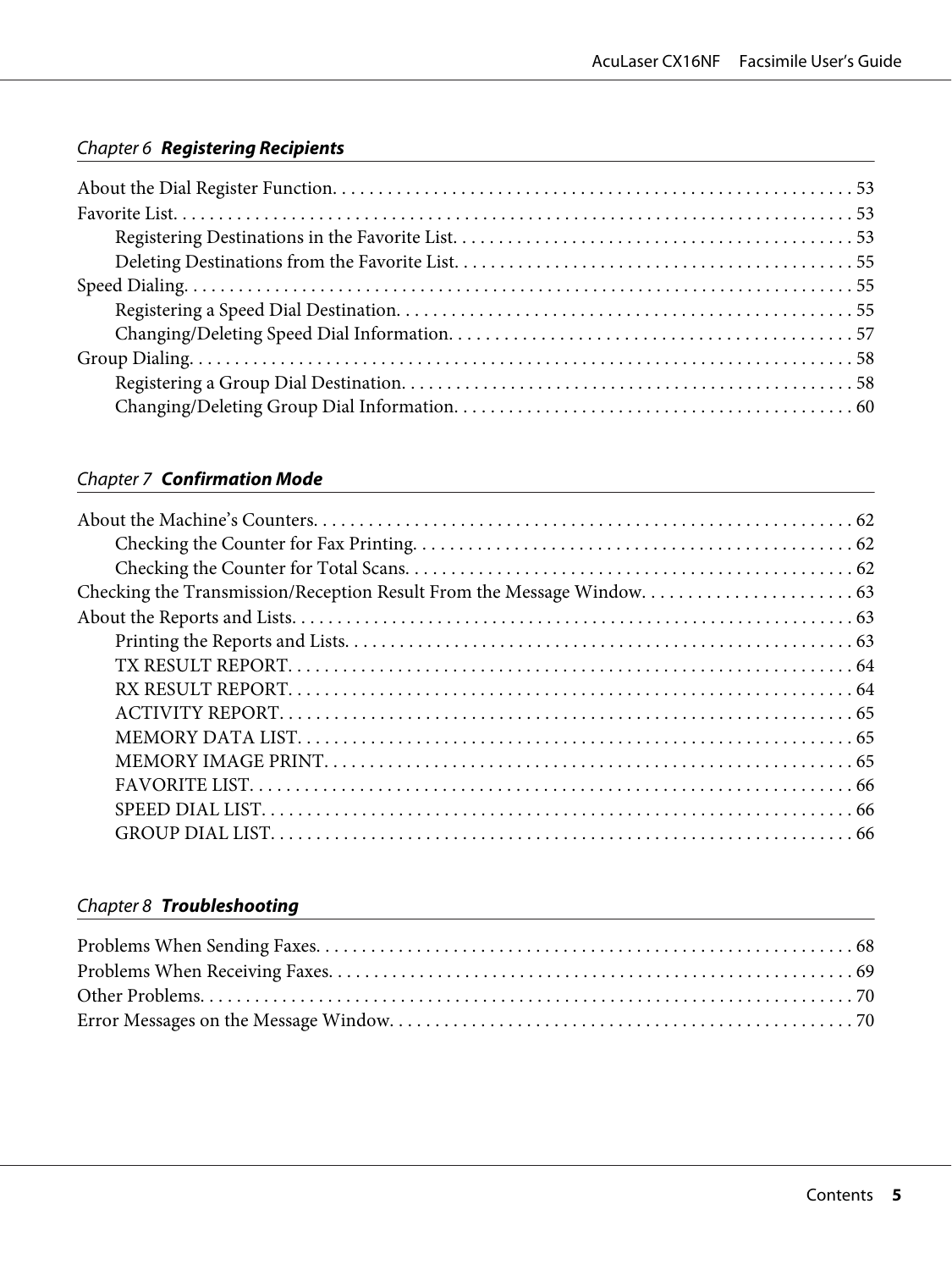## *Chapter 6* ***Registering Recipients***

About the Dial Register Function. . . . . . . . . . . . . . . . . . . . . . . . . . . . . . . . . . . . . . . . . . . . . . . . . . . . . . . . . 53
Favorite List. . . . . . . . . . . . . . . . . . . . . . . . . . . . . . . . . . . . . . . . . . . . . . . . . . . . . . . . . . . . . . . . . . . . . . . . . 53
    Registering Destinations in the Favorite List. . . . . . . . . . . . . . . . . . . . . . . . . . . . . . . . . . . . . . . . . . . 53
    Deleting Destinations from the Favorite List. . . . . . . . . . . . . . . . . . . . . . . . . . . . . . . . . . . . . . . . . . . 55
Speed Dialing. . . . . . . . . . . . . . . . . . . . . . . . . . . . . . . . . . . . . . . . . . . . . . . . . . . . . . . . . . . . . . . . . . . . . . . 55
    Registering a Speed Dial Destination. . . . . . . . . . . . . . . . . . . . . . . . . . . . . . . . . . . . . . . . . . . . . . . . . 55
    Changing/Deleting Speed Dial Information. . . . . . . . . . . . . . . . . . . . . . . . . . . . . . . . . . . . . . . . . . . . 57
Group Dialing. . . . . . . . . . . . . . . . . . . . . . . . . . . . . . . . . . . . . . . . . . . . . . . . . . . . . . . . . . . . . . . . . . . . . . . 58
    Registering a Group Dial Destination. . . . . . . . . . . . . . . . . . . . . . . . . . . . . . . . . . . . . . . . . . . . . . . . . 58
    Changing/Deleting Group Dial Information. . . . . . . . . . . . . . . . . . . . . . . . . . . . . . . . . . . . . . . . . . . . 60

## *Chapter 7* ***Confirmation Mode***

About the Machine's Counters. . . . . . . . . . . . . . . . . . . . . . . . . . . . . . . . . . . . . . . . . . . . . . . . . . . . . . . . . . . 62
    Checking the Counter for Fax Printing. . . . . . . . . . . . . . . . . . . . . . . . . . . . . . . . . . . . . . . . . . . . . . . . 62
    Checking the Counter for Total Scans. . . . . . . . . . . . . . . . . . . . . . . . . . . . . . . . . . . . . . . . . . . . . . . . . 62
Checking the Transmission/Reception Result From the Message Window. . . . . . . . . . . . . . . . . . . . . . . 63
About the Reports and Lists. . . . . . . . . . . . . . . . . . . . . . . . . . . . . . . . . . . . . . . . . . . . . . . . . . . . . . . . . . . . . 63
    Printing the Reports and Lists. . . . . . . . . . . . . . . . . . . . . . . . . . . . . . . . . . . . . . . . . . . . . . . . . . . . . . . . 63
    TX RESULT REPORT. . . . . . . . . . . . . . . . . . . . . . . . . . . . . . . . . . . . . . . . . . . . . . . . . . . . . . . . . . . . . . . 64
    RX RESULT REPORT. . . . . . . . . . . . . . . . . . . . . . . . . . . . . . . . . . . . . . . . . . . . . . . . . . . . . . . . . . . . . . . 64
    ACTIVITY REPORT. . . . . . . . . . . . . . . . . . . . . . . . . . . . . . . . . . . . . . . . . . . . . . . . . . . . . . . . . . . . . . . . 65
    MEMORY DATA LIST. . . . . . . . . . . . . . . . . . . . . . . . . . . . . . . . . . . . . . . . . . . . . . . . . . . . . . . . . . . . . . 65
    MEMORY IMAGE PRINT. . . . . . . . . . . . . . . . . . . . . . . . . . . . . . . . . . . . . . . . . . . . . . . . . . . . . . . . . . . 65
    FAVORITE LIST. . . . . . . . . . . . . . . . . . . . . . . . . . . . . . . . . . . . . . . . . . . . . . . . . . . . . . . . . . . . . . . . . . . . 66
    SPEED DIAL LIST. . . . . . . . . . . . . . . . . . . . . . . . . . . . . . . . . . . . . . . . . . . . . . . . . . . . . . . . . . . . . . . . . . 66
    GROUP DIAL LIST. . . . . . . . . . . . . . . . . . . . . . . . . . . . . . . . . . . . . . . . . . . . . . . . . . . . . . . . . . . . . . . . . 66

## *Chapter 8* ***Troubleshooting***

Problems When Sending Faxes. . . . . . . . . . . . . . . . . . . . . . . . . . . . . . . . . . . . . . . . . . . . . . . . . . . . . . . . . . . 68
Problems When Receiving Faxes. . . . . . . . . . . . . . . . . . . . . . . . . . . . . . . . . . . . . . . . . . . . . . . . . . . . . . . . . . 69
Other Problems. . . . . . . . . . . . . . . . . . . . . . . . . . . . . . . . . . . . . . . . . . . . . . . . . . . . . . . . . . . . . . . . . . . . . . . 70
Error Messages on the Message Window. . . . . . . . . . . . . . . . . . . . . . . . . . . . . . . . . . . . . . . . . . . . . . . . . . . 70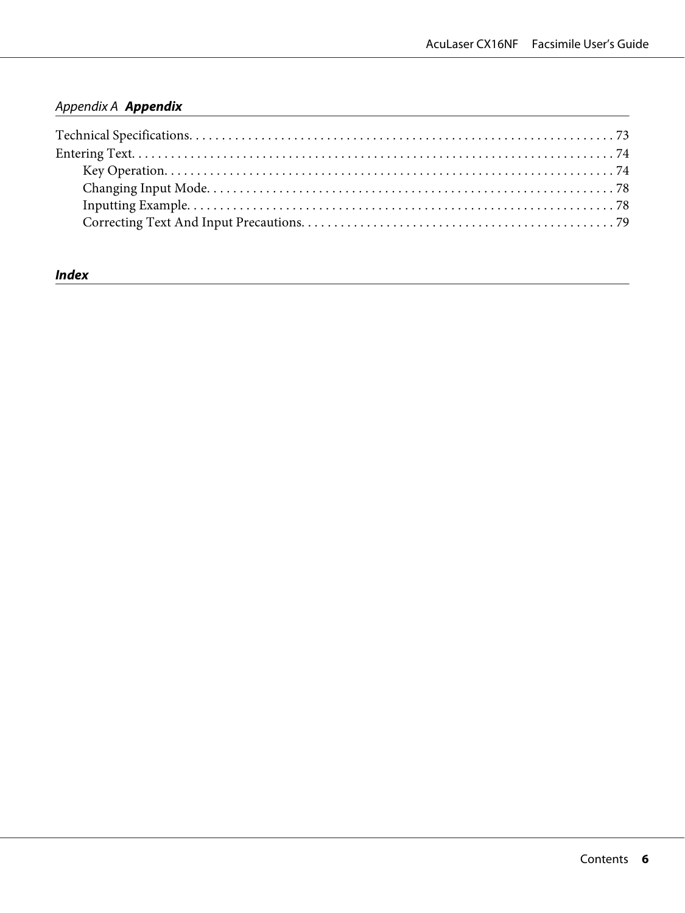### *Appendix A* **Appendix**

Technical Specifications. . . . . . . . . . . . . . . . . . . . . . . . . . . . . . . . . . . . . . . . . . . . . . . . . . . . . . . . . . . . . . . 73

Entering Text. . . . . . . . . . . . . . . . . . . . . . . . . . . . . . . . . . . . . . . . . . . . . . . . . . . . . . . . . . . . . . . . . . . . . . . 74

- Key Operation. . . . . . . . . . . . . . . . . . . . . . . . . . . . . . . . . . . . . . . . . . . . . . . . . . . . . . . . . . . . . . . . . 74
- Changing Input Mode. . . . . . . . . . . . . . . . . . . . . . . . . . . . . . . . . . . . . . . . . . . . . . . . . . . . . . . . . . . . 78
- Inputting Example. . . . . . . . . . . . . . . . . . . . . . . . . . . . . . . . . . . . . . . . . . . . . . . . . . . . . . . . . . . . . . 78
- Correcting Text And Input Precautions. . . . . . . . . . . . . . . . . . . . . . . . . . . . . . . . . . . . . . . . . . . . . . 79

### ***Index***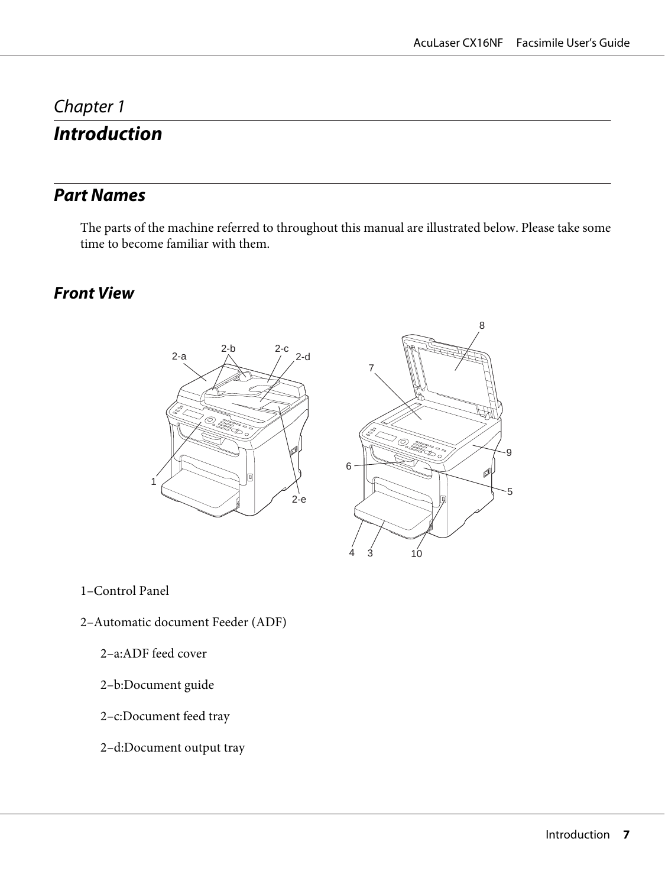# Chapter 1

# Introduction

## Part Names

The parts of the machine referred to throughout this manual are illustrated below. Please take some time to become familiar with them.

### Front View

1–Control Panel

2–Automatic document Feeder (ADF)

2–a:ADF feed cover

2–b:Document guide

2–c:Document feed tray

2–d:Document output tray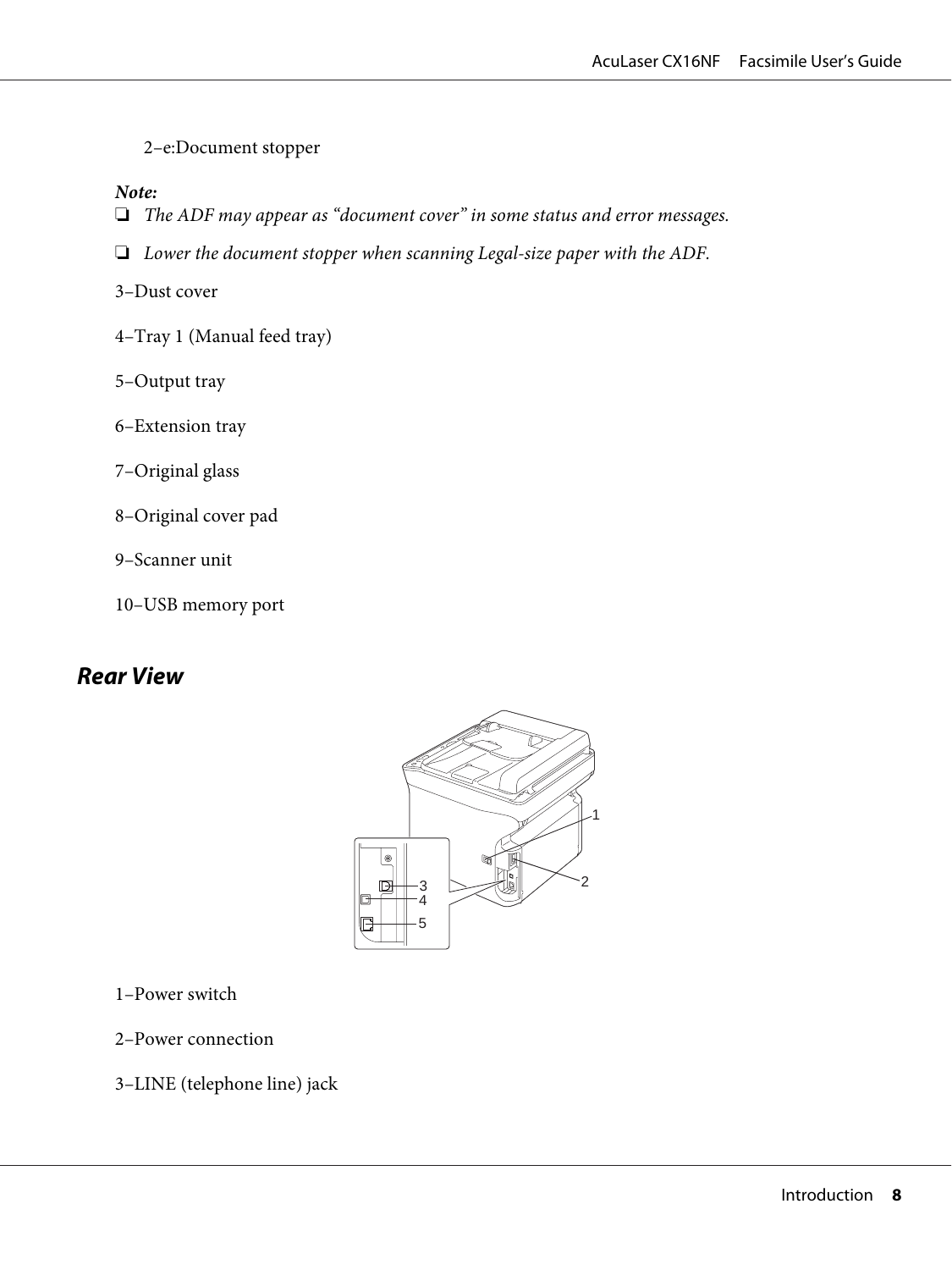2–e:Document stopper

***Note:***
- *The ADF may appear as "document cover" in some status and error messages.*
- *Lower the document stopper when scanning Legal-size paper with the ADF.*

3–Dust cover

4–Tray 1 (Manual feed tray)

5–Output tray

6–Extension tray

7–Original glass

8–Original cover pad

9–Scanner unit

10–USB memory port

## Rear View

1–Power switch

2–Power connection

3–LINE (telephone line) jack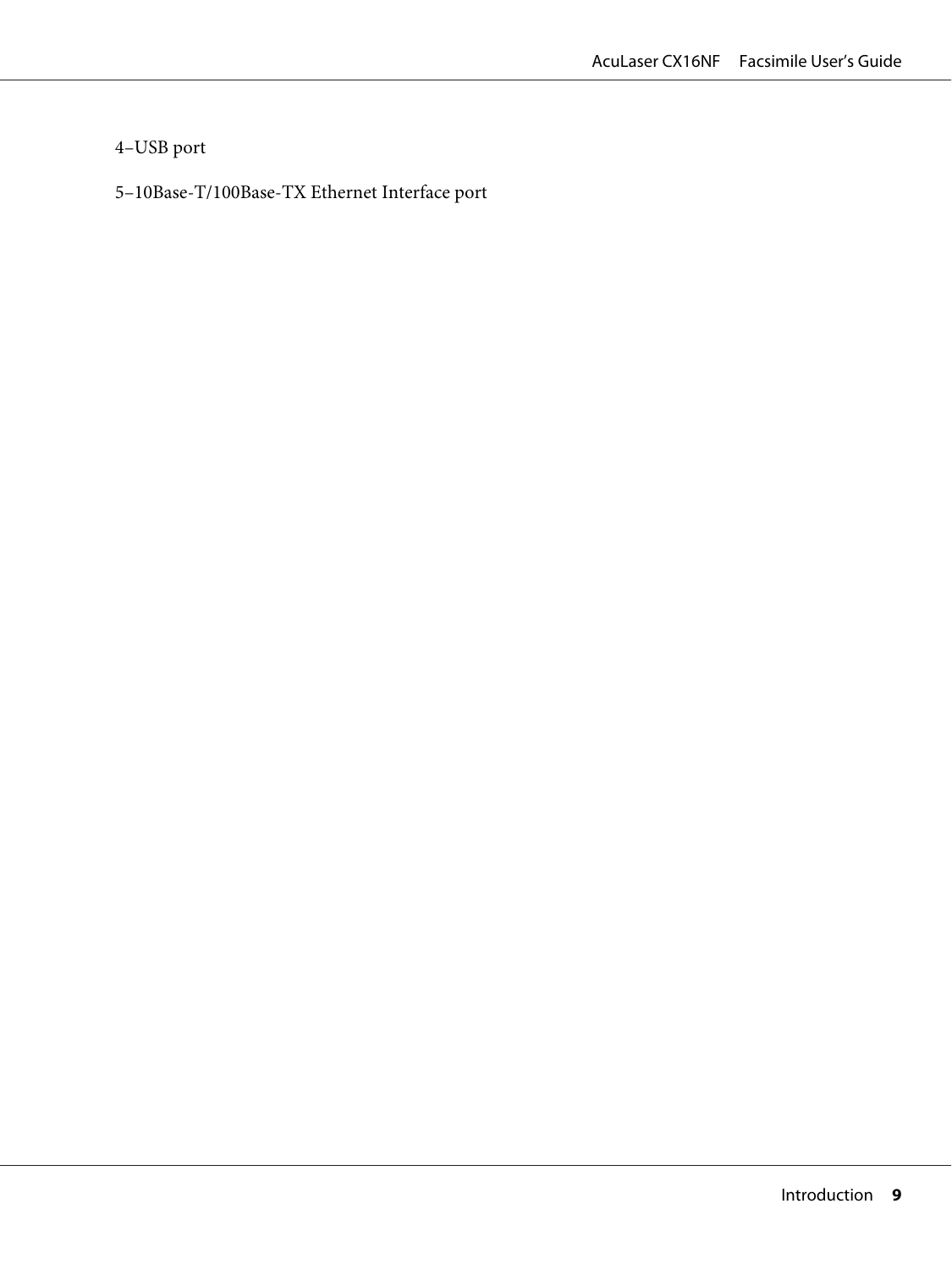4–USB port

5–10Base-T/100Base-TX Ethernet Interface port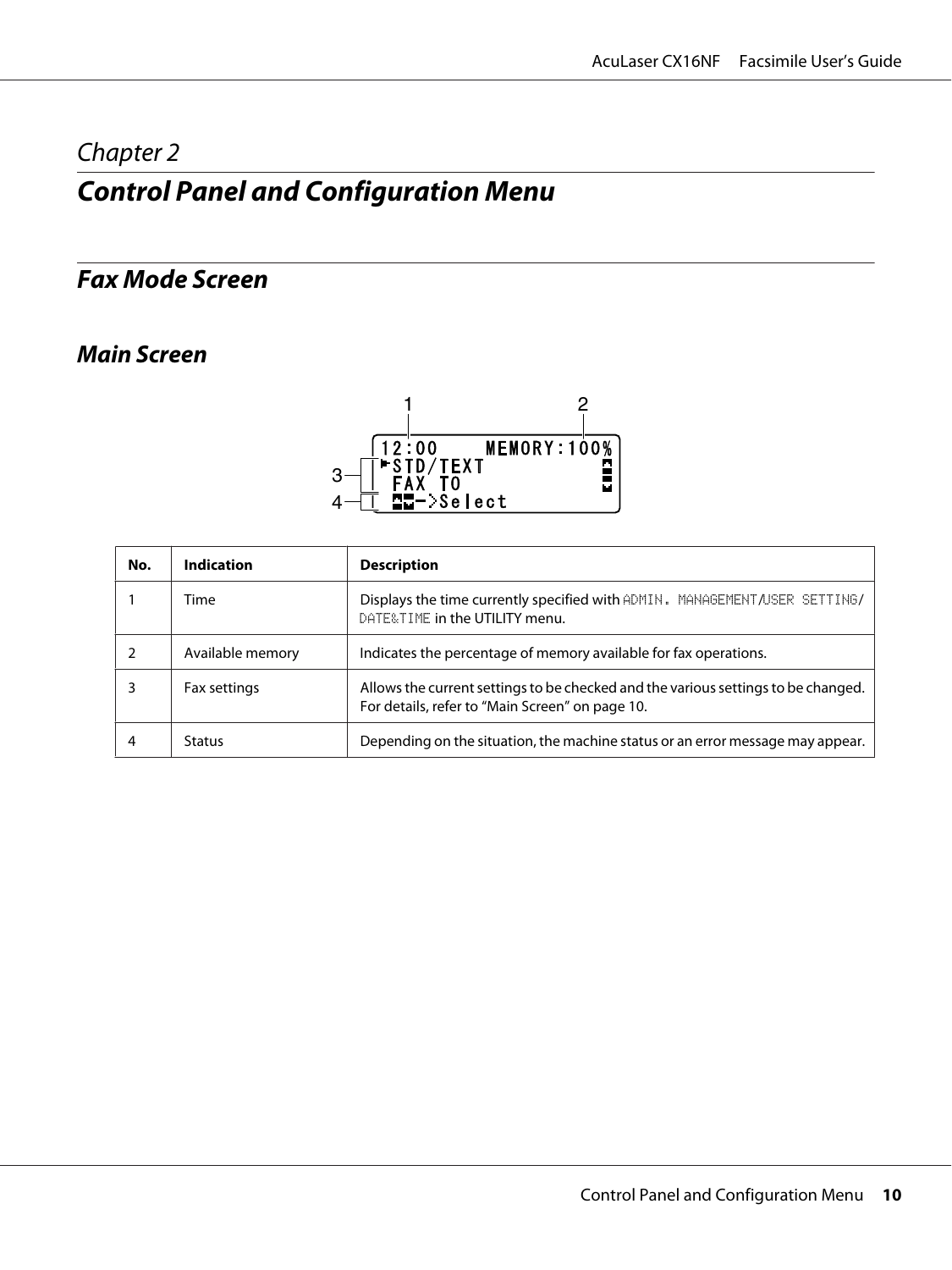## Chapter 2

# Control Panel and Configuration Menu

## Fax Mode Screen

### Main Screen

| No. | Indication | Description |
| --- | --- | --- |
| 1 | Time | Displays the time currently specified with ADMIN. MANAGEMENT/USER SETTING/ DATE&TIME in the UTILITY menu. |
| 2 | Available memory | Indicates the percentage of memory available for fax operations. |
| 3 | Fax settings | Allows the current settings to be checked and the various settings to be changed. For details, refer to “Main Screen” on page 10. |
| 4 | Status | Depending on the situation, the machine status or an error message may appear. |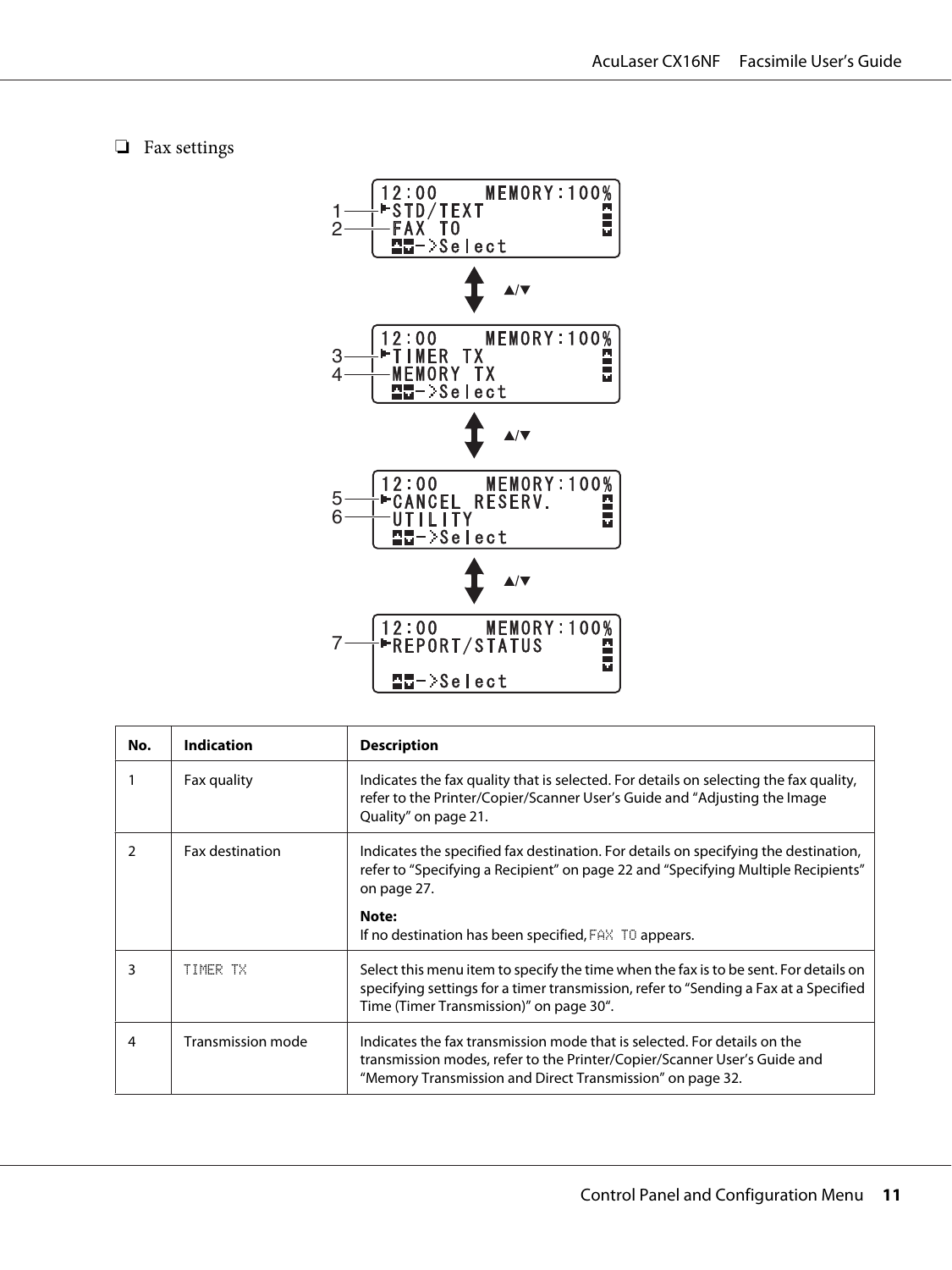❏ Fax settings

```
   12:00    MEMORY:100%
1—►STD/TEXT
2— FAX TO
   ▲▼->Select

        ▲/▼

   12:00    MEMORY:100%
3—►TIMER TX
4— MEMORY TX
   ▲▼->Select

        ▲/▼

   12:00    MEMORY:100%
5—►CANCEL RESERV.
6— UTILITY
   ▲▼->Select

        ▲/▼

   12:00    MEMORY:100%
7—►REPORT/STATUS

   ▲▼->Select
```

| No. | Indication | Description |
|---|---|---|
| 1 | Fax quality | Indicates the fax quality that is selected. For details on selecting the fax quality, refer to the Printer/Copier/Scanner User's Guide and "Adjusting the Image Quality" on page 21. |
| 2 | Fax destination | Indicates the specified fax destination. For details on specifying the destination, refer to "Specifying a Recipient" on page 22 and "Specifying Multiple Recipients" on page 27.<br><br>**Note:**<br>If no destination has been specified, FAX TO appears. |
| 3 | TIMER TX | Select this menu item to specify the time when the fax is to be sent. For details on specifying settings for a timer transmission, refer to "Sending a Fax at a Specified Time (Timer Transmission)" on page 30". |
| 4 | Transmission mode | Indicates the fax transmission mode that is selected. For details on the transmission modes, refer to the Printer/Copier/Scanner User's Guide and "Memory Transmission and Direct Transmission" on page 32. |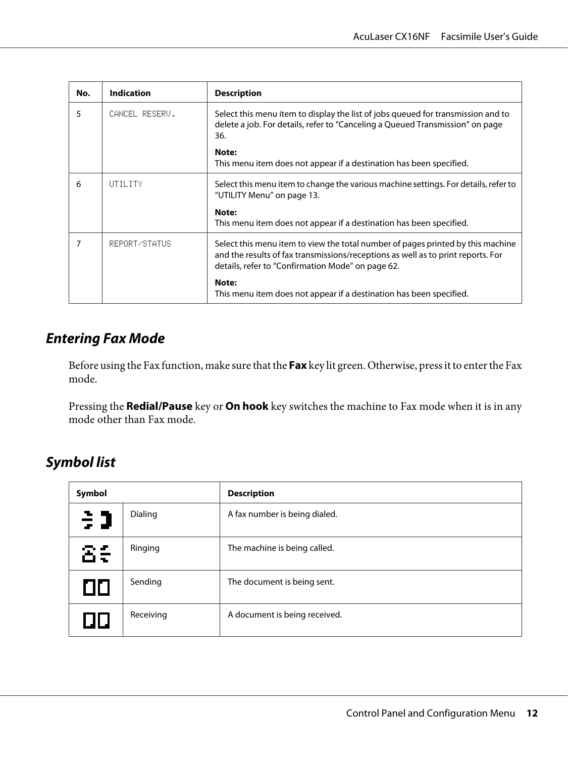| No. | Indication | Description |
|---|---|---|
| 5 | CANCEL RESERV. | Select this menu item to display the list of jobs queued for transmission and to delete a job. For details, refer to "Canceling a Queued Transmission" on page 36.<br><br>**Note:**<br>This menu item does not appear if a destination has been specified. |
| 6 | UTILITY | Select this menu item to change the various machine settings. For details, refer to "UTILITY Menu" on page 13.<br><br>**Note:**<br>This menu item does not appear if a destination has been specified. |
| 7 | REPORT/STATUS | Select this menu item to view the total number of pages printed by this machine and the results of fax transmissions/receptions as well as to print reports. For details, refer to "Confirmation Mode" on page 62.<br><br>**Note:**<br>This menu item does not appear if a destination has been specified. |

## *Entering Fax Mode*

Before using the Fax function, make sure that the **Fax** key lit green. Otherwise, press it to enter the Fax mode.

Pressing the **Redial/Pause** key or **On hook** key switches the machine to Fax mode when it is in any mode other than Fax mode.

## *Symbol list*

| Symbol | | Description |
|---|---|---|
| | Dialing | A fax number is being dialed. |
| | Ringing | The machine is being called. |
| | Sending | The document is being sent. |
| | Receiving | A document is being received. |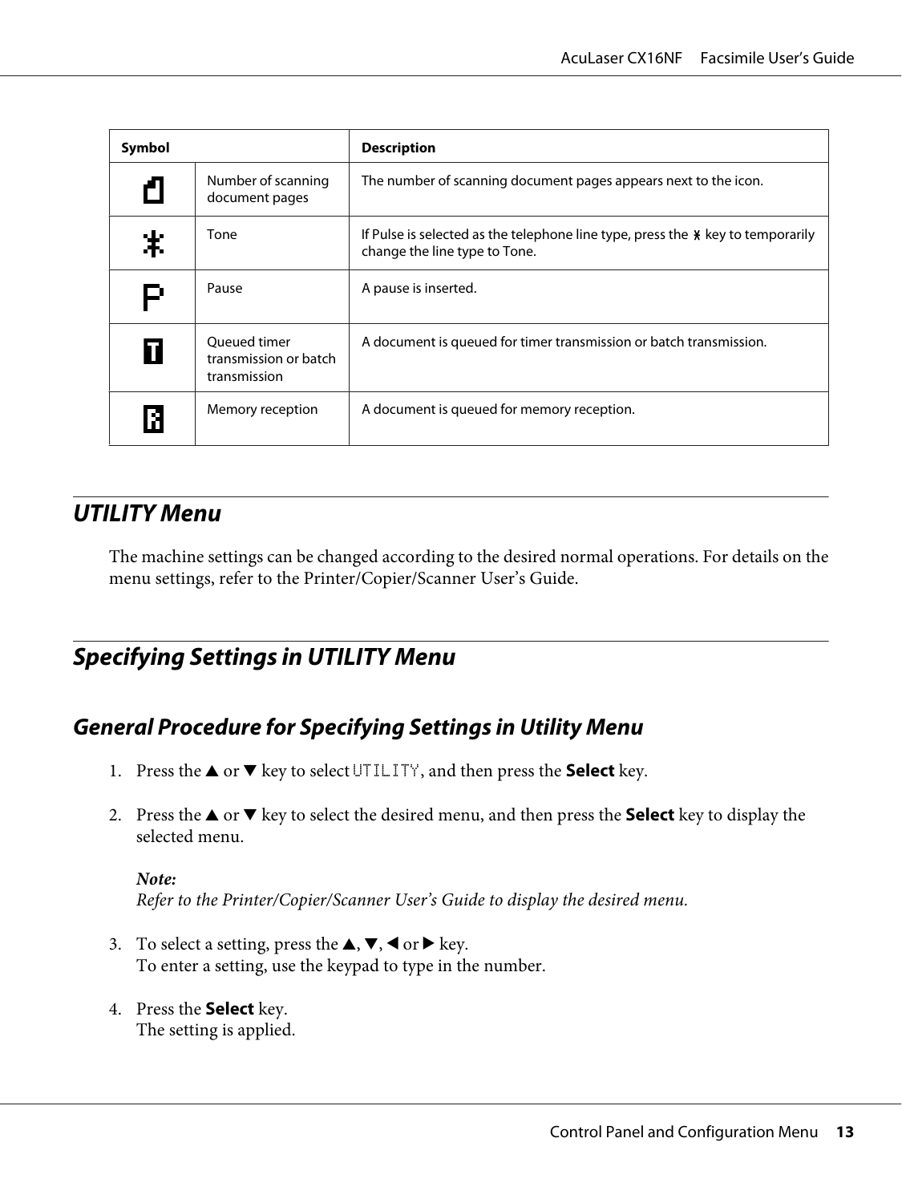| Symbol | | Description |
|---|---|---|
| | Number of scanning document pages | The number of scanning document pages appears next to the icon. |
| | Tone | If Pulse is selected as the telephone line type, press the * key to temporarily change the line type to Tone. |
| | Pause | A pause is inserted. |
| | Queued timer transmission or batch transmission | A document is queued for timer transmission or batch transmission. |
| | Memory reception | A document is queued for memory reception. |

## UTILITY Menu

The machine settings can be changed according to the desired normal operations. For details on the menu settings, refer to the Printer/Copier/Scanner User's Guide.

## Specifying Settings in UTILITY Menu

### General Procedure for Specifying Settings in Utility Menu

1. Press the ▲ or ▼ key to select UTILITY, and then press the **Select** key.

2. Press the ▲ or ▼ key to select the desired menu, and then press the **Select** key to display the selected menu.

   ***Note:***
   *Refer to the Printer/Copier/Scanner User's Guide to display the desired menu.*

3. To select a setting, press the ▲, ▼, ◀ or ▶ key.
   To enter a setting, use the keypad to type in the number.

4. Press the **Select** key.
   The setting is applied.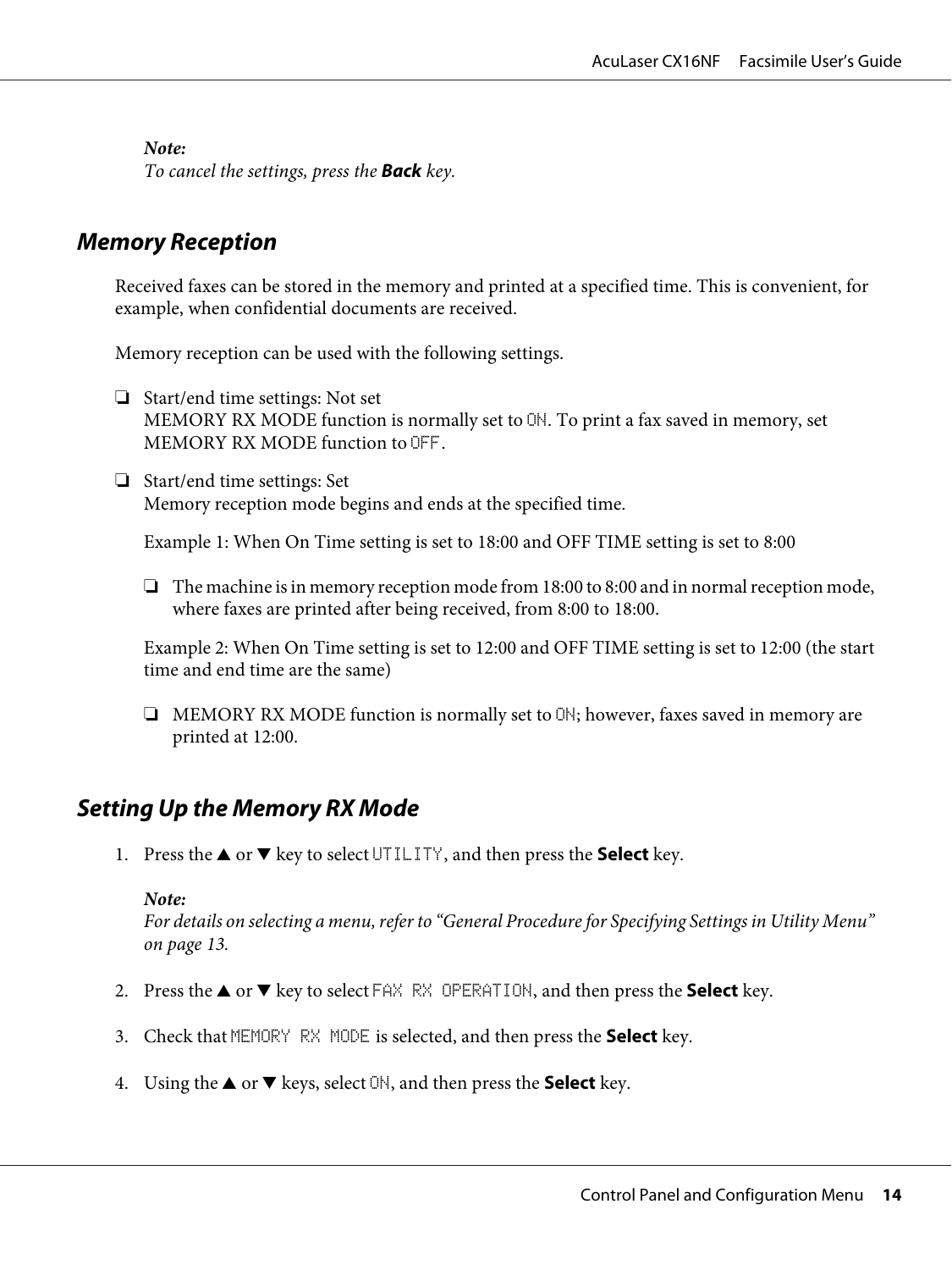*Note:*
*To cancel the settings, press the **Back** key.*

## Memory Reception

Received faxes can be stored in the memory and printed at a specified time. This is convenient, for example, when confidential documents are received.

Memory reception can be used with the following settings.

- Start/end time settings: Not set
  MEMORY RX MODE function is normally set to `ON`. To print a fax saved in memory, set MEMORY RX MODE function to `OFF`.

- Start/end time settings: Set
  Memory reception mode begins and ends at the specified time.

  Example 1: When On Time setting is set to 18:00 and OFF TIME setting is set to 8:00

  - The machine is in memory reception mode from 18:00 to 8:00 and in normal reception mode, where faxes are printed after being received, from 8:00 to 18:00.

  Example 2: When On Time setting is set to 12:00 and OFF TIME setting is set to 12:00 (the start time and end time are the same)

  - MEMORY RX MODE function is normally set to `ON`; however, faxes saved in memory are printed at 12:00.

## Setting Up the Memory RX Mode

1. Press the ▲ or ▼ key to select `UTILITY`, and then press the **Select** key.

   *Note:*
   *For details on selecting a menu, refer to "General Procedure for Specifying Settings in Utility Menu" on page 13.*

2. Press the ▲ or ▼ key to select `FAX RX OPERATION`, and then press the **Select** key.

3. Check that `MEMORY RX MODE` is selected, and then press the **Select** key.

4. Using the ▲ or ▼ keys, select `ON`, and then press the **Select** key.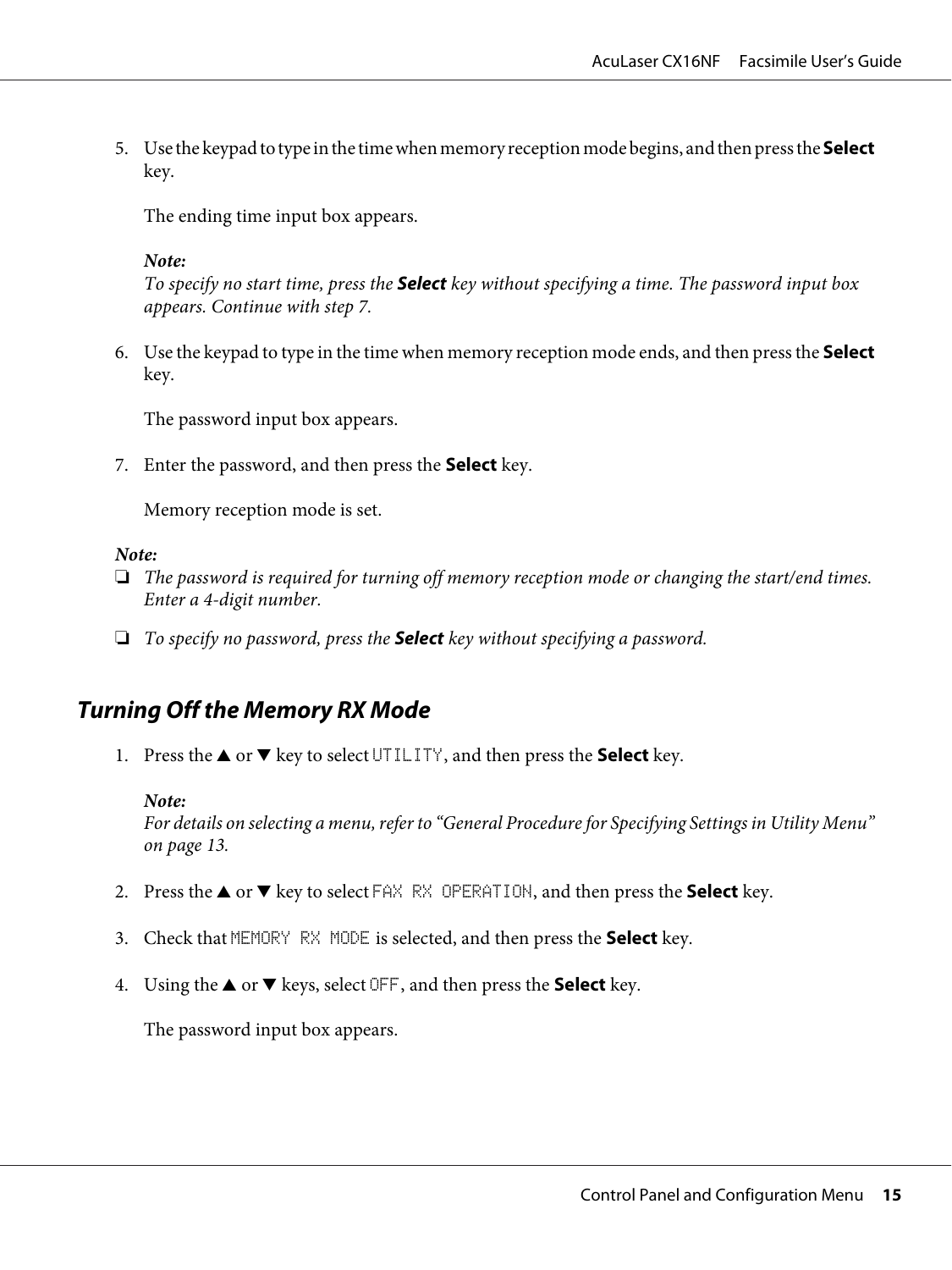5. Use the keypad to type in the time when memory reception mode begins, and then press the **Select** key.

   The ending time input box appears.

   ***Note:***
   *To specify no start time, press the **Select** key without specifying a time. The password input box appears. Continue with step 7.*

6. Use the keypad to type in the time when memory reception mode ends, and then press the **Select** key.

   The password input box appears.

7. Enter the password, and then press the **Select** key.

   Memory reception mode is set.

***Note:***

- *The password is required for turning off memory reception mode or changing the start/end times. Enter a 4-digit number.*
- *To specify no password, press the **Select** key without specifying a password.*

## *Turning Off the Memory RX Mode*

1. Press the ▲ or ▼ key to select `UTILITY`, and then press the **Select** key.

   ***Note:***
   *For details on selecting a menu, refer to “General Procedure for Specifying Settings in Utility Menu” on page 13.*

2. Press the ▲ or ▼ key to select `FAX RX OPERATION`, and then press the **Select** key.

3. Check that `MEMORY RX MODE` is selected, and then press the **Select** key.

4. Using the ▲ or ▼ keys, select `OFF`, and then press the **Select** key.

   The password input box appears.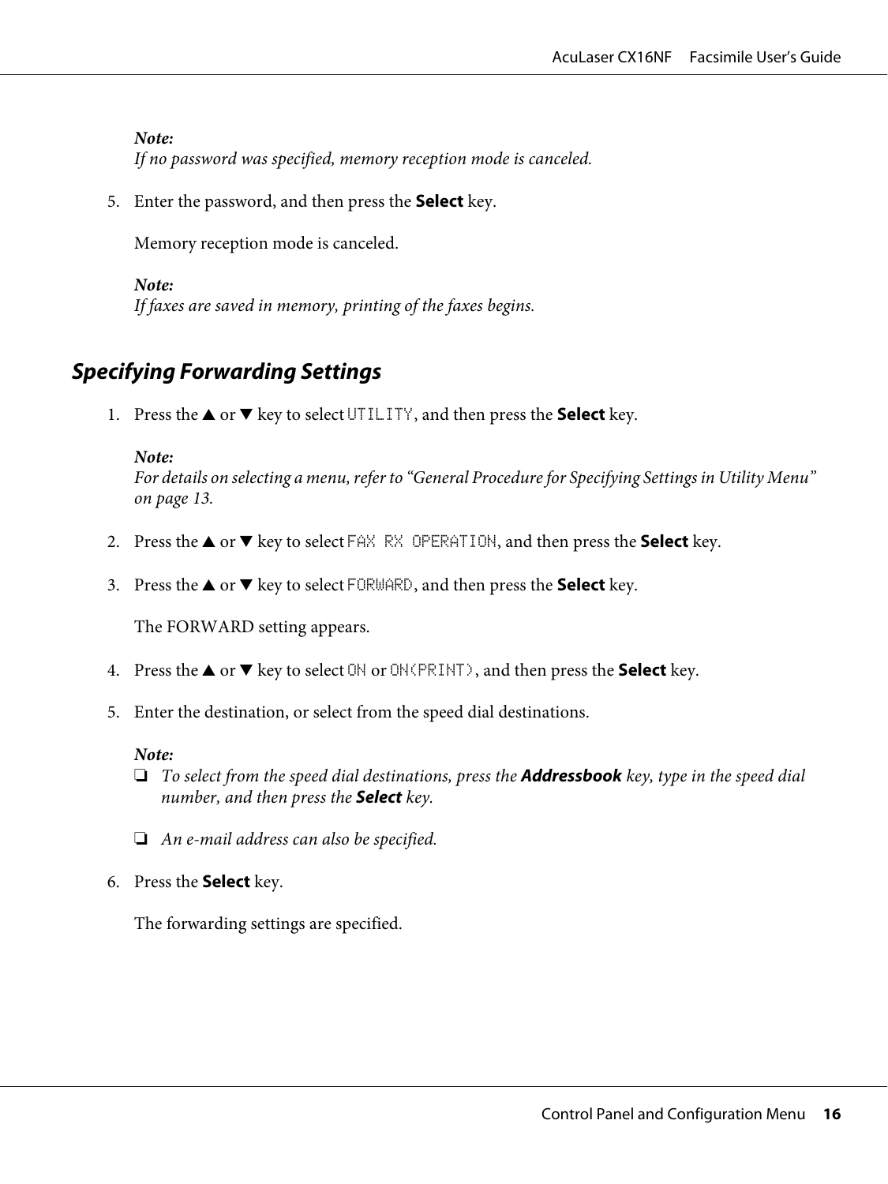*Note:*
*If no password was specified, memory reception mode is canceled.*

5. Enter the password, and then press the **Select** key.

   Memory reception mode is canceled.

   *Note:*
   *If faxes are saved in memory, printing of the faxes begins.*

## Specifying Forwarding Settings

1. Press the ▲ or ▼ key to select `UTILITY`, and then press the **Select** key.

   *Note:*
   *For details on selecting a menu, refer to “General Procedure for Specifying Settings in Utility Menu” on page 13.*

2. Press the ▲ or ▼ key to select `FAX RX OPERATION`, and then press the **Select** key.

3. Press the ▲ or ▼ key to select `FORWARD`, and then press the **Select** key.

   The FORWARD setting appears.

4. Press the ▲ or ▼ key to select `ON` or `ON(PRINT)`, and then press the **Select** key.

5. Enter the destination, or select from the speed dial destinations.

   *Note:*
   - *To select from the speed dial destinations, press the **Addressbook** key, type in the speed dial number, and then press the **Select** key.*
   - *An e-mail address can also be specified.*

6. Press the **Select** key.

   The forwarding settings are specified.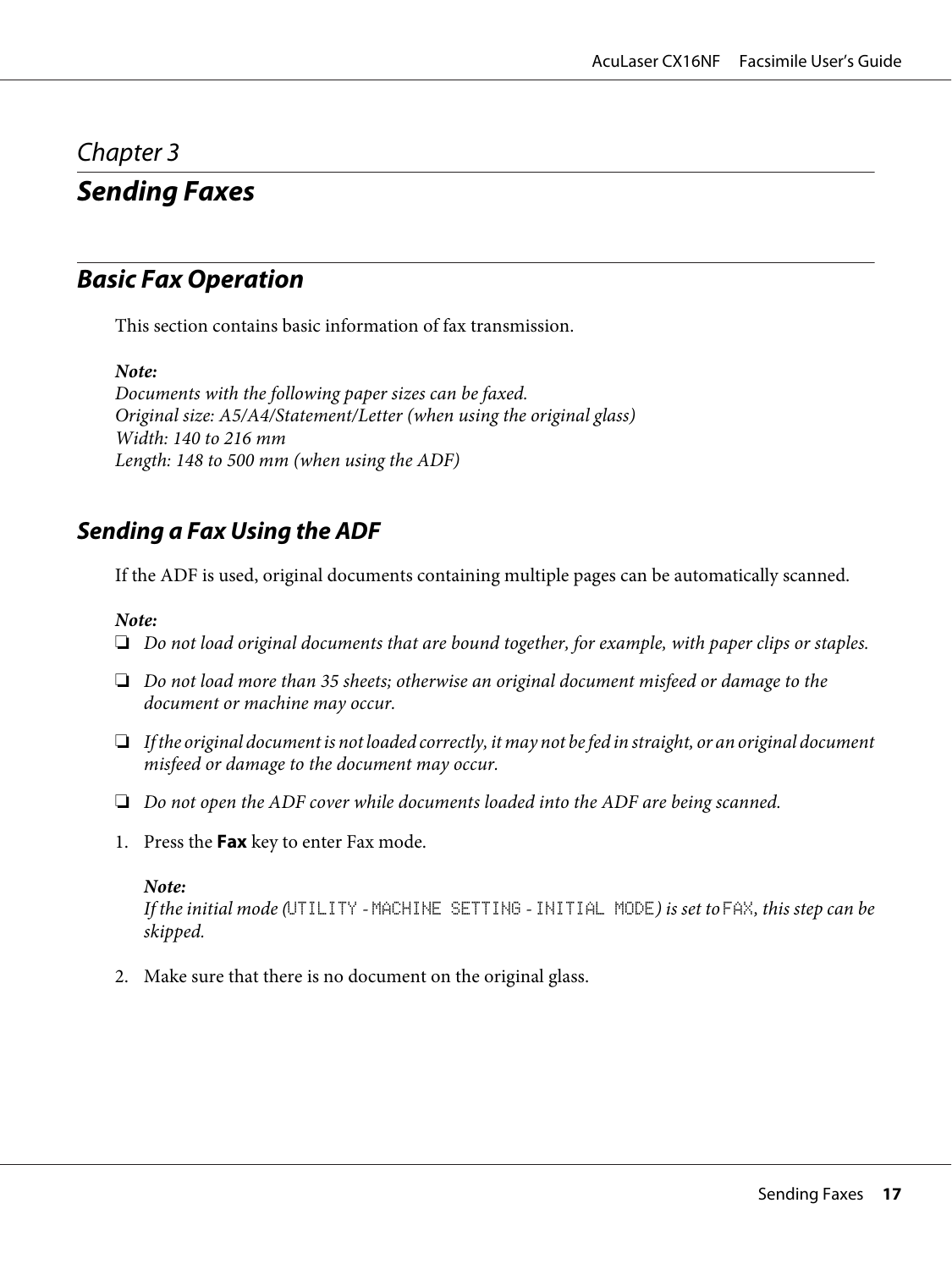# Chapter 3

# Sending Faxes

## Basic Fax Operation

This section contains basic information of fax transmission.

***Note:***
*Documents with the following paper sizes can be faxed.*
*Original size: A5/A4/Statement/Letter (when using the original glass)*
*Width: 140 to 216 mm*
*Length: 148 to 500 mm (when using the ADF)*

### Sending a Fax Using the ADF

If the ADF is used, original documents containing multiple pages can be automatically scanned.

***Note:***

- *Do not load original documents that are bound together, for example, with paper clips or staples.*
- *Do not load more than 35 sheets; otherwise an original document misfeed or damage to the document or machine may occur.*
- *If the original document is not loaded correctly, it may not be fed in straight, or an original document misfeed or damage to the document may occur.*
- *Do not open the ADF cover while documents loaded into the ADF are being scanned.*

1. Press the **Fax** key to enter Fax mode.

   ***Note:***
   *If the initial mode (*`UTILITY` *-* `MACHINE SETTING` *-* `INITIAL MODE`*) is set to* `FAX`*, this step can be skipped.*

2. Make sure that there is no document on the original glass.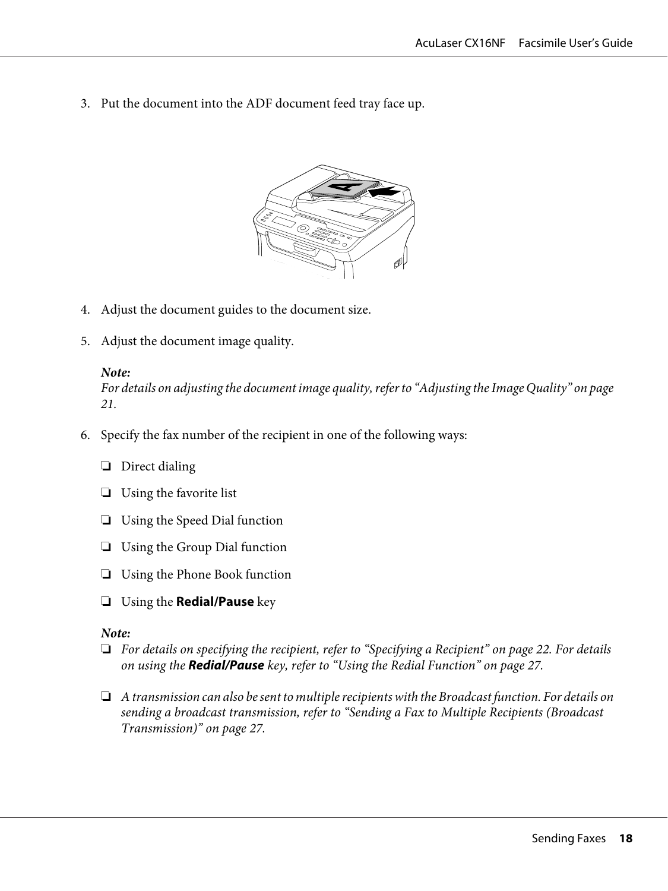3. Put the document into the ADF document feed tray face up.

4. Adjust the document guides to the document size.

5. Adjust the document image quality.

   ***Note:***
   *For details on adjusting the document image quality, refer to "Adjusting the Image Quality" on page 21.*

6. Specify the fax number of the recipient in one of the following ways:

   ❏ Direct dialing

   ❏ Using the favorite list

   ❏ Using the Speed Dial function

   ❏ Using the Group Dial function

   ❏ Using the Phone Book function

   ❏ Using the **Redial/Pause** key

   ***Note:***

   ❏ *For details on specifying the recipient, refer to "Specifying a Recipient" on page 22. For details on using the* ***Redial/Pause*** *key, refer to "Using the Redial Function" on page 27.*

   ❏ *A transmission can also be sent to multiple recipients with the Broadcast function. For details on sending a broadcast transmission, refer to "Sending a Fax to Multiple Recipients (Broadcast Transmission)" on page 27.*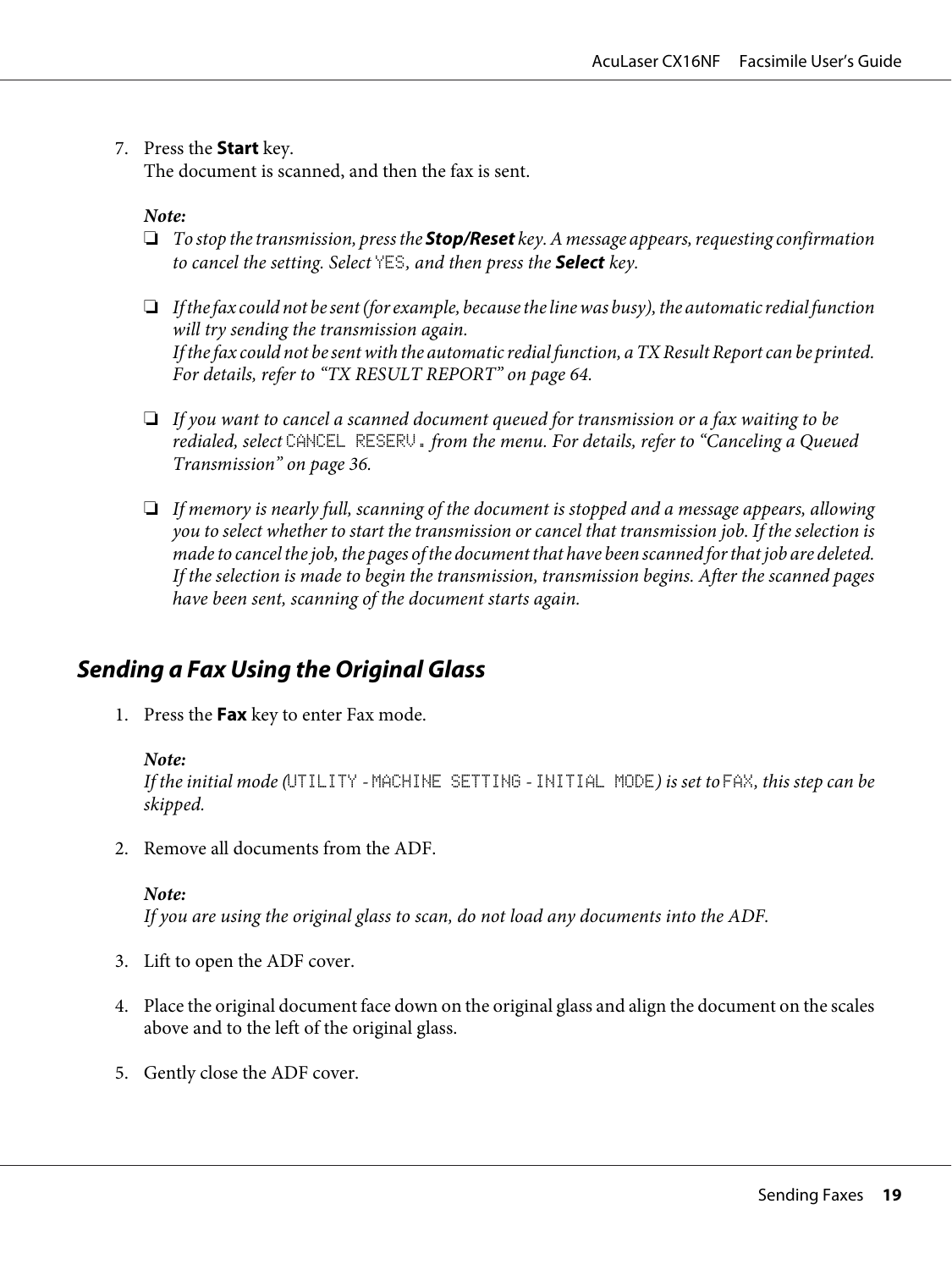7. Press the **Start** key.
   The document is scanned, and then the fax is sent.

   ***Note:***
   - *To stop the transmission, press the **Stop/Reset** key. A message appears, requesting confirmation to cancel the setting. Select YES, and then press the **Select** key.*
   - *If the fax could not be sent (for example, because the line was busy), the automatic redial function will try sending the transmission again.*
     *If the fax could not be sent with the automatic redial function, a TX Result Report can be printed. For details, refer to "TX RESULT REPORT" on page 64.*
   - *If you want to cancel a scanned document queued for transmission or a fax waiting to be redialed, select CANCEL RESERV. from the menu. For details, refer to "Canceling a Queued Transmission" on page 36.*
   - *If memory is nearly full, scanning of the document is stopped and a message appears, allowing you to select whether to start the transmission or cancel that transmission job. If the selection is made to cancel the job, the pages of the document that have been scanned for that job are deleted. If the selection is made to begin the transmission, transmission begins. After the scanned pages have been sent, scanning of the document starts again.*

## *Sending a Fax Using the Original Glass*

1. Press the **Fax** key to enter Fax mode.

   ***Note:***
   *If the initial mode (UTILITY - MACHINE SETTING - INITIAL MODE) is set to FAX, this step can be skipped.*

2. Remove all documents from the ADF.

   ***Note:***
   *If you are using the original glass to scan, do not load any documents into the ADF.*

3. Lift to open the ADF cover.

4. Place the original document face down on the original glass and align the document on the scales above and to the left of the original glass.

5. Gently close the ADF cover.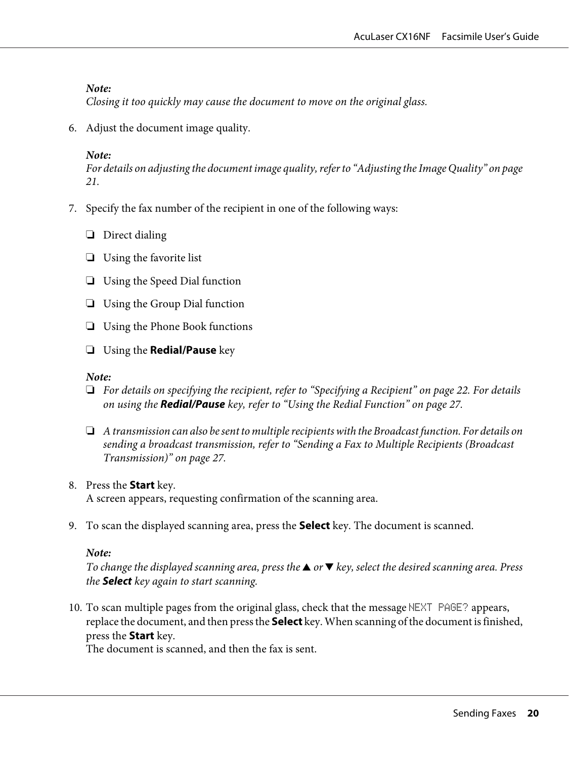*Note:*
*Closing it too quickly may cause the document to move on the original glass.*

6. Adjust the document image quality.

   *Note:*
   *For details on adjusting the document image quality, refer to "Adjusting the Image Quality" on page 21.*

7. Specify the fax number of the recipient in one of the following ways:

   ❏ Direct dialing

   ❏ Using the favorite list

   ❏ Using the Speed Dial function

   ❏ Using the Group Dial function

   ❏ Using the Phone Book functions

   ❏ Using the **Redial/Pause** key

   *Note:*

   ❏ *For details on specifying the recipient, refer to "Specifying a Recipient" on page 22. For details on using the **Redial/Pause** key, refer to "Using the Redial Function" on page 27.*

   ❏ *A transmission can also be sent to multiple recipients with the Broadcast function. For details on sending a broadcast transmission, refer to "Sending a Fax to Multiple Recipients (Broadcast Transmission)" on page 27.*

8. Press the **Start** key.
   A screen appears, requesting confirmation of the scanning area.

9. To scan the displayed scanning area, press the **Select** key. The document is scanned.

   *Note:*
   *To change the displayed scanning area, press the ▲ or ▼ key, select the desired scanning area. Press the **Select** key again to start scanning.*

10. To scan multiple pages from the original glass, check that the message `NEXT PAGE?` appears, replace the document, and then press the **Select** key. When scanning of the document is finished, press the **Start** key.
    The document is scanned, and then the fax is sent.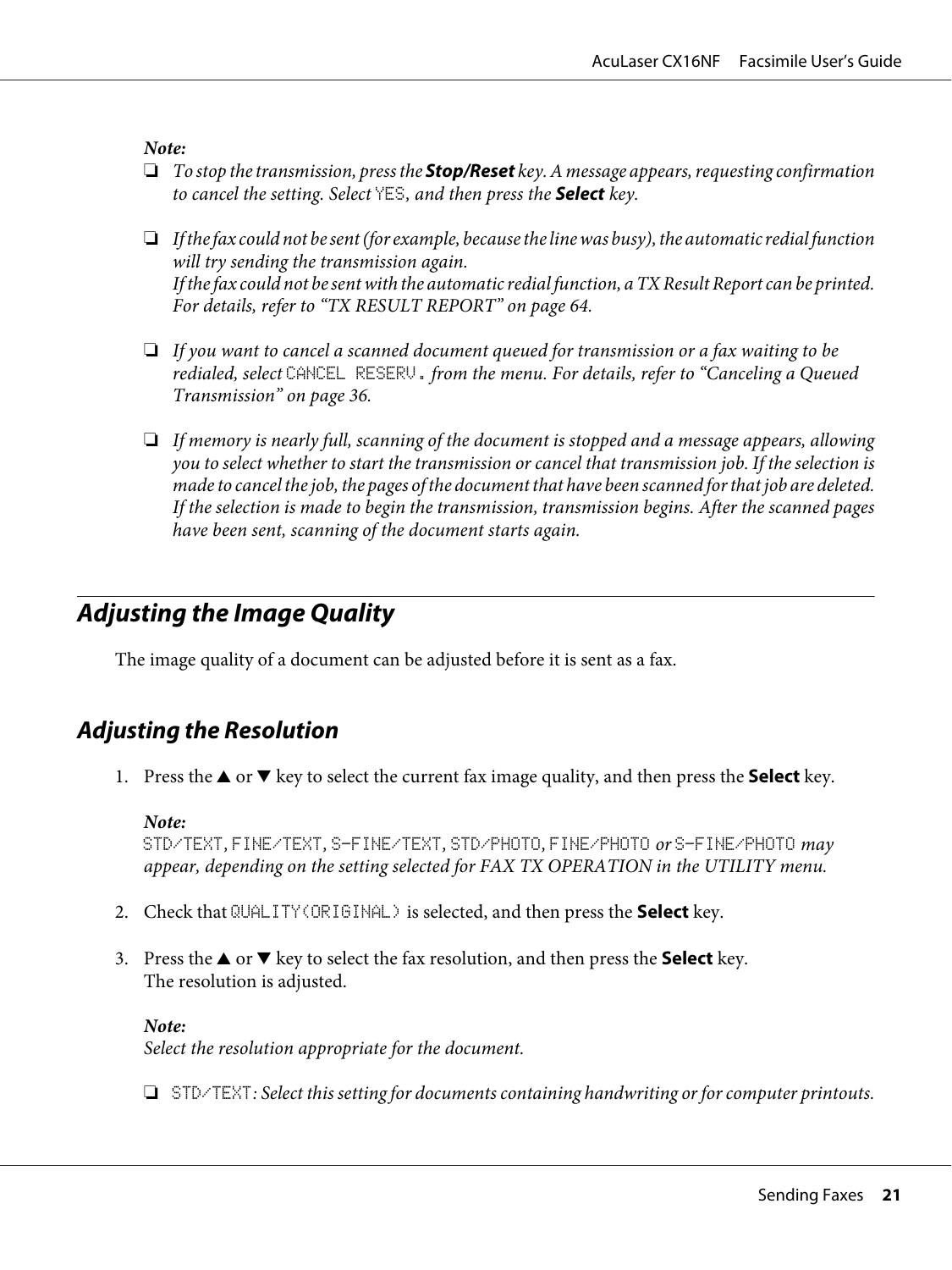*Note:*

- *To stop the transmission, press the* ***Stop/Reset*** *key. A message appears, requesting confirmation to cancel the setting. Select* `YES`*, and then press the* ***Select*** *key.*
- *If the fax could not be sent (for example, because the line was busy), the automatic redial function will try sending the transmission again.*
  *If the fax could not be sent with the automatic redial function, a TX Result Report can be printed. For details, refer to "TX RESULT REPORT" on page 64.*
- *If you want to cancel a scanned document queued for transmission or a fax waiting to be redialed, select* `CANCEL RESERV.` *from the menu. For details, refer to "Canceling a Queued Transmission" on page 36.*
- *If memory is nearly full, scanning of the document is stopped and a message appears, allowing you to select whether to start the transmission or cancel that transmission job. If the selection is made to cancel the job, the pages of the document that have been scanned for that job are deleted. If the selection is made to begin the transmission, transmission begins. After the scanned pages have been sent, scanning of the document starts again.*

## Adjusting the Image Quality

The image quality of a document can be adjusted before it is sent as a fax.

### Adjusting the Resolution

1. Press the ▲ or ▼ key to select the current fax image quality, and then press the **Select** key.

   *Note:*
   `STD/TEXT`*,* `FINE/TEXT`*,* `S-FINE/TEXT`*,* `STD/PHOTO`*,* `FINE/PHOTO` *or* `S-FINE/PHOTO` *may appear, depending on the setting selected for FAX TX OPERATION in the UTILITY menu.*

2. Check that `QUALITY(ORIGINAL)` is selected, and then press the **Select** key.

3. Press the ▲ or ▼ key to select the fax resolution, and then press the **Select** key.
   The resolution is adjusted.

   *Note:*
   *Select the resolution appropriate for the document.*

   - `STD/TEXT`*: Select this setting for documents containing handwriting or for computer printouts.*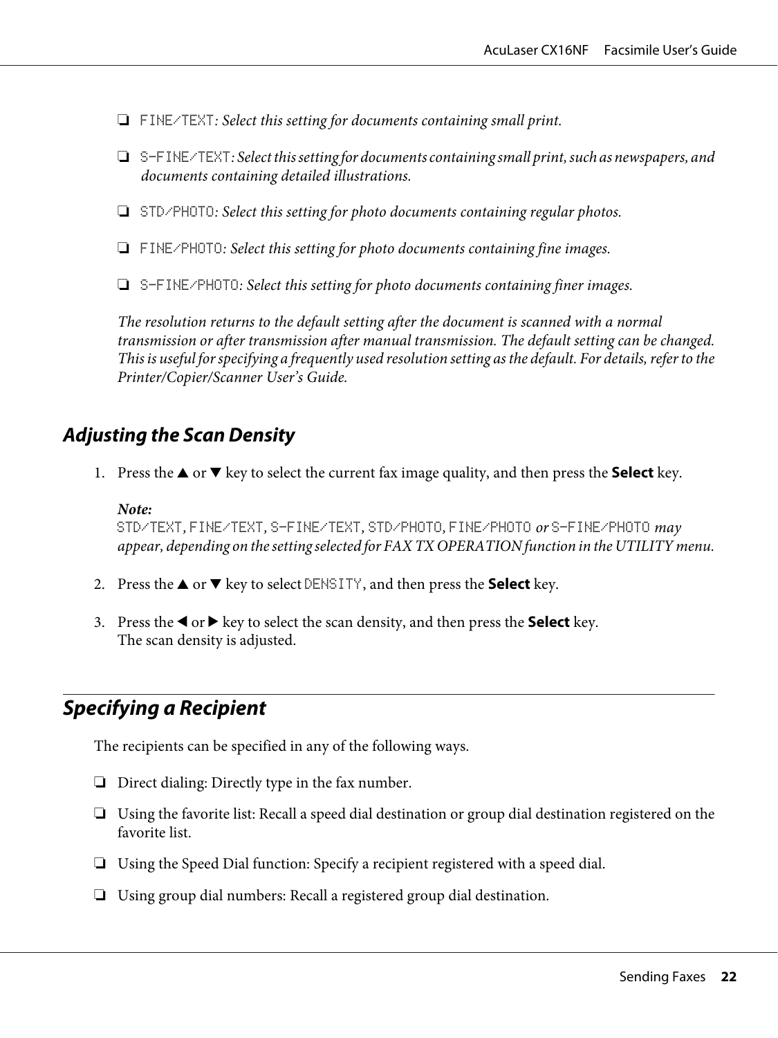- FINE/TEXT: *Select this setting for documents containing small print.*

- S-FINE/TEXT: *Select this setting for documents containing small print, such as newspapers, and documents containing detailed illustrations.*

- STD/PHOTO: *Select this setting for photo documents containing regular photos.*

- FINE/PHOTO: *Select this setting for photo documents containing fine images.*

- S-FINE/PHOTO: *Select this setting for photo documents containing finer images.*

*The resolution returns to the default setting after the document is scanned with a normal transmission or after transmission after manual transmission. The default setting can be changed. This is useful for specifying a frequently used resolution setting as the default. For details, refer to the Printer/Copier/Scanner User's Guide.*

### Adjusting the Scan Density

1. Press the ▲ or ▼ key to select the current fax image quality, and then press the **Select** key.

   ***Note:***
   STD/TEXT, FINE/TEXT, S-FINE/TEXT, STD/PHOTO, FINE/PHOTO *or* S-FINE/PHOTO *may appear, depending on the setting selected for FAX TX OPERATION function in the UTILITY menu.*

2. Press the ▲ or ▼ key to select DENSITY, and then press the **Select** key.

3. Press the ◀ or ▶ key to select the scan density, and then press the **Select** key.
   The scan density is adjusted.

## Specifying a Recipient

The recipients can be specified in any of the following ways.

- Direct dialing: Directly type in the fax number.

- Using the favorite list: Recall a speed dial destination or group dial destination registered on the favorite list.

- Using the Speed Dial function: Specify a recipient registered with a speed dial.

- Using group dial numbers: Recall a registered group dial destination.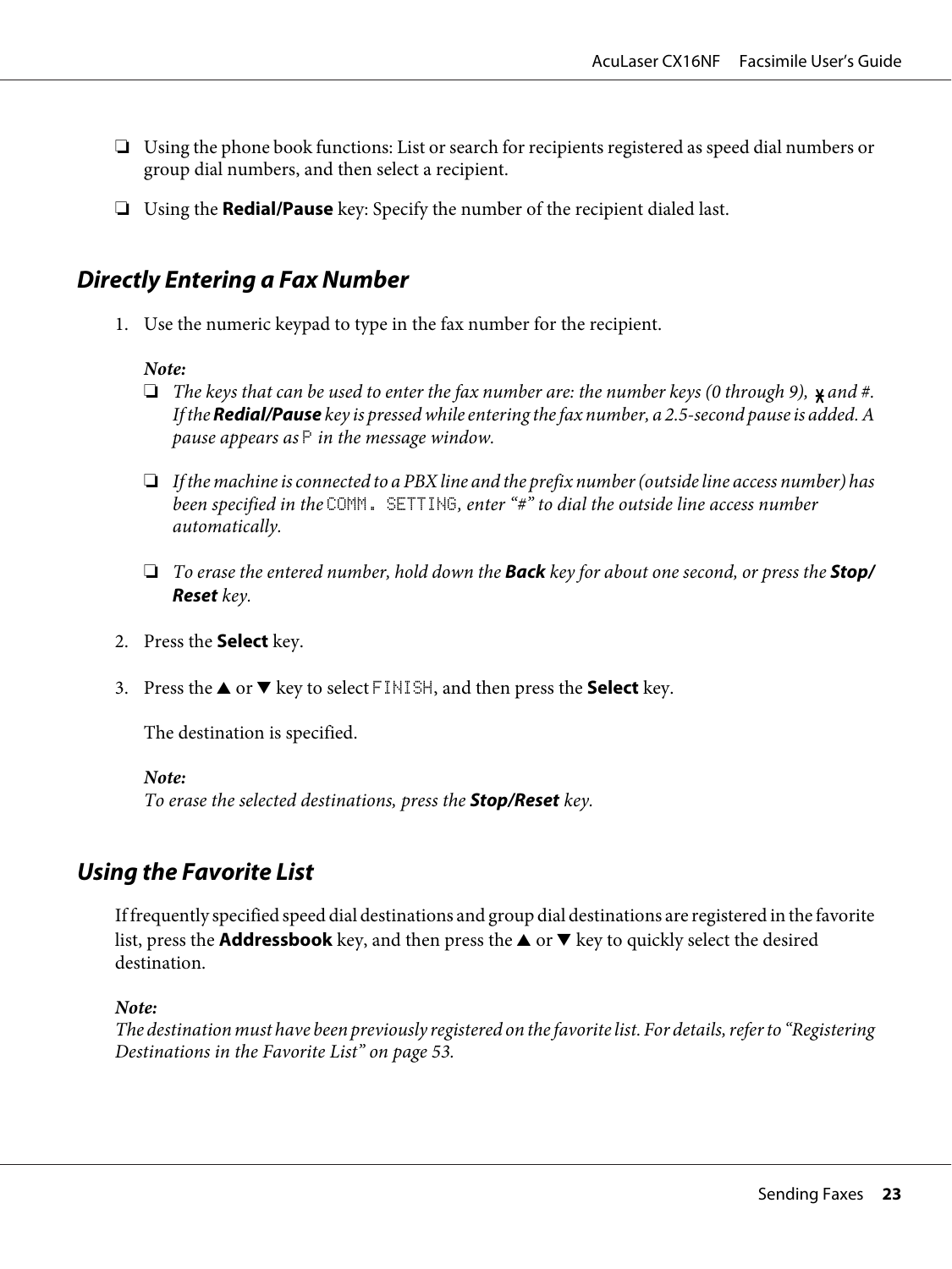❏ Using the phone book functions: List or search for recipients registered as speed dial numbers or group dial numbers, and then select a recipient.

❏ Using the **Redial/Pause** key: Specify the number of the recipient dialed last.

## Directly Entering a Fax Number

1. Use the numeric keypad to type in the fax number for the recipient.

   ***Note:***

   ❏ *The keys that can be used to enter the fax number are: the number keys (0 through 9), * and #. If the **Redial/Pause** key is pressed while entering the fax number, a 2.5-second pause is added. A pause appears as* `P` *in the message window.*

   ❏ *If the machine is connected to a PBX line and the prefix number (outside line access number) has been specified in the* `COMM. SETTING`*, enter "#" to dial the outside line access number automatically.*

   ❏ *To erase the entered number, hold down the **Back** key for about one second, or press the **Stop/Reset** key.*

2. Press the **Select** key.

3. Press the ▲ or ▼ key to select `FINISH`, and then press the **Select** key.

   The destination is specified.

   ***Note:***
   *To erase the selected destinations, press the **Stop/Reset** key.*

## Using the Favorite List

If frequently specified speed dial destinations and group dial destinations are registered in the favorite list, press the **Addressbook** key, and then press the ▲ or ▼ key to quickly select the desired destination.

***Note:***
*The destination must have been previously registered on the favorite list. For details, refer to "Registering Destinations in the Favorite List" on page 53.*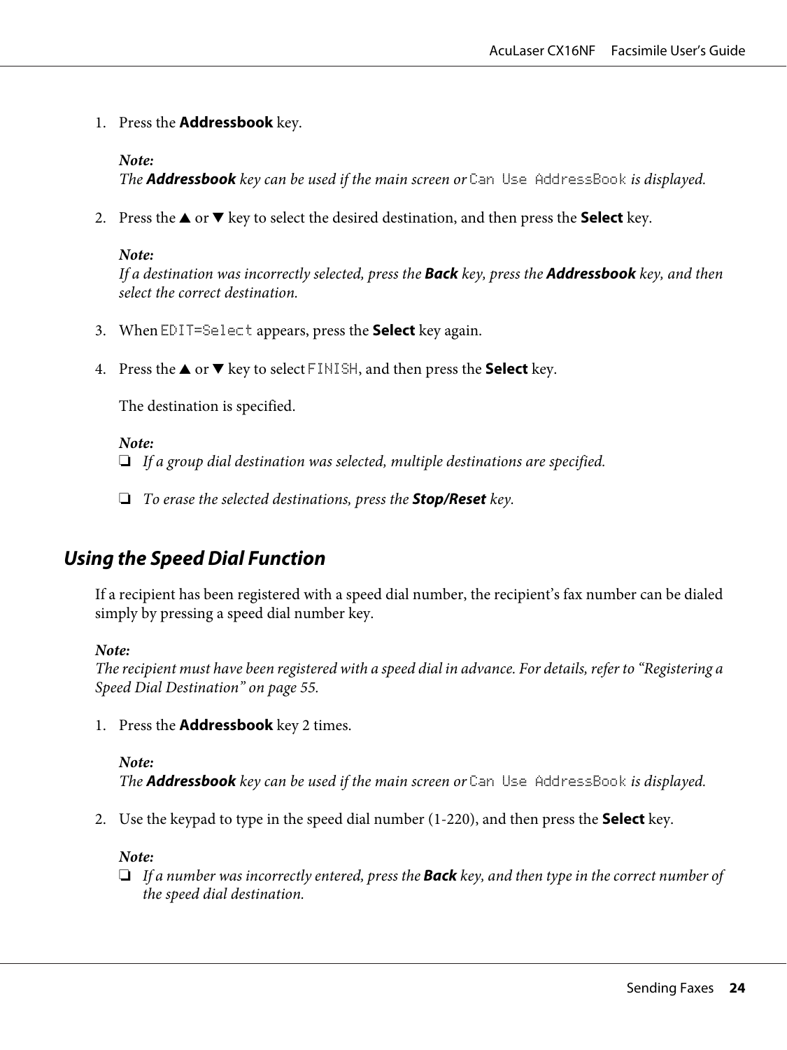1. Press the **Addressbook** key.

   *Note:*
   *The **Addressbook** key can be used if the main screen or `Can Use AddressBook` is displayed.*

2. Press the ▲ or ▼ key to select the desired destination, and then press the **Select** key.

   *Note:*
   *If a destination was incorrectly selected, press the **Back** key, press the **Addressbook** key, and then select the correct destination.*

3. When `EDIT=Select` appears, press the **Select** key again.

4. Press the ▲ or ▼ key to select `FINISH`, and then press the **Select** key.

   The destination is specified.

   *Note:*
   - ❏ *If a group dial destination was selected, multiple destinations are specified.*
   - ❏ *To erase the selected destinations, press the **Stop/Reset** key.*

## Using the Speed Dial Function

If a recipient has been registered with a speed dial number, the recipient's fax number can be dialed simply by pressing a speed dial number key.

*Note:*
*The recipient must have been registered with a speed dial in advance. For details, refer to "Registering a Speed Dial Destination" on page 55.*

1. Press the **Addressbook** key 2 times.

   *Note:*
   *The **Addressbook** key can be used if the main screen or `Can Use AddressBook` is displayed.*

2. Use the keypad to type in the speed dial number (1-220), and then press the **Select** key.

   *Note:*
   - ❏ *If a number was incorrectly entered, press the **Back** key, and then type in the correct number of the speed dial destination.*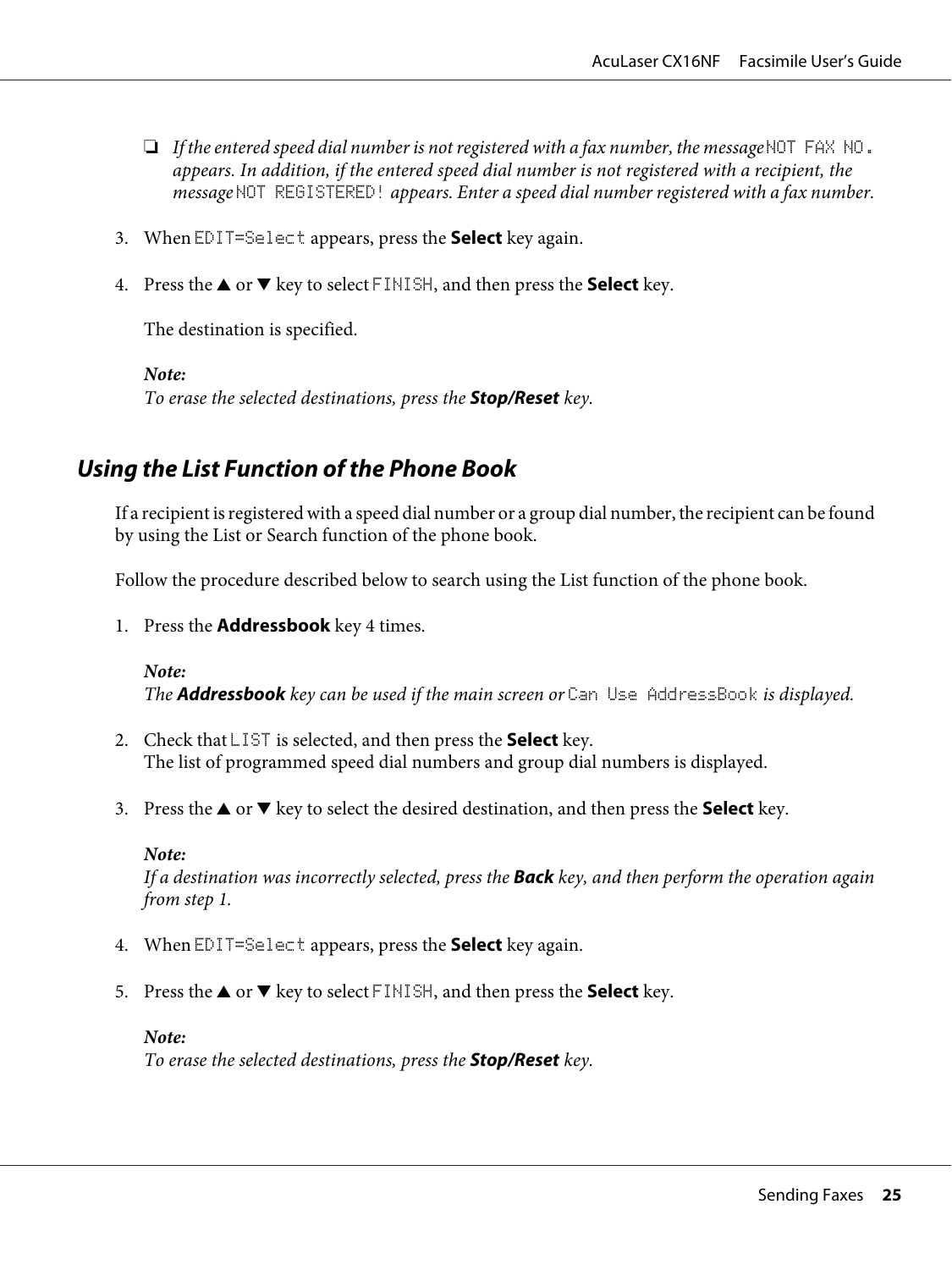- *If the entered speed dial number is not registered with a fax number, the message* `NOT FAX NO.` *appears. In addition, if the entered speed dial number is not registered with a recipient, the message* `NOT REGISTERED!` *appears. Enter a speed dial number registered with a fax number.*

3. When `EDIT=Select` appears, press the **Select** key again.

4. Press the ▲ or ▼ key to select `FINISH`, and then press the **Select** key.

   The destination is specified.

   ***Note:***
   *To erase the selected destinations, press the* ***Stop/Reset*** *key.*

## *Using the List Function of the Phone Book*

If a recipient is registered with a speed dial number or a group dial number, the recipient can be found by using the List or Search function of the phone book.

Follow the procedure described below to search using the List function of the phone book.

1. Press the **Addressbook** key 4 times.

   ***Note:***
   *The* ***Addressbook*** *key can be used if the main screen or* `Can Use AddressBook` *is displayed.*

2. Check that `LIST` is selected, and then press the **Select** key.
   The list of programmed speed dial numbers and group dial numbers is displayed.

3. Press the ▲ or ▼ key to select the desired destination, and then press the **Select** key.

   ***Note:***
   *If a destination was incorrectly selected, press the* ***Back*** *key, and then perform the operation again from step 1.*

4. When `EDIT=Select` appears, press the **Select** key again.

5. Press the ▲ or ▼ key to select `FINISH`, and then press the **Select** key.

   ***Note:***
   *To erase the selected destinations, press the* ***Stop/Reset*** *key.*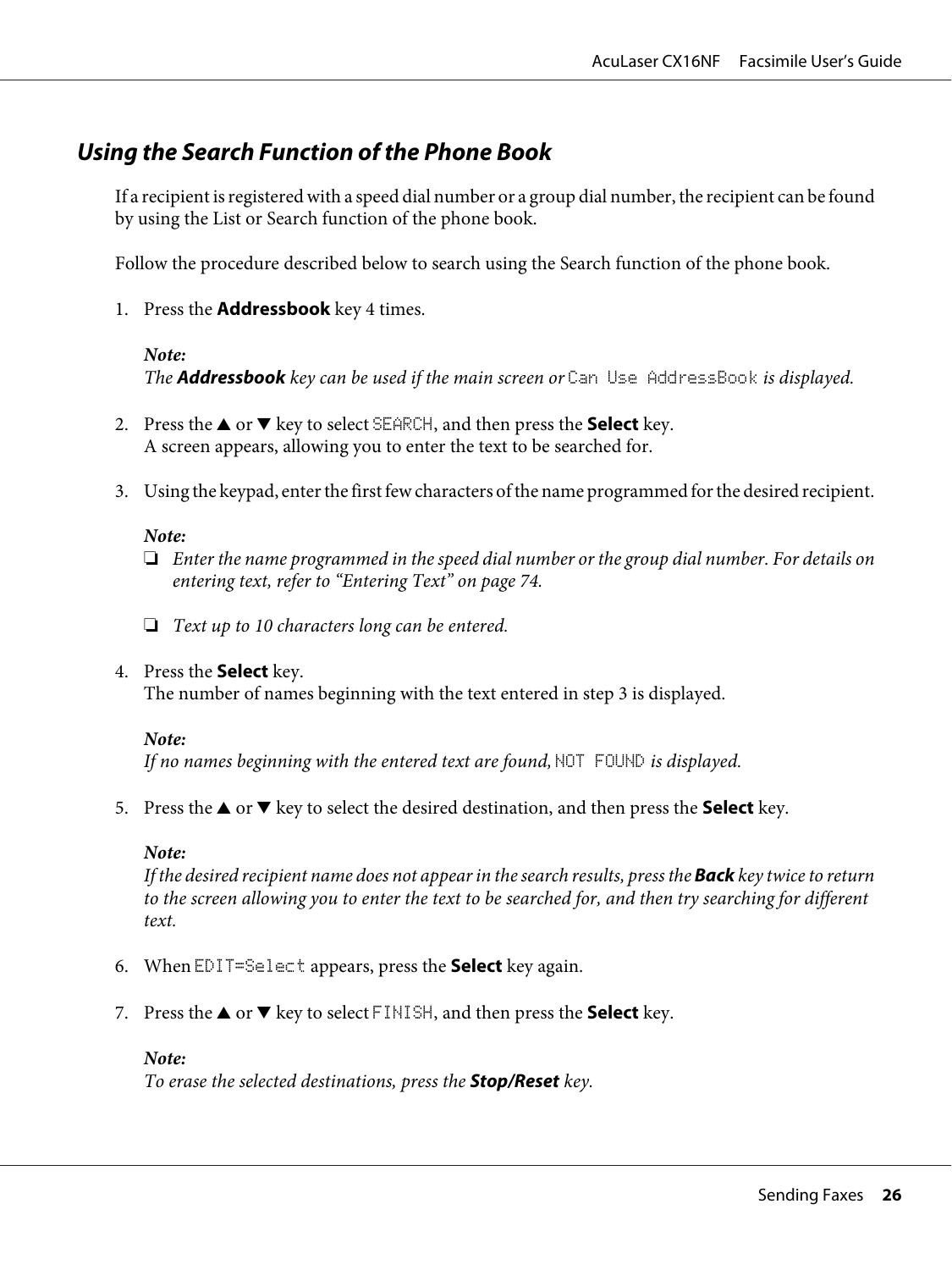## *Using the Search Function of the Phone Book*

If a recipient is registered with a speed dial number or a group dial number, the recipient can be found by using the List or Search function of the phone book.

Follow the procedure described below to search using the Search function of the phone book.

1. Press the **Addressbook** key 4 times.

   ***Note:***
   *The **Addressbook** key can be used if the main screen or* `Can Use AddressBook` *is displayed.*

2. Press the ▲ or ▼ key to select `SEARCH`, and then press the **Select** key.
   A screen appears, allowing you to enter the text to be searched for.

3. Using the keypad, enter the first few characters of the name programmed for the desired recipient.

   ***Note:***
   - ❏ *Enter the name programmed in the speed dial number or the group dial number. For details on entering text, refer to "Entering Text" on page 74.*
   - ❏ *Text up to 10 characters long can be entered.*

4. Press the **Select** key.
   The number of names beginning with the text entered in step 3 is displayed.

   ***Note:***
   *If no names beginning with the entered text are found,* `NOT FOUND` *is displayed.*

5. Press the ▲ or ▼ key to select the desired destination, and then press the **Select** key.

   ***Note:***
   *If the desired recipient name does not appear in the search results, press the **Back** key twice to return to the screen allowing you to enter the text to be searched for, and then try searching for different text.*

6. When `EDIT=Select` appears, press the **Select** key again.

7. Press the ▲ or ▼ key to select `FINISH`, and then press the **Select** key.

   ***Note:***
   *To erase the selected destinations, press the **Stop/Reset** key.*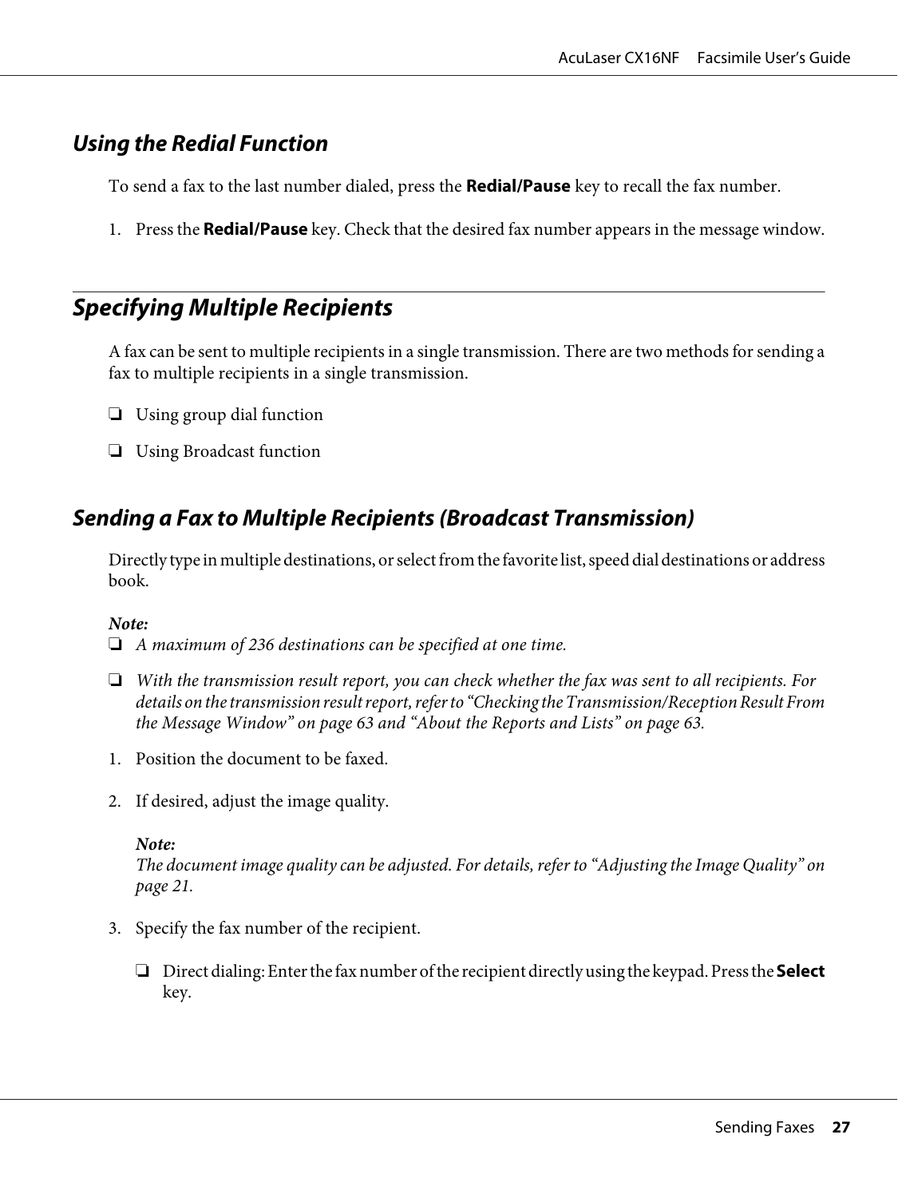## Using the Redial Function

To send a fax to the last number dialed, press the **Redial/Pause** key to recall the fax number.

1. Press the **Redial/Pause** key. Check that the desired fax number appears in the message window.

## Specifying Multiple Recipients

A fax can be sent to multiple recipients in a single transmission. There are two methods for sending a fax to multiple recipients in a single transmission.

- Using group dial function
- Using Broadcast function

## Sending a Fax to Multiple Recipients (Broadcast Transmission)

Directly type in multiple destinations, or select from the favorite list, speed dial destinations or address book.

***Note:***
- *A maximum of 236 destinations can be specified at one time.*
- *With the transmission result report, you can check whether the fax was sent to all recipients. For details on the transmission result report, refer to "Checking the Transmission/Reception Result From the Message Window" on page 63 and "About the Reports and Lists" on page 63.*

1. Position the document to be faxed.

2. If desired, adjust the image quality.

   ***Note:***
   *The document image quality can be adjusted. For details, refer to "Adjusting the Image Quality" on page 21.*

3. Specify the fax number of the recipient.

   - Direct dialing: Enter the fax number of the recipient directly using the keypad. Press the **Select** key.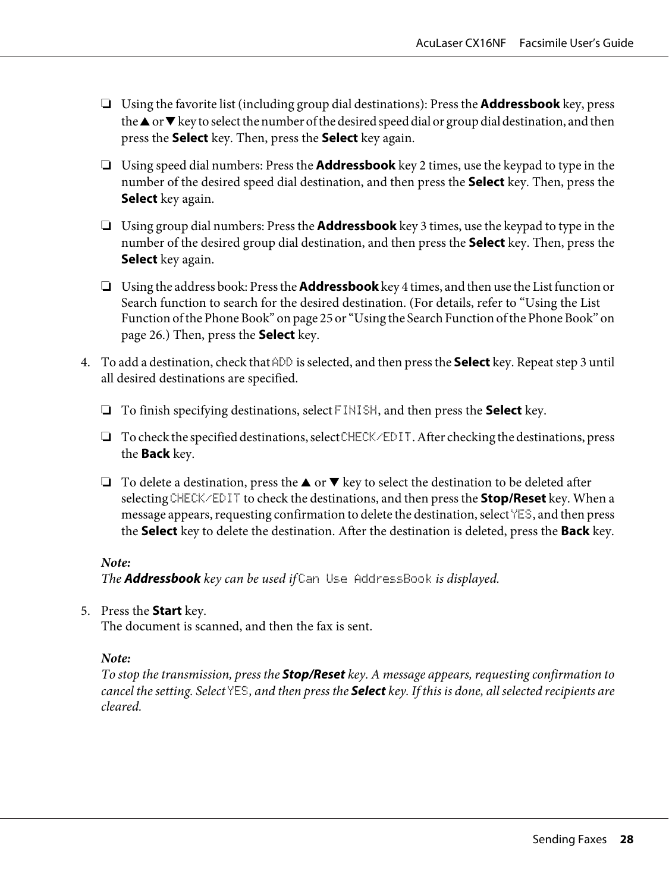- Using the favorite list (including group dial destinations): Press the **Addressbook** key, press the ▲ or ▼ key to select the number of the desired speed dial or group dial destination, and then press the **Select** key. Then, press the **Select** key again.

- Using speed dial numbers: Press the **Addressbook** key 2 times, use the keypad to type in the number of the desired speed dial destination, and then press the **Select** key. Then, press the **Select** key again.

- Using group dial numbers: Press the **Addressbook** key 3 times, use the keypad to type in the number of the desired group dial destination, and then press the **Select** key. Then, press the **Select** key again.

- Using the address book: Press the **Addressbook** key 4 times, and then use the List function or Search function to search for the desired destination. (For details, refer to "Using the List Function of the Phone Book" on page 25 or "Using the Search Function of the Phone Book" on page 26.) Then, press the **Select** key.

4. To add a destination, check that `ADD` is selected, and then press the **Select** key. Repeat step 3 until all desired destinations are specified.

   - To finish specifying destinations, select `FINISH`, and then press the **Select** key.

   - To check the specified destinations, select `CHECK/EDIT`. After checking the destinations, press the **Back** key.

   - To delete a destination, press the ▲ or ▼ key to select the destination to be deleted after selecting `CHECK/EDIT` to check the destinations, and then press the **Stop/Reset** key. When a message appears, requesting confirmation to delete the destination, select `YES`, and then press the **Select** key to delete the destination. After the destination is deleted, press the **Back** key.

   ***Note:***
   *The **Addressbook** key can be used if* `Can Use AddressBook` *is displayed.*

5. Press the **Start** key.
   The document is scanned, and then the fax is sent.

   ***Note:***
   *To stop the transmission, press the **Stop/Reset** key. A message appears, requesting confirmation to cancel the setting. Select* `YES`*, and then press the **Select** key. If this is done, all selected recipients are cleared.*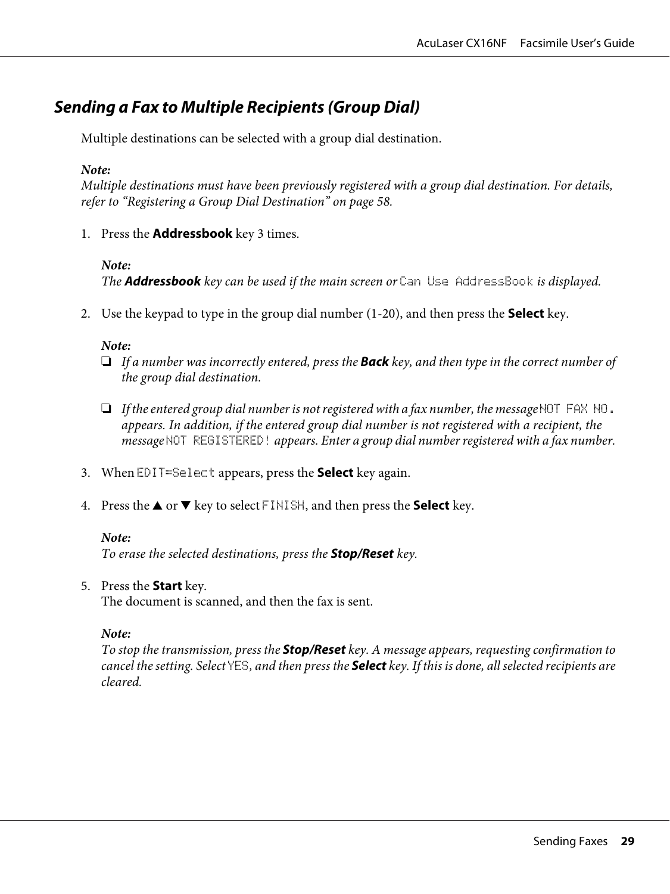## *Sending a Fax to Multiple Recipients (Group Dial)*

Multiple destinations can be selected with a group dial destination.

*Note:*
*Multiple destinations must have been previously registered with a group dial destination. For details, refer to "Registering a Group Dial Destination" on page 58.*

1. Press the **Addressbook** key 3 times.

   *Note:*
   *The **Addressbook** key can be used if the main screen or* `Can Use AddressBook` *is displayed.*

2. Use the keypad to type in the group dial number (1-20), and then press the **Select** key.

   *Note:*
   - ❏ *If a number was incorrectly entered, press the **Back** key, and then type in the correct number of the group dial destination.*
   - ❏ *If the entered group dial number is not registered with a fax number, the message* `NOT FAX NO.` *appears. In addition, if the entered group dial number is not registered with a recipient, the message* `NOT REGISTERED!` *appears. Enter a group dial number registered with a fax number.*

3. When `EDIT=Select` appears, press the **Select** key again.

4. Press the ▲ or ▼ key to select `FINISH`, and then press the **Select** key.

   *Note:*
   *To erase the selected destinations, press the **Stop/Reset** key.*

5. Press the **Start** key.
   The document is scanned, and then the fax is sent.

   *Note:*
   *To stop the transmission, press the **Stop/Reset** key. A message appears, requesting confirmation to cancel the setting. Select* `YES`*, and then press the **Select** key. If this is done, all selected recipients are cleared.*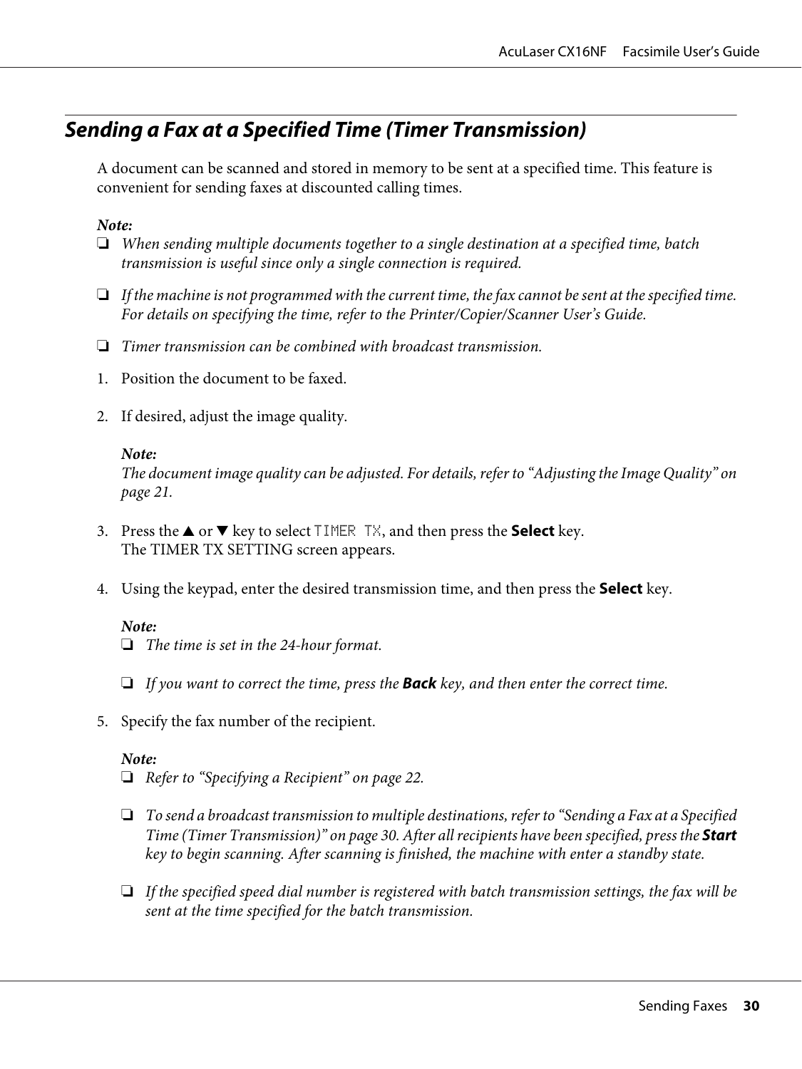## Sending a Fax at a Specified Time (Timer Transmission)

A document can be scanned and stored in memory to be sent at a specified time. This feature is convenient for sending faxes at discounted calling times.

*Note:*

- *When sending multiple documents together to a single destination at a specified time, batch transmission is useful since only a single connection is required.*
- *If the machine is not programmed with the current time, the fax cannot be sent at the specified time. For details on specifying the time, refer to the Printer/Copier/Scanner User's Guide.*
- *Timer transmission can be combined with broadcast transmission.*

1. Position the document to be faxed.

2. If desired, adjust the image quality.

   *Note:*
   *The document image quality can be adjusted. For details, refer to "Adjusting the Image Quality" on page 21.*

3. Press the ▲ or ▼ key to select `TIMER TX`, and then press the **Select** key.
   The TIMER TX SETTING screen appears.

4. Using the keypad, enter the desired transmission time, and then press the **Select** key.

   *Note:*
   - *The time is set in the 24-hour format.*
   - *If you want to correct the time, press the **Back** key, and then enter the correct time.*

5. Specify the fax number of the recipient.

   *Note:*
   - *Refer to "Specifying a Recipient" on page 22.*
   - *To send a broadcast transmission to multiple destinations, refer to "Sending a Fax at a Specified Time (Timer Transmission)" on page 30. After all recipients have been specified, press the **Start** key to begin scanning. After scanning is finished, the machine with enter a standby state.*
   - *If the specified speed dial number is registered with batch transmission settings, the fax will be sent at the time specified for the batch transmission.*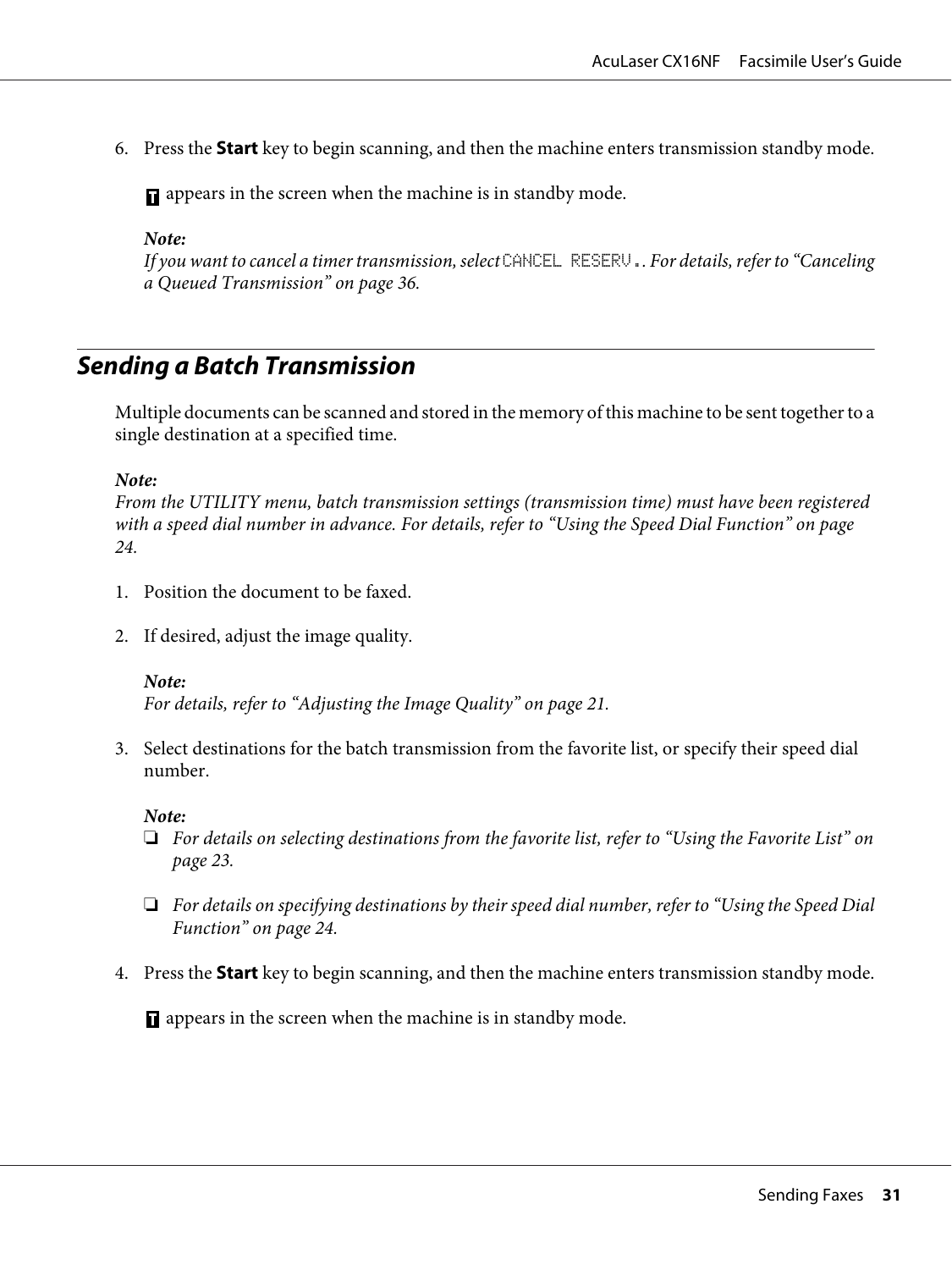6. Press the **Start** key to begin scanning, and then the machine enters transmission standby mode.

   T appears in the screen when the machine is in standby mode.

   *Note:*
   *If you want to cancel a timer transmission, select* `CANCEL RESERV.`*. For details, refer to "Canceling a Queued Transmission" on page 36.*

## Sending a Batch Transmission

Multiple documents can be scanned and stored in the memory of this machine to be sent together to a single destination at a specified time.

*Note:*
*From the UTILITY menu, batch transmission settings (transmission time) must have been registered with a speed dial number in advance. For details, refer to "Using the Speed Dial Function" on page 24.*

1. Position the document to be faxed.

2. If desired, adjust the image quality.

   *Note:*
   *For details, refer to "Adjusting the Image Quality" on page 21.*

3. Select destinations for the batch transmission from the favorite list, or specify their speed dial number.

   *Note:*
   - *For details on selecting destinations from the favorite list, refer to "Using the Favorite List" on page 23.*
   - *For details on specifying destinations by their speed dial number, refer to "Using the Speed Dial Function" on page 24.*

4. Press the **Start** key to begin scanning, and then the machine enters transmission standby mode.

   T appears in the screen when the machine is in standby mode.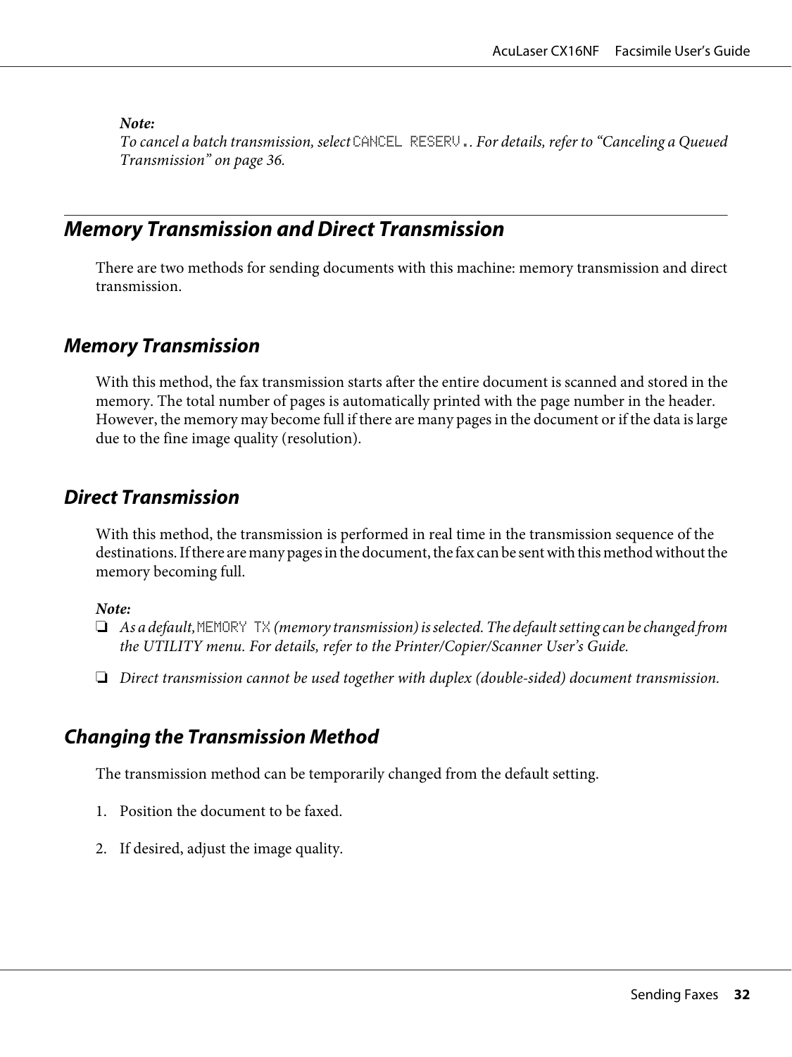*Note:*
*To cancel a batch transmission, select* `CANCEL RESERV.`*. For details, refer to "Canceling a Queued Transmission" on page 36.*

## Memory Transmission and Direct Transmission

There are two methods for sending documents with this machine: memory transmission and direct transmission.

### Memory Transmission

With this method, the fax transmission starts after the entire document is scanned and stored in the memory. The total number of pages is automatically printed with the page number in the header. However, the memory may become full if there are many pages in the document or if the data is large due to the fine image quality (resolution).

### Direct Transmission

With this method, the transmission is performed in real time in the transmission sequence of the destinations. If there are many pages in the document, the fax can be sent with this method without the memory becoming full.

*Note:*
- *As a default,* `MEMORY TX` *(memory transmission) is selected. The default setting can be changed from the UTILITY menu. For details, refer to the Printer/Copier/Scanner User's Guide.*
- *Direct transmission cannot be used together with duplex (double-sided) document transmission.*

### Changing the Transmission Method

The transmission method can be temporarily changed from the default setting.

1. Position the document to be faxed.
2. If desired, adjust the image quality.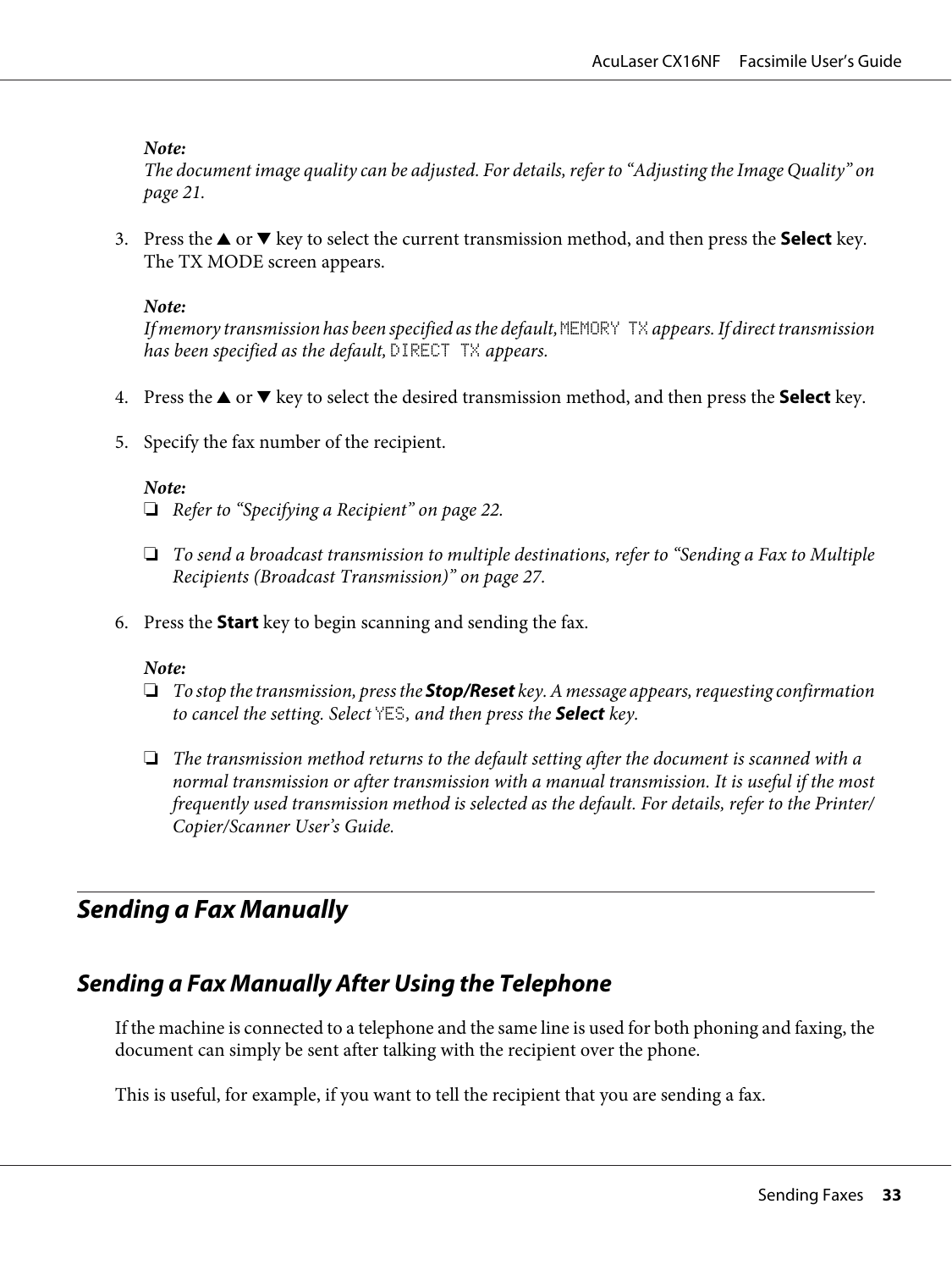*Note:*
*The document image quality can be adjusted. For details, refer to "Adjusting the Image Quality" on page 21.*

3. Press the ▲ or ▼ key to select the current transmission method, and then press the **Select** key. The TX MODE screen appears.

   *Note:*
   *If memory transmission has been specified as the default,* `MEMORY TX` *appears. If direct transmission has been specified as the default,* `DIRECT TX` *appears.*

4. Press the ▲ or ▼ key to select the desired transmission method, and then press the **Select** key.

5. Specify the fax number of the recipient.

   *Note:*
   - ❏ *Refer to "Specifying a Recipient" on page 22.*
   - ❏ *To send a broadcast transmission to multiple destinations, refer to "Sending a Fax to Multiple Recipients (Broadcast Transmission)" on page 27.*

6. Press the **Start** key to begin scanning and sending the fax.

   *Note:*
   - ❏ *To stop the transmission, press the* ***Stop/Reset*** *key. A message appears, requesting confirmation to cancel the setting. Select* `YES`*, and then press the* ***Select*** *key.*
   - ❏ *The transmission method returns to the default setting after the document is scanned with a normal transmission or after transmission with a manual transmission. It is useful if the most frequently used transmission method is selected as the default. For details, refer to the Printer/Copier/Scanner User's Guide.*

## Sending a Fax Manually

### Sending a Fax Manually After Using the Telephone

If the machine is connected to a telephone and the same line is used for both phoning and faxing, the document can simply be sent after talking with the recipient over the phone.

This is useful, for example, if you want to tell the recipient that you are sending a fax.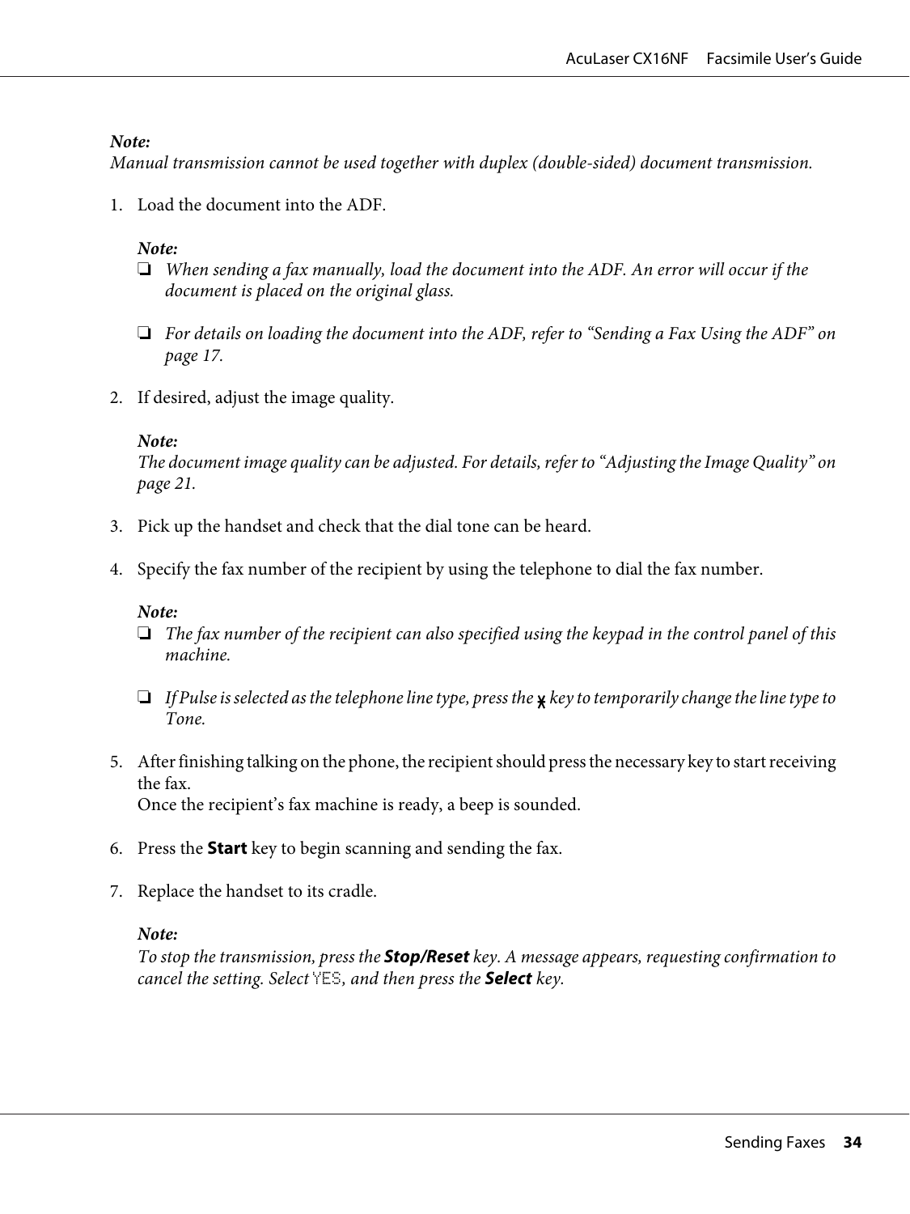*Note:*
*Manual transmission cannot be used together with duplex (double-sided) document transmission.*

1. Load the document into the ADF.

   *Note:*
   - *When sending a fax manually, load the document into the ADF. An error will occur if the document is placed on the original glass.*
   - *For details on loading the document into the ADF, refer to "Sending a Fax Using the ADF" on page 17.*

2. If desired, adjust the image quality.

   *Note:*
   *The document image quality can be adjusted. For details, refer to "Adjusting the Image Quality" on page 21.*

3. Pick up the handset and check that the dial tone can be heard.

4. Specify the fax number of the recipient by using the telephone to dial the fax number.

   *Note:*
   - *The fax number of the recipient can also specified using the keypad in the control panel of this machine.*
   - *If Pulse is selected as the telephone line type, press the* * *key to temporarily change the line type to Tone.*

5. After finishing talking on the phone, the recipient should press the necessary key to start receiving the fax.
   Once the recipient's fax machine is ready, a beep is sounded.

6. Press the **Start** key to begin scanning and sending the fax.

7. Replace the handset to its cradle.

   *Note:*
   *To stop the transmission, press the* ***Stop/Reset*** *key. A message appears, requesting confirmation to cancel the setting. Select* YES*, and then press the* ***Select*** *key.*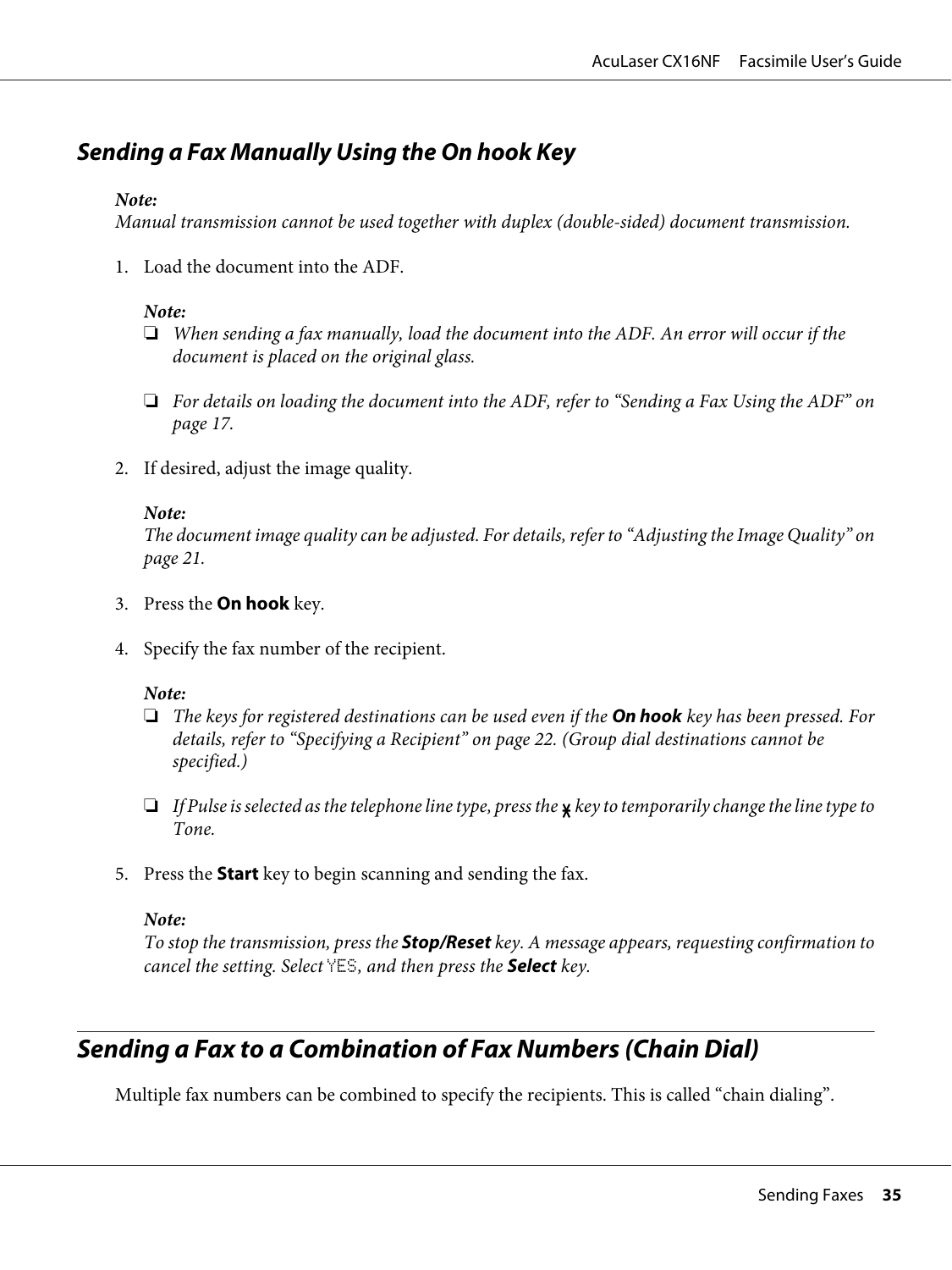## Sending a Fax Manually Using the On hook Key

*Note:*
*Manual transmission cannot be used together with duplex (double-sided) document transmission.*

1. Load the document into the ADF.

   *Note:*
   - *When sending a fax manually, load the document into the ADF. An error will occur if the document is placed on the original glass.*
   - *For details on loading the document into the ADF, refer to "Sending a Fax Using the ADF" on page 17.*

2. If desired, adjust the image quality.

   *Note:*
   *The document image quality can be adjusted. For details, refer to "Adjusting the Image Quality" on page 21.*

3. Press the **On hook** key.

4. Specify the fax number of the recipient.

   *Note:*
   - *The keys for registered destinations can be used even if the* ***On hook*** *key has been pressed. For details, refer to "Specifying a Recipient" on page 22. (Group dial destinations cannot be specified.)*
   - *If Pulse is selected as the telephone line type, press the * key to temporarily change the line type to Tone.*

5. Press the **Start** key to begin scanning and sending the fax.

   *Note:*
   *To stop the transmission, press the* ***Stop/Reset*** *key. A message appears, requesting confirmation to cancel the setting. Select* `YES`*, and then press the* ***Select*** *key.*

## Sending a Fax to a Combination of Fax Numbers (Chain Dial)

Multiple fax numbers can be combined to specify the recipients. This is called "chain dialing".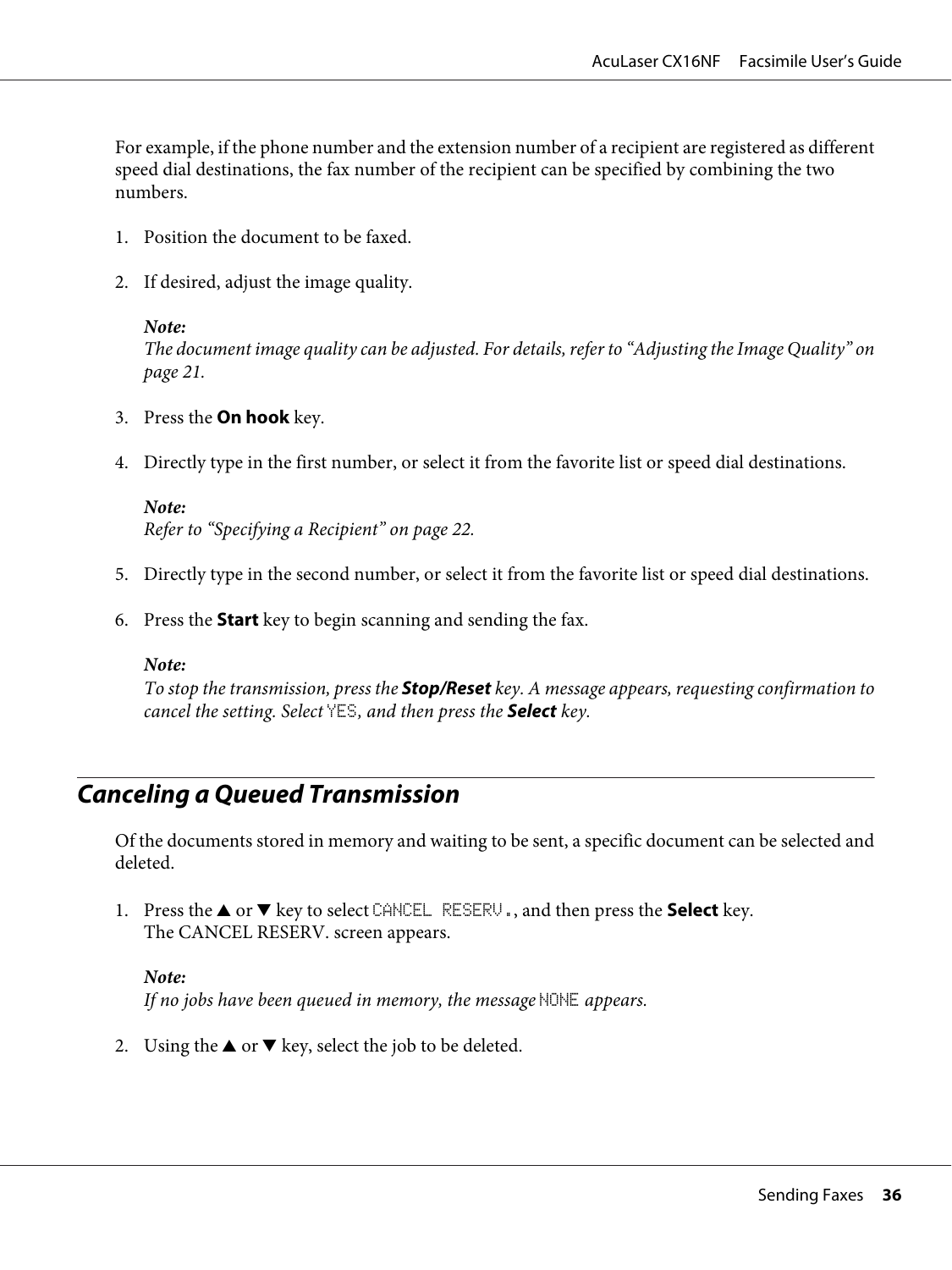For example, if the phone number and the extension number of a recipient are registered as different speed dial destinations, the fax number of the recipient can be specified by combining the two numbers.

1. Position the document to be faxed.

2. If desired, adjust the image quality.

   ***Note:***
   *The document image quality can be adjusted. For details, refer to "Adjusting the Image Quality" on page 21.*

3. Press the **On hook** key.

4. Directly type in the first number, or select it from the favorite list or speed dial destinations.

   ***Note:***
   *Refer to "Specifying a Recipient" on page 22.*

5. Directly type in the second number, or select it from the favorite list or speed dial destinations.

6. Press the **Start** key to begin scanning and sending the fax.

   ***Note:***
   *To stop the transmission, press the **Stop/Reset** key. A message appears, requesting confirmation to cancel the setting. Select `YES`, and then press the **Select** key.*

## Canceling a Queued Transmission

Of the documents stored in memory and waiting to be sent, a specific document can be selected and deleted.

1. Press the ▲ or ▼ key to select `CANCEL RESERV.`, and then press the **Select** key.
   The CANCEL RESERV. screen appears.

   ***Note:***
   *If no jobs have been queued in memory, the message `NONE` appears.*

2. Using the ▲ or ▼ key, select the job to be deleted.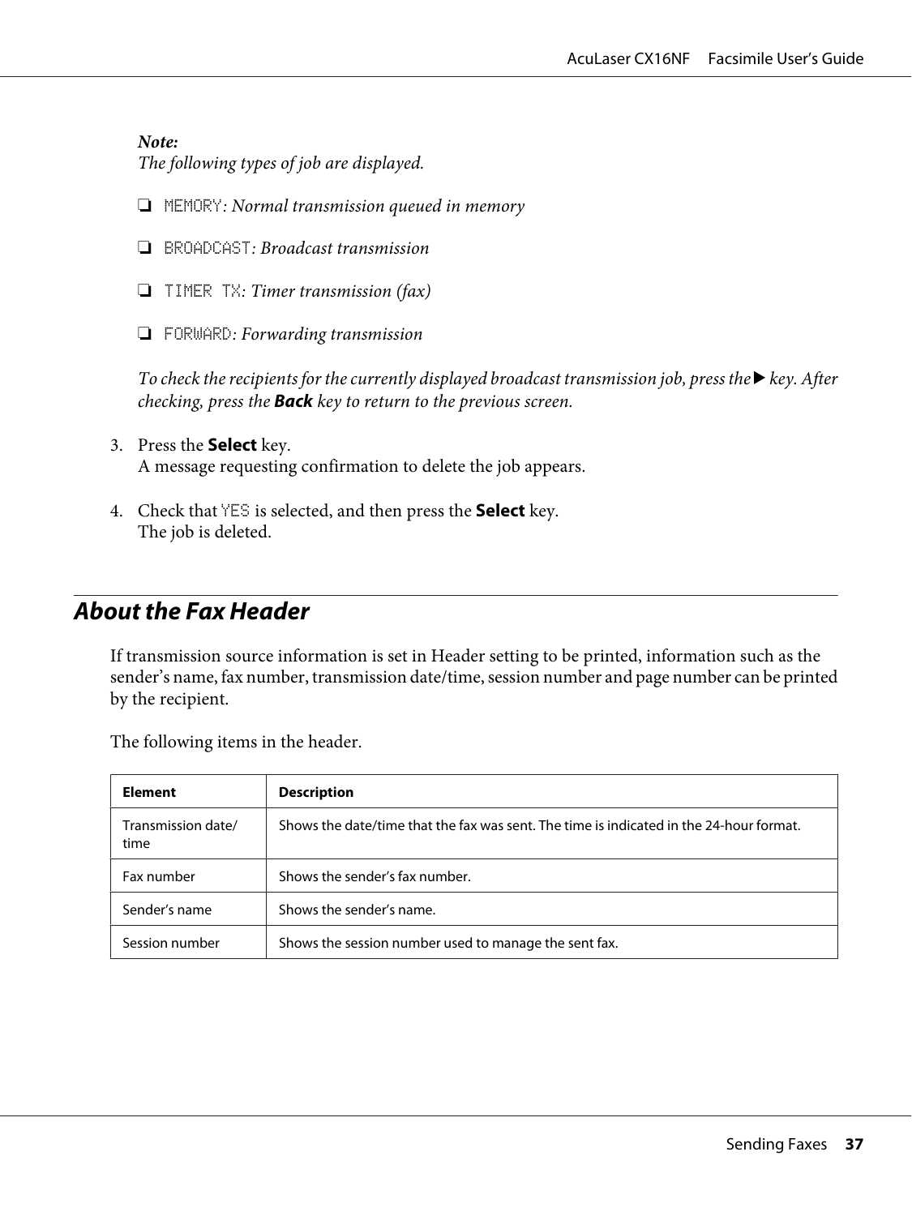*Note:*
*The following types of job are displayed.*

- MEMORY*: Normal transmission queued in memory*
- BROADCAST*: Broadcast transmission*
- TIMER TX*: Timer transmission (fax)*
- FORWARD*: Forwarding transmission*

*To check the recipients for the currently displayed broadcast transmission job, press the ▶ key. After checking, press the* ***Back*** *key to return to the previous screen.*

3. Press the **Select** key.
   A message requesting confirmation to delete the job appears.

4. Check that YES is selected, and then press the **Select** key.
   The job is deleted.

## About the Fax Header

If transmission source information is set in Header setting to be printed, information such as the sender's name, fax number, transmission date/time, session number and page number can be printed by the recipient.

The following items in the header.

| Element | Description |
| --- | --- |
| Transmission date/time | Shows the date/time that the fax was sent. The time is indicated in the 24-hour format. |
| Fax number | Shows the sender's fax number. |
| Sender's name | Shows the sender's name. |
| Session number | Shows the session number used to manage the sent fax. |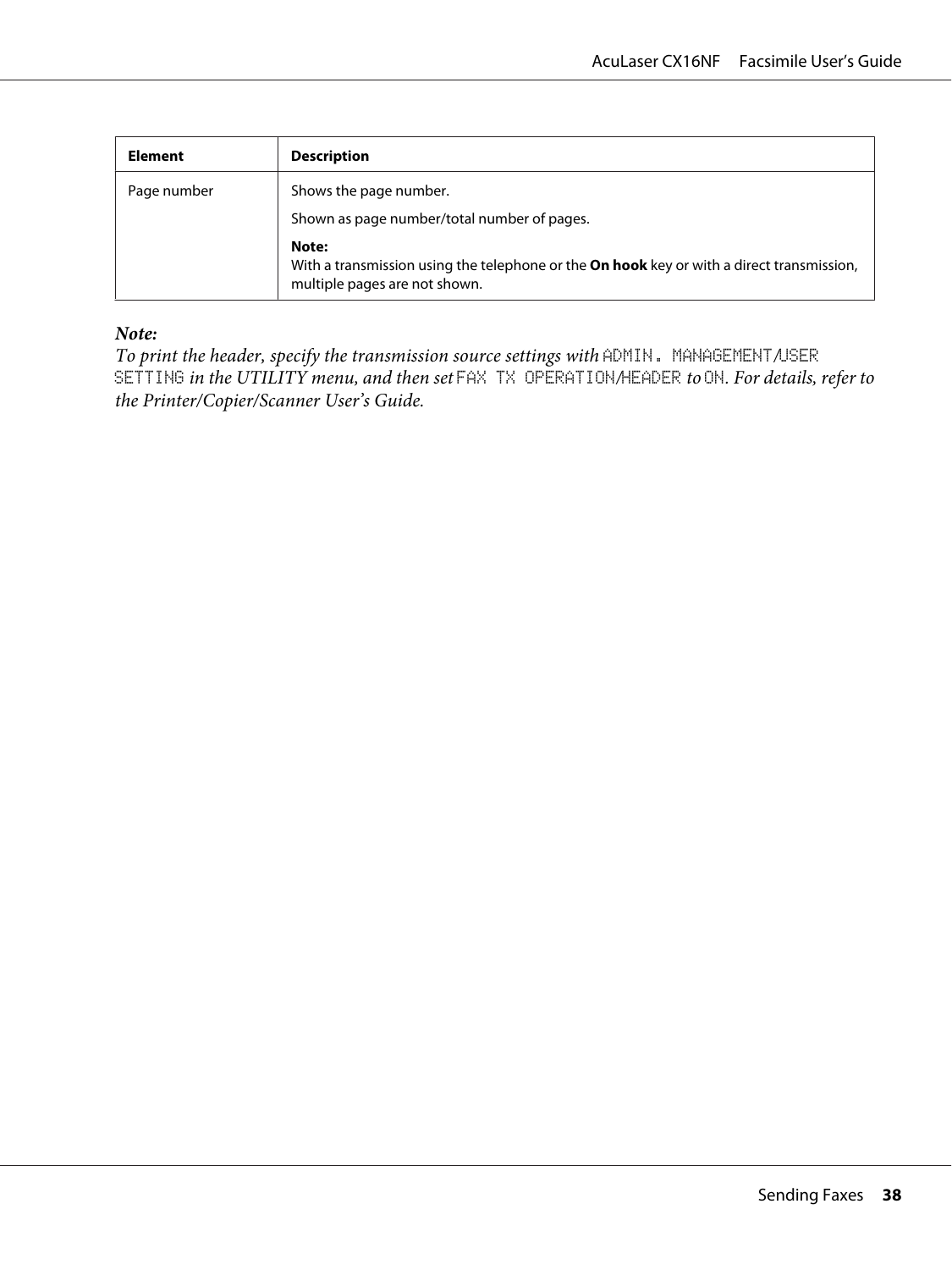| Element | Description |
| --- | --- |
| Page number | Shows the page number.<br><br>Shown as page number/total number of pages.<br><br>**Note:**<br>With a transmission using the telephone or the **On hook** key or with a direct transmission, multiple pages are not shown. |

***Note:***
*To print the header, specify the transmission source settings with* `ADMIN. MANAGEMENT/USER SETTING` *in the UTILITY menu, and then set* `FAX TX OPERATION/HEADER` *to* `ON`*. For details, refer to the Printer/Copier/Scanner User's Guide.*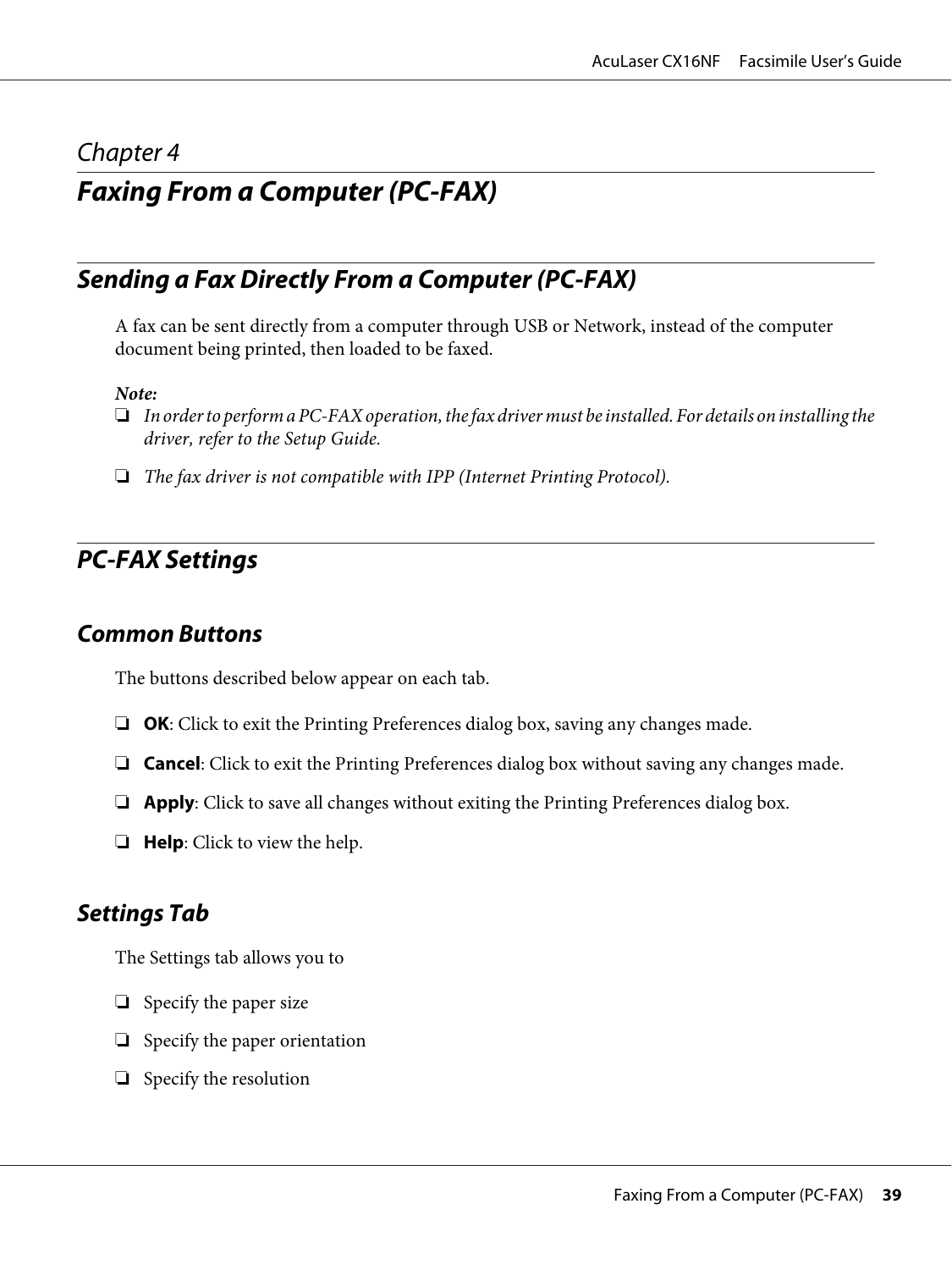*Chapter 4*

# *Faxing From a Computer (PC-FAX)*

## *Sending a Fax Directly From a Computer (PC-FAX)*

A fax can be sent directly from a computer through USB or Network, instead of the computer document being printed, then loaded to be faxed.

***Note:***

- *In order to perform a PC-FAX operation, the fax driver must be installed. For details on installing the driver, refer to the Setup Guide.*
- *The fax driver is not compatible with IPP (Internet Printing Protocol).*

## *PC-FAX Settings*

### *Common Buttons*

The buttons described below appear on each tab.

- **OK**: Click to exit the Printing Preferences dialog box, saving any changes made.
- **Cancel**: Click to exit the Printing Preferences dialog box without saving any changes made.
- **Apply**: Click to save all changes without exiting the Printing Preferences dialog box.
- **Help**: Click to view the help.

### *Settings Tab*

The Settings tab allows you to

- Specify the paper size
- Specify the paper orientation
- Specify the resolution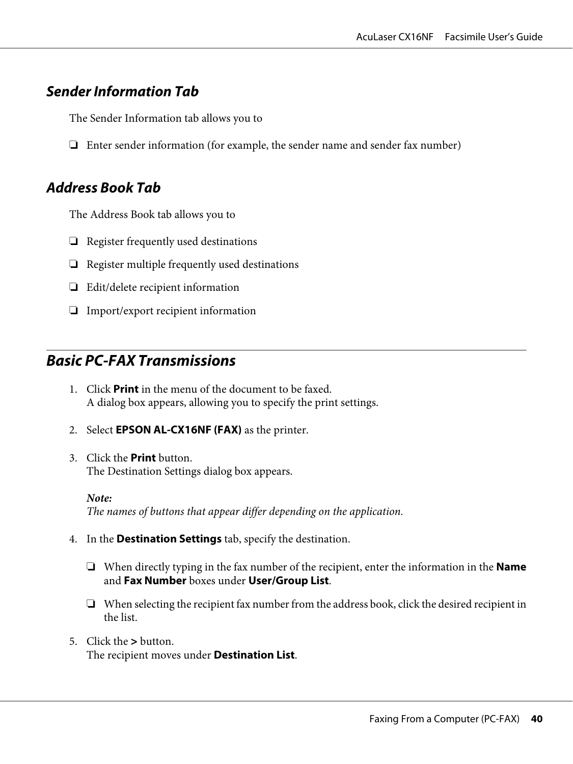### Sender Information Tab

The Sender Information tab allows you to

- Enter sender information (for example, the sender name and sender fax number)

### Address Book Tab

The Address Book tab allows you to

- Register frequently used destinations
- Register multiple frequently used destinations
- Edit/delete recipient information
- Import/export recipient information

## Basic PC-FAX Transmissions

1. Click **Print** in the menu of the document to be faxed.
   A dialog box appears, allowing you to specify the print settings.

2. Select **EPSON AL-CX16NF (FAX)** as the printer.

3. Click the **Print** button.
   The Destination Settings dialog box appears.

   ***Note:***
   *The names of buttons that appear differ depending on the application.*

4. In the **Destination Settings** tab, specify the destination.

   - When directly typing in the fax number of the recipient, enter the information in the **Name** and **Fax Number** boxes under **User/Group List**.
   - When selecting the recipient fax number from the address book, click the desired recipient in the list.

5. Click the **>** button.
   The recipient moves under **Destination List**.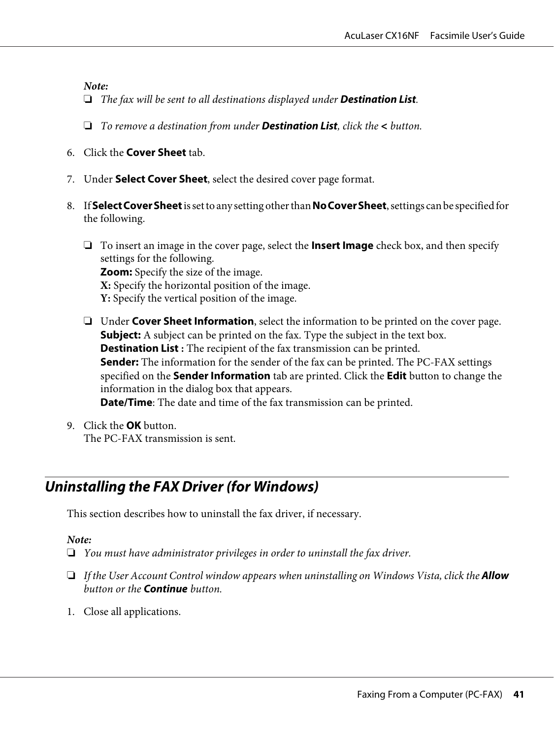*Note:*
- *The fax will be sent to all destinations displayed under **Destination List**.*
- *To remove a destination from under **Destination List**, click the **<** button.*

6. Click the **Cover Sheet** tab.

7. Under **Select Cover Sheet**, select the desired cover page format.

8. If **Select Cover Sheet** is set to any setting other than **No Cover Sheet**, settings can be specified for the following.

   - To insert an image in the cover page, select the **Insert Image** check box, and then specify settings for the following.
     **Zoom:** Specify the size of the image.
     **X:** Specify the horizontal position of the image.
     **Y:** Specify the vertical position of the image.

   - Under **Cover Sheet Information**, select the information to be printed on the cover page.
     **Subject:** A subject can be printed on the fax. Type the subject in the text box.
     **Destination List :** The recipient of the fax transmission can be printed.
     **Sender:** The information for the sender of the fax can be printed. The PC-FAX settings specified on the **Sender Information** tab are printed. Click the **Edit** button to change the information in the dialog box that appears.
     **Date/Time**: The date and time of the fax transmission can be printed.

9. Click the **OK** button.
   The PC-FAX transmission is sent.

## *Uninstalling the FAX Driver (for Windows)*

This section describes how to uninstall the fax driver, if necessary.

*Note:*
- *You must have administrator privileges in order to uninstall the fax driver.*
- *If the User Account Control window appears when uninstalling on Windows Vista, click the **Allow** button or the **Continue** button.*

1. Close all applications.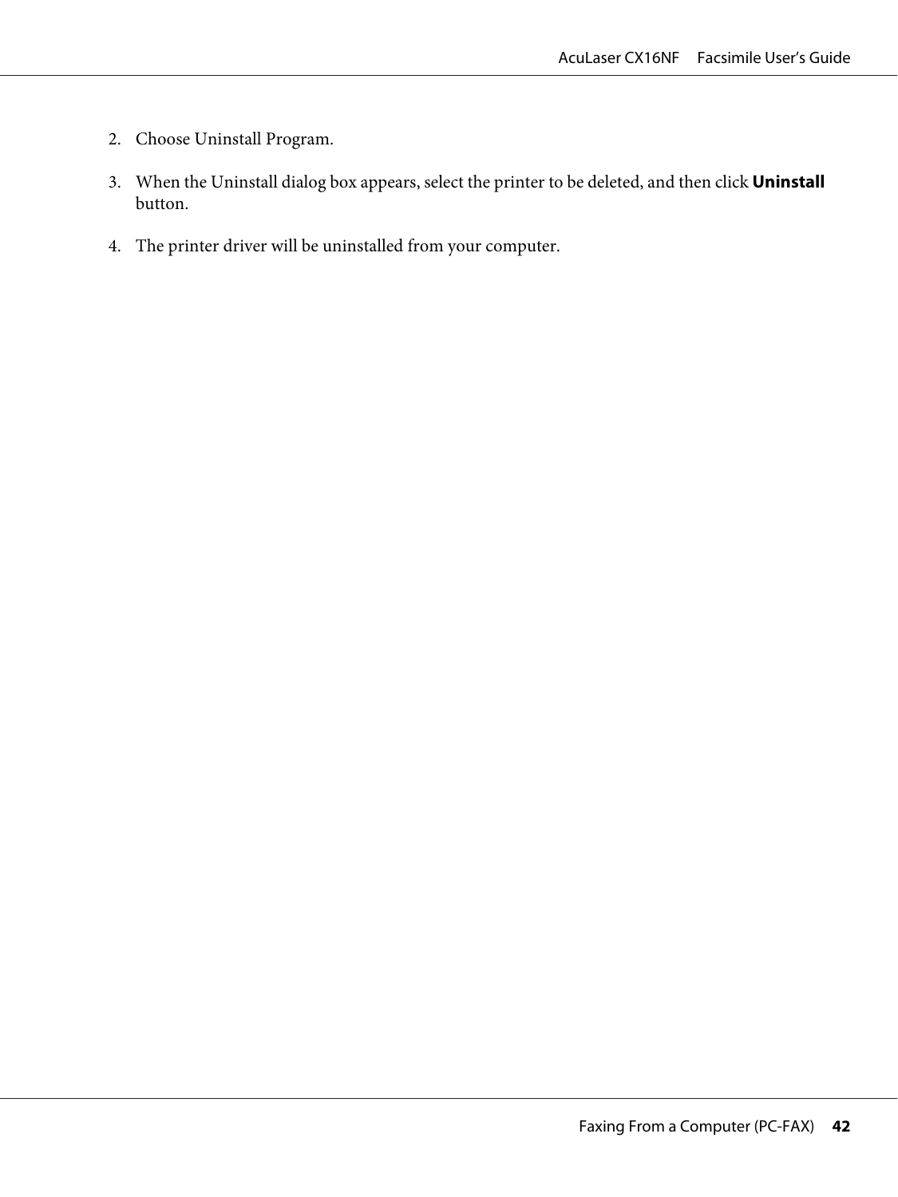2. Choose Uninstall Program.

3. When the Uninstall dialog box appears, select the printer to be deleted, and then click **Uninstall** button.

4. The printer driver will be uninstalled from your computer.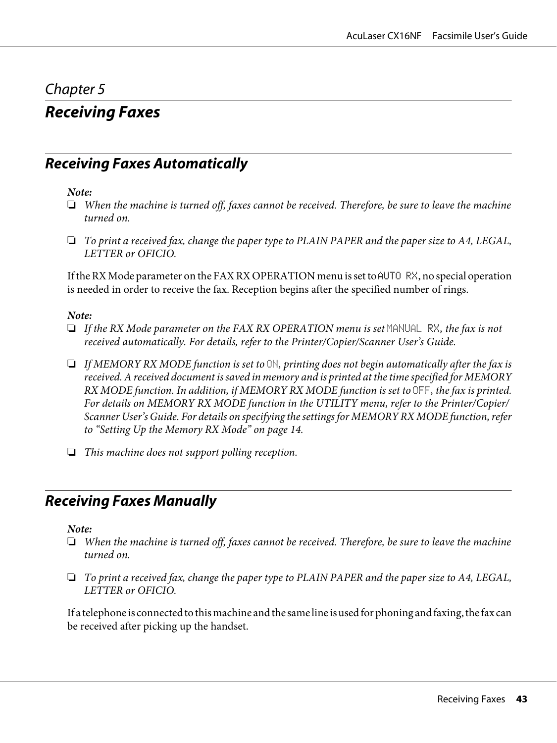# Chapter 5

# Receiving Faxes

## Receiving Faxes Automatically

***Note:***

- *When the machine is turned off, faxes cannot be received. Therefore, be sure to leave the machine turned on.*
- *To print a received fax, change the paper type to PLAIN PAPER and the paper size to A4, LEGAL, LETTER or OFICIO.*

If the RX Mode parameter on the FAX RX OPERATION menu is set to `AUTO RX`, no special operation is needed in order to receive the fax. Reception begins after the specified number of rings.

***Note:***

- *If the RX Mode parameter on the FAX RX OPERATION menu is set `MANUAL RX`, the fax is not received automatically. For details, refer to the Printer/Copier/Scanner User's Guide.*
- *If MEMORY RX MODE function is set to `ON`, printing does not begin automatically after the fax is received. A received document is saved in memory and is printed at the time specified for MEMORY RX MODE function. In addition, if MEMORY RX MODE function is set to `OFF`, the fax is printed. For details on MEMORY RX MODE function in the UTILITY menu, refer to the Printer/Copier/ Scanner User's Guide. For details on specifying the settings for MEMORY RX MODE function, refer to "Setting Up the Memory RX Mode" on page 14.*
- *This machine does not support polling reception.*

## Receiving Faxes Manually

***Note:***

- *When the machine is turned off, faxes cannot be received. Therefore, be sure to leave the machine turned on.*
- *To print a received fax, change the paper type to PLAIN PAPER and the paper size to A4, LEGAL, LETTER or OFICIO.*

If a telephone is connected to this machine and the same line is used for phoning and faxing, the fax can be received after picking up the handset.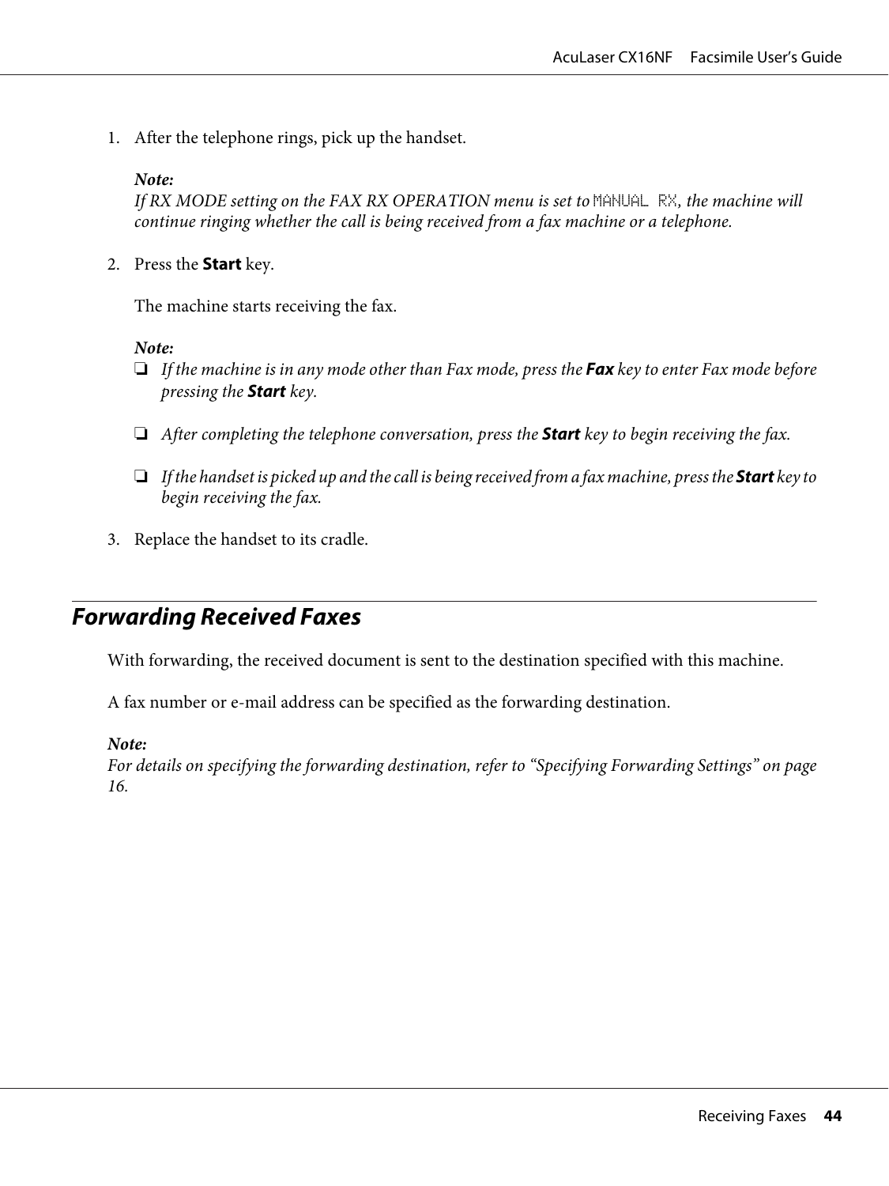1. After the telephone rings, pick up the handset.

   *Note:*
   *If RX MODE setting on the FAX RX OPERATION menu is set to* `MANUAL RX`*, the machine will continue ringing whether the call is being received from a fax machine or a telephone.*

2. Press the **Start** key.

   The machine starts receiving the fax.

   *Note:*
   - *If the machine is in any mode other than Fax mode, press the* ***Fax*** *key to enter Fax mode before pressing the* ***Start*** *key.*
   - *After completing the telephone conversation, press the* ***Start*** *key to begin receiving the fax.*
   - *If the handset is picked up and the call is being received from a fax machine, press the* ***Start*** *key to begin receiving the fax.*

3. Replace the handset to its cradle.

## Forwarding Received Faxes

With forwarding, the received document is sent to the destination specified with this machine.

A fax number or e-mail address can be specified as the forwarding destination.

*Note:*
*For details on specifying the forwarding destination, refer to "Specifying Forwarding Settings" on page 16.*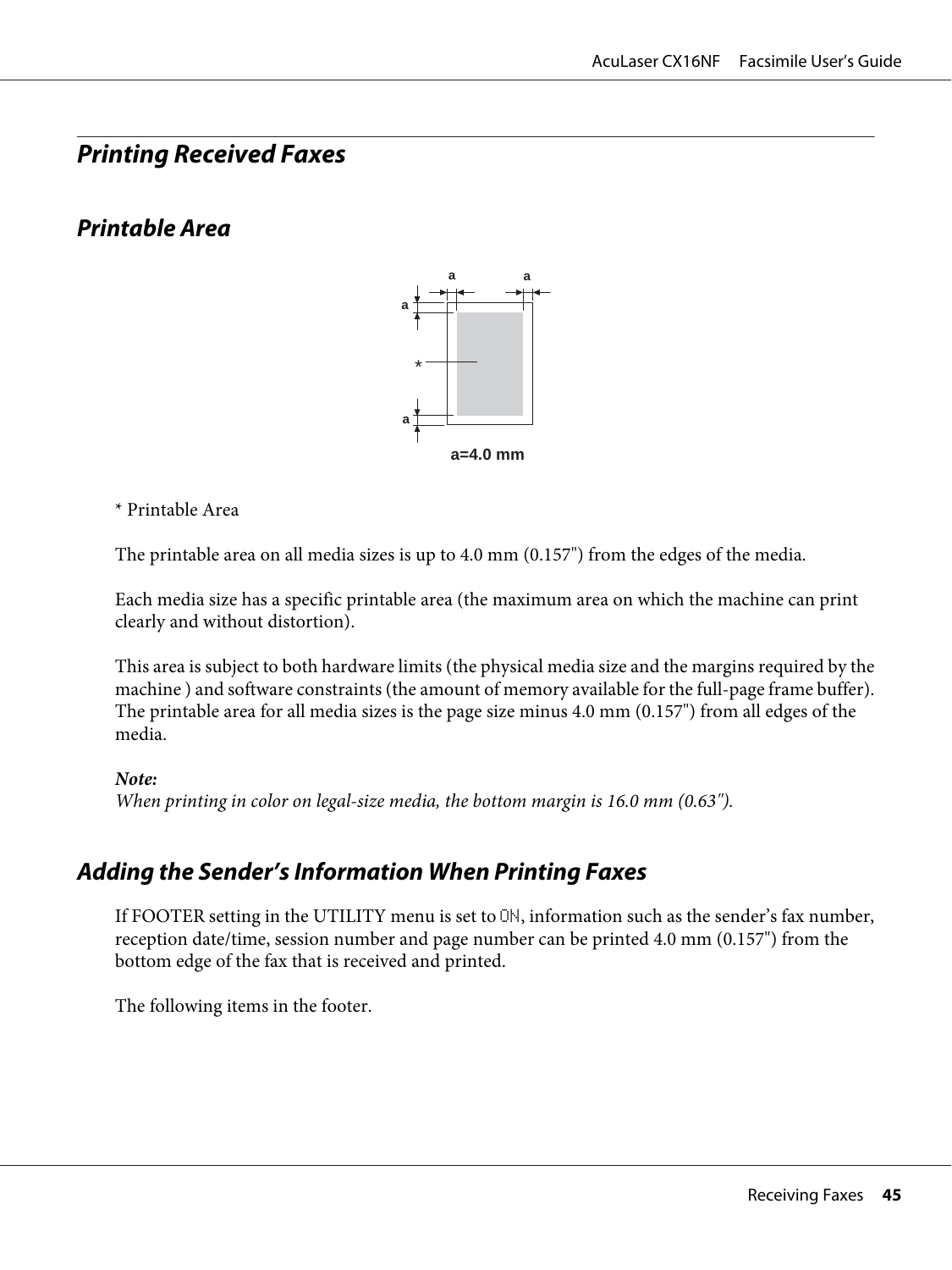# Printing Received Faxes

## Printable Area

a=4.0 mm

\* Printable Area

The printable area on all media sizes is up to 4.0 mm (0.157") from the edges of the media.

Each media size has a specific printable area (the maximum area on which the machine can print clearly and without distortion).

This area is subject to both hardware limits (the physical media size and the margins required by the machine ) and software constraints (the amount of memory available for the full-page frame buffer). The printable area for all media sizes is the page size minus 4.0 mm (0.157") from all edges of the media.

***Note:***
*When printing in color on legal-size media, the bottom margin is 16.0 mm (0.63").*

## Adding the Sender's Information When Printing Faxes

If FOOTER setting in the UTILITY menu is set to ON, information such as the sender's fax number, reception date/time, session number and page number can be printed 4.0 mm (0.157") from the bottom edge of the fax that is received and printed.

The following items in the footer.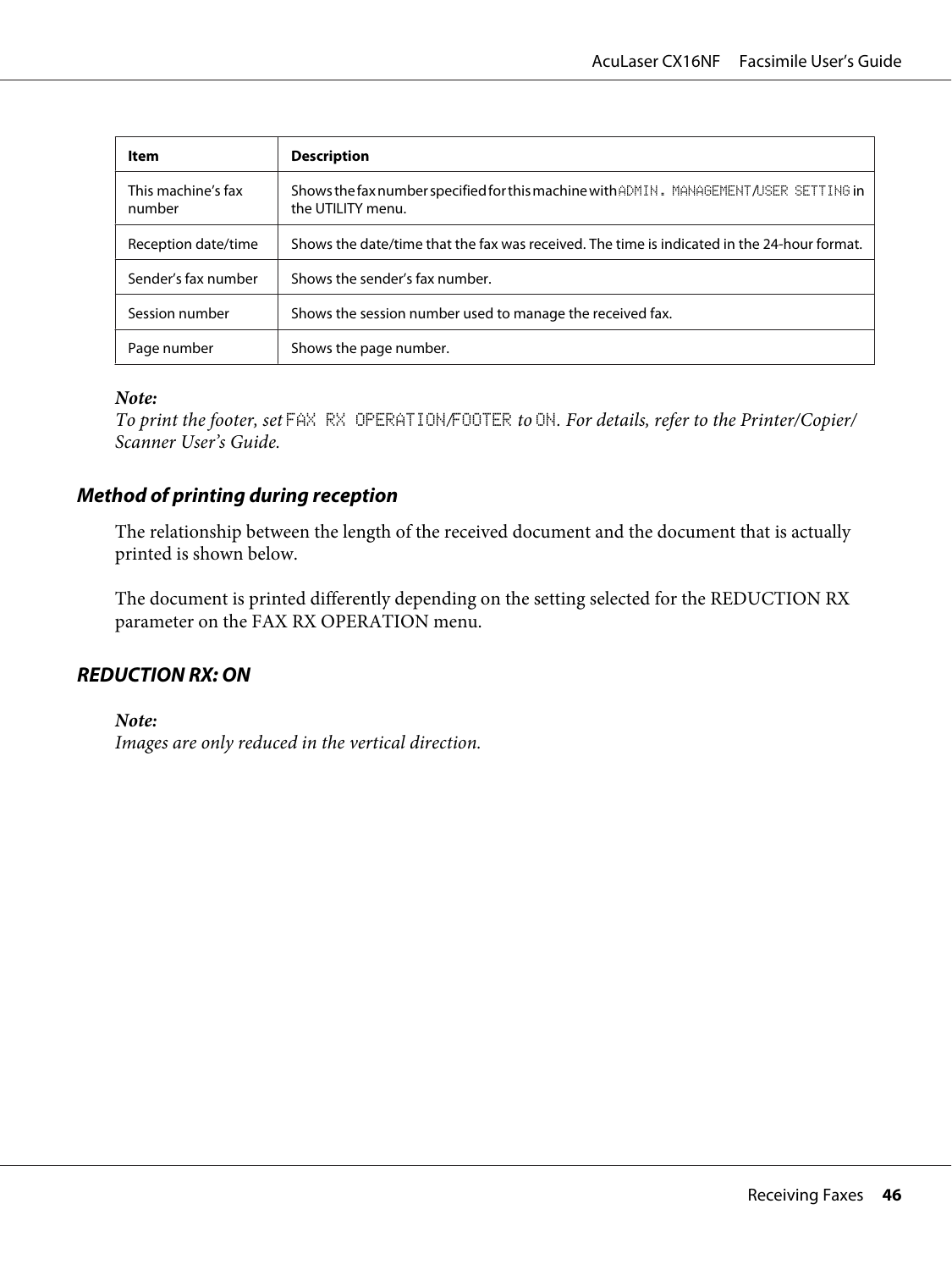| Item | Description |
| --- | --- |
| This machine's fax number | Shows the fax number specified for this machine with ADMIN. MANAGEMENT/USER SETTING in the UTILITY menu. |
| Reception date/time | Shows the date/time that the fax was received. The time is indicated in the 24-hour format. |
| Sender's fax number | Shows the sender's fax number. |
| Session number | Shows the session number used to manage the received fax. |
| Page number | Shows the page number. |

***Note:***
*To print the footer, set* FAX RX OPERATION/FOOTER *to* ON*. For details, refer to the Printer/Copier/Scanner User's Guide.*

### Method of printing during reception

The relationship between the length of the received document and the document that is actually printed is shown below.

The document is printed differently depending on the setting selected for the REDUCTION RX parameter on the FAX RX OPERATION menu.

### REDUCTION RX: ON

***Note:***
*Images are only reduced in the vertical direction.*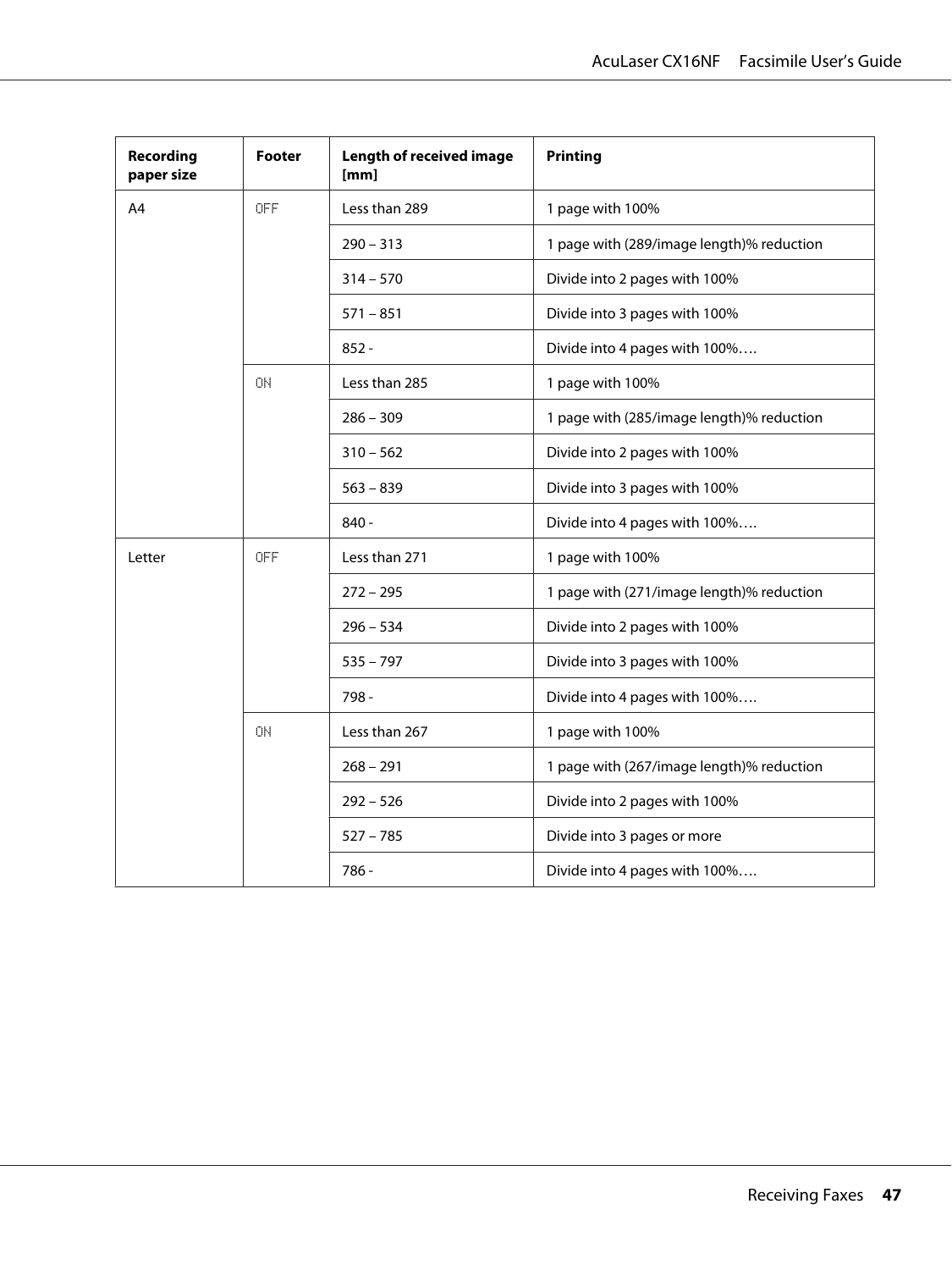| Recording paper size | Footer | Length of received image [mm] | Printing |
|---|---|---|---|
| A4 | OFF | Less than 289 | 1 page with 100% |
| | | 290 – 313 | 1 page with (289/image length)% reduction |
| | | 314 – 570 | Divide into 2 pages with 100% |
| | | 571 – 851 | Divide into 3 pages with 100% |
| | | 852 - | Divide into 4 pages with 100%…. |
| | ON | Less than 285 | 1 page with 100% |
| | | 286 – 309 | 1 page with (285/image length)% reduction |
| | | 310 – 562 | Divide into 2 pages with 100% |
| | | 563 – 839 | Divide into 3 pages with 100% |
| | | 840 - | Divide into 4 pages with 100%…. |
| Letter | OFF | Less than 271 | 1 page with 100% |
| | | 272 – 295 | 1 page with (271/image length)% reduction |
| | | 296 – 534 | Divide into 2 pages with 100% |
| | | 535 – 797 | Divide into 3 pages with 100% |
| | | 798 - | Divide into 4 pages with 100%…. |
| | ON | Less than 267 | 1 page with 100% |
| | | 268 – 291 | 1 page with (267/image length)% reduction |
| | | 292 – 526 | Divide into 2 pages with 100% |
| | | 527 – 785 | Divide into 3 pages or more |
| | | 786 - | Divide into 4 pages with 100%…. |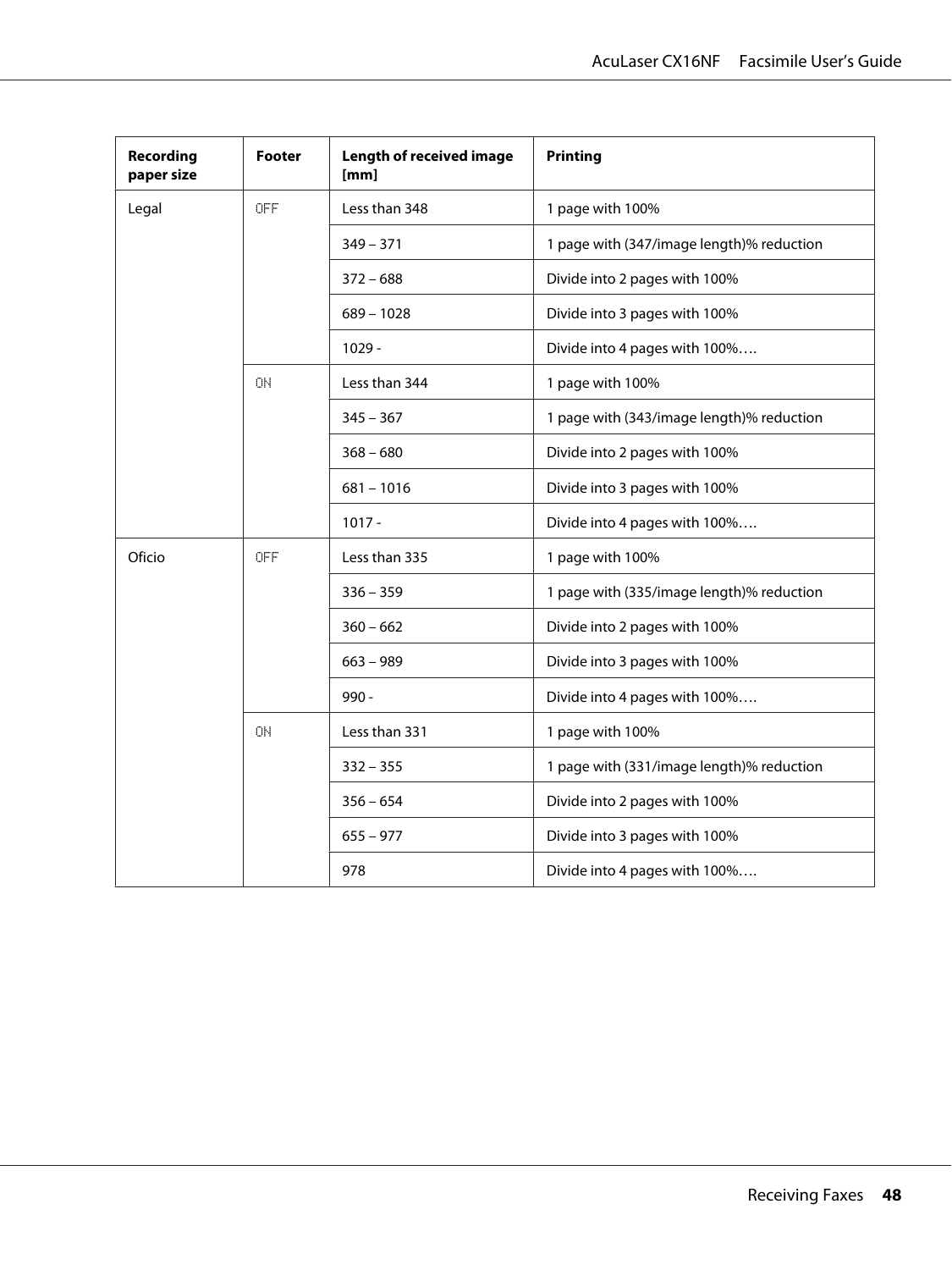| Recording paper size | Footer | Length of received image [mm] | Printing |
|---|---|---|---|
| Legal | OFF | Less than 348 | 1 page with 100% |
| | | 349 – 371 | 1 page with (347/image length)% reduction |
| | | 372 – 688 | Divide into 2 pages with 100% |
| | | 689 – 1028 | Divide into 3 pages with 100% |
| | | 1029 - | Divide into 4 pages with 100%…. |
| | ON | Less than 344 | 1 page with 100% |
| | | 345 – 367 | 1 page with (343/image length)% reduction |
| | | 368 – 680 | Divide into 2 pages with 100% |
| | | 681 – 1016 | Divide into 3 pages with 100% |
| | | 1017 - | Divide into 4 pages with 100%…. |
| Oficio | OFF | Less than 335 | 1 page with 100% |
| | | 336 – 359 | 1 page with (335/image length)% reduction |
| | | 360 – 662 | Divide into 2 pages with 100% |
| | | 663 – 989 | Divide into 3 pages with 100% |
| | | 990 - | Divide into 4 pages with 100%…. |
| | ON | Less than 331 | 1 page with 100% |
| | | 332 – 355 | 1 page with (331/image length)% reduction |
| | | 356 – 654 | Divide into 2 pages with 100% |
| | | 655 – 977 | Divide into 3 pages with 100% |
| | | 978 | Divide into 4 pages with 100%…. |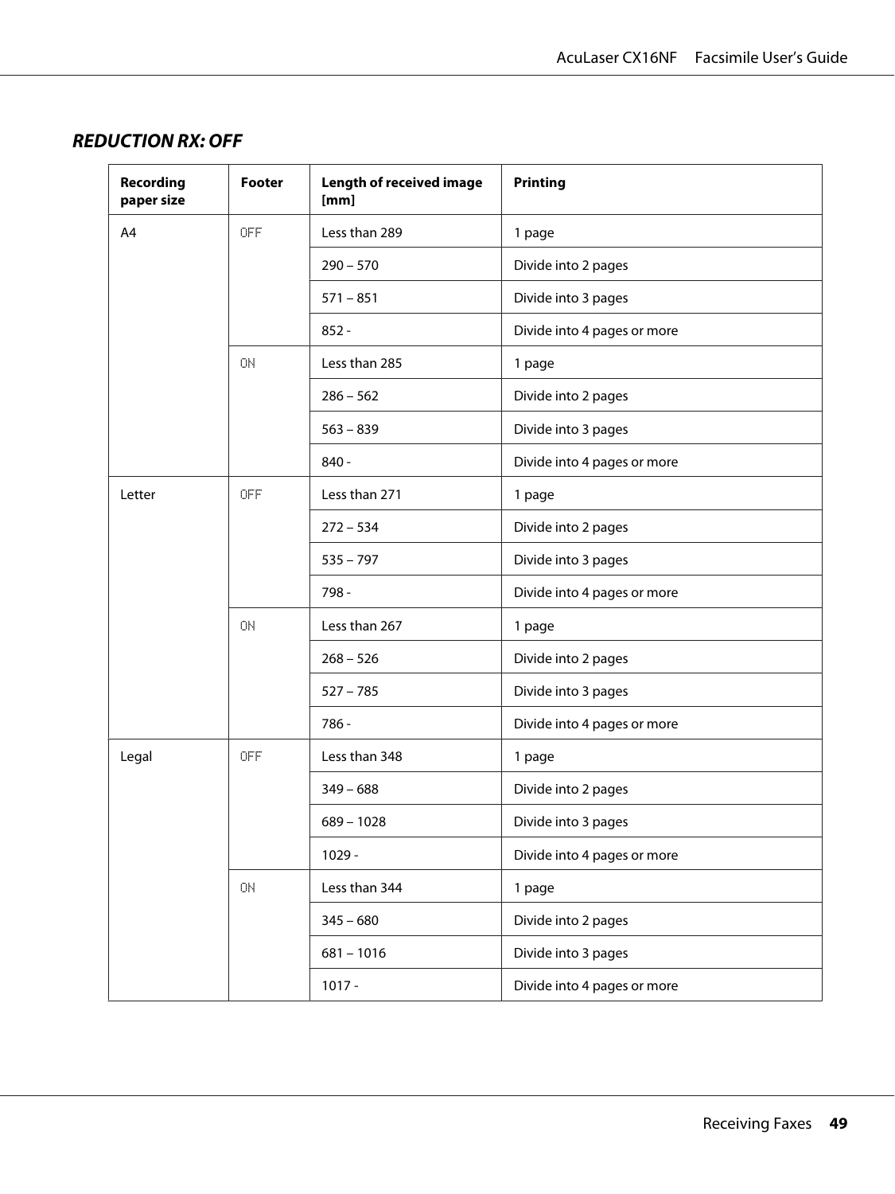### REDUCTION RX: OFF

| Recording paper size | Footer | Length of received image [mm] | Printing |
|---|---|---|---|
| A4 | OFF | Less than 289 | 1 page |
| | | 290 – 570 | Divide into 2 pages |
| | | 571 – 851 | Divide into 3 pages |
| | | 852 - | Divide into 4 pages or more |
| | ON | Less than 285 | 1 page |
| | | 286 – 562 | Divide into 2 pages |
| | | 563 – 839 | Divide into 3 pages |
| | | 840 - | Divide into 4 pages or more |
| Letter | OFF | Less than 271 | 1 page |
| | | 272 – 534 | Divide into 2 pages |
| | | 535 – 797 | Divide into 3 pages |
| | | 798 - | Divide into 4 pages or more |
| | ON | Less than 267 | 1 page |
| | | 268 – 526 | Divide into 2 pages |
| | | 527 – 785 | Divide into 3 pages |
| | | 786 - | Divide into 4 pages or more |
| Legal | OFF | Less than 348 | 1 page |
| | | 349 – 688 | Divide into 2 pages |
| | | 689 – 1028 | Divide into 3 pages |
| | | 1029 - | Divide into 4 pages or more |
| | ON | Less than 344 | 1 page |
| | | 345 – 680 | Divide into 2 pages |
| | | 681 – 1016 | Divide into 3 pages |
| | | 1017 - | Divide into 4 pages or more |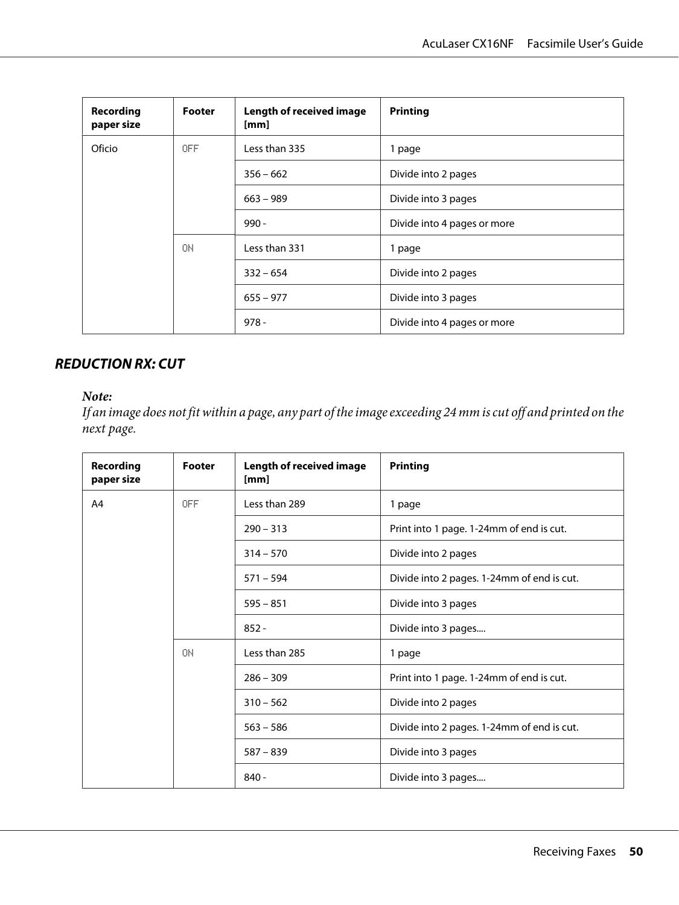| Recording paper size | Footer | Length of received image [mm] | Printing |
|---|---|---|---|
| Oficio | OFF | Less than 335 | 1 page |
| | | 356 – 662 | Divide into 2 pages |
| | | 663 – 989 | Divide into 3 pages |
| | | 990 - | Divide into 4 pages or more |
| | ON | Less than 331 | 1 page |
| | | 332 – 654 | Divide into 2 pages |
| | | 655 – 977 | Divide into 3 pages |
| | | 978 - | Divide into 4 pages or more |

## REDUCTION RX: CUT

***Note:***
*If an image does not fit within a page, any part of the image exceeding 24 mm is cut off and printed on the next page.*

| Recording paper size | Footer | Length of received image [mm] | Printing |
|---|---|---|---|
| A4 | OFF | Less than 289 | 1 page |
| | | 290 – 313 | Print into 1 page. 1-24mm of end is cut. |
| | | 314 – 570 | Divide into 2 pages |
| | | 571 – 594 | Divide into 2 pages. 1-24mm of end is cut. |
| | | 595 – 851 | Divide into 3 pages |
| | | 852 - | Divide into 3 pages.... |
| | ON | Less than 285 | 1 page |
| | | 286 – 309 | Print into 1 page. 1-24mm of end is cut. |
| | | 310 – 562 | Divide into 2 pages |
| | | 563 – 586 | Divide into 2 pages. 1-24mm of end is cut. |
| | | 587 – 839 | Divide into 3 pages |
| | | 840 - | Divide into 3 pages.... |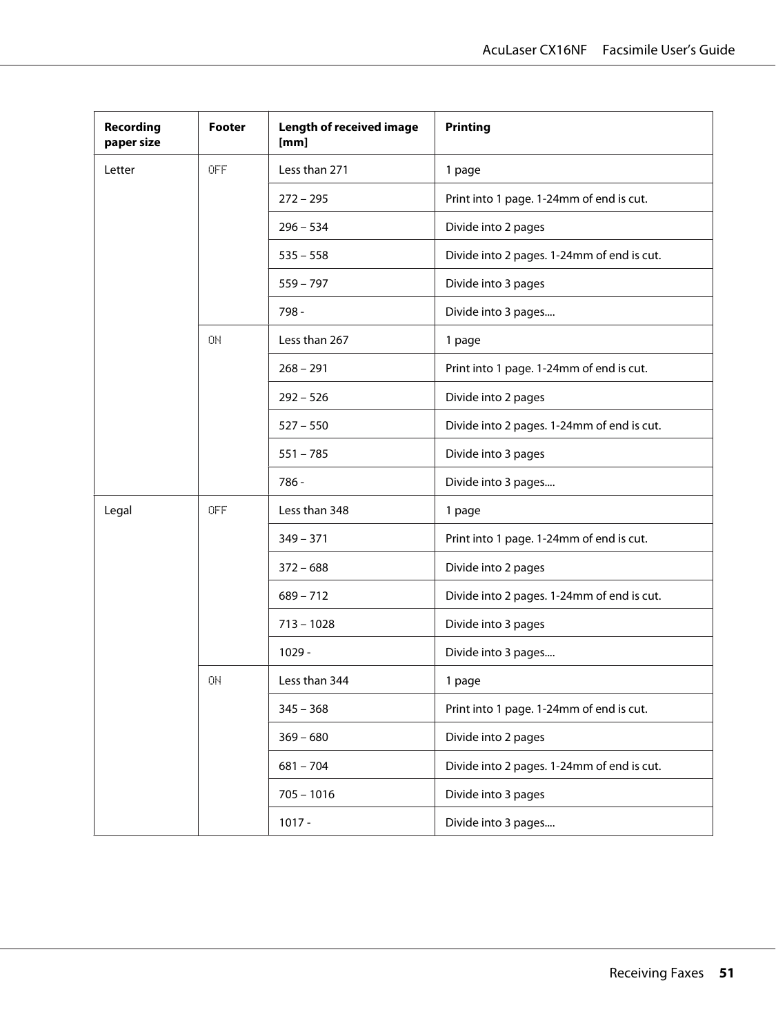| Recording paper size | Footer | Length of received image [mm] | Printing |
|---|---|---|---|
| Letter | OFF | Less than 271 | 1 page |
| | | 272 – 295 | Print into 1 page. 1-24mm of end is cut. |
| | | 296 – 534 | Divide into 2 pages |
| | | 535 – 558 | Divide into 2 pages. 1-24mm of end is cut. |
| | | 559 – 797 | Divide into 3 pages |
| | | 798 - | Divide into 3 pages.... |
| | ON | Less than 267 | 1 page |
| | | 268 – 291 | Print into 1 page. 1-24mm of end is cut. |
| | | 292 – 526 | Divide into 2 pages |
| | | 527 – 550 | Divide into 2 pages. 1-24mm of end is cut. |
| | | 551 – 785 | Divide into 3 pages |
| | | 786 - | Divide into 3 pages.... |
| Legal | OFF | Less than 348 | 1 page |
| | | 349 – 371 | Print into 1 page. 1-24mm of end is cut. |
| | | 372 – 688 | Divide into 2 pages |
| | | 689 – 712 | Divide into 2 pages. 1-24mm of end is cut. |
| | | 713 – 1028 | Divide into 3 pages |
| | | 1029 - | Divide into 3 pages.... |
| | ON | Less than 344 | 1 page |
| | | 345 – 368 | Print into 1 page. 1-24mm of end is cut. |
| | | 369 – 680 | Divide into 2 pages |
| | | 681 – 704 | Divide into 2 pages. 1-24mm of end is cut. |
| | | 705 – 1016 | Divide into 3 pages |
| | | 1017 - | Divide into 3 pages.... |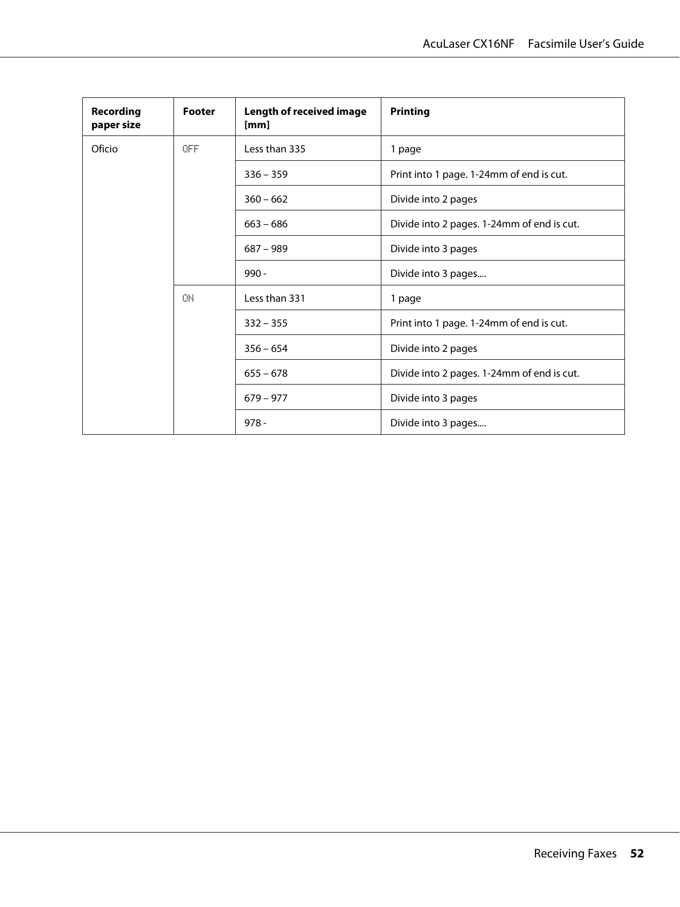| Recording paper size | Footer | Length of received image [mm] | Printing |
|---|---|---|---|
| Oficio | OFF | Less than 335 | 1 page |
| | | 336 – 359 | Print into 1 page. 1-24mm of end is cut. |
| | | 360 – 662 | Divide into 2 pages |
| | | 663 – 686 | Divide into 2 pages. 1-24mm of end is cut. |
| | | 687 – 989 | Divide into 3 pages |
| | | 990 - | Divide into 3 pages.... |
| | ON | Less than 331 | 1 page |
| | | 332 – 355 | Print into 1 page. 1-24mm of end is cut. |
| | | 356 – 654 | Divide into 2 pages |
| | | 655 – 678 | Divide into 2 pages. 1-24mm of end is cut. |
| | | 679 – 977 | Divide into 3 pages |
| | | 978 - | Divide into 3 pages.... |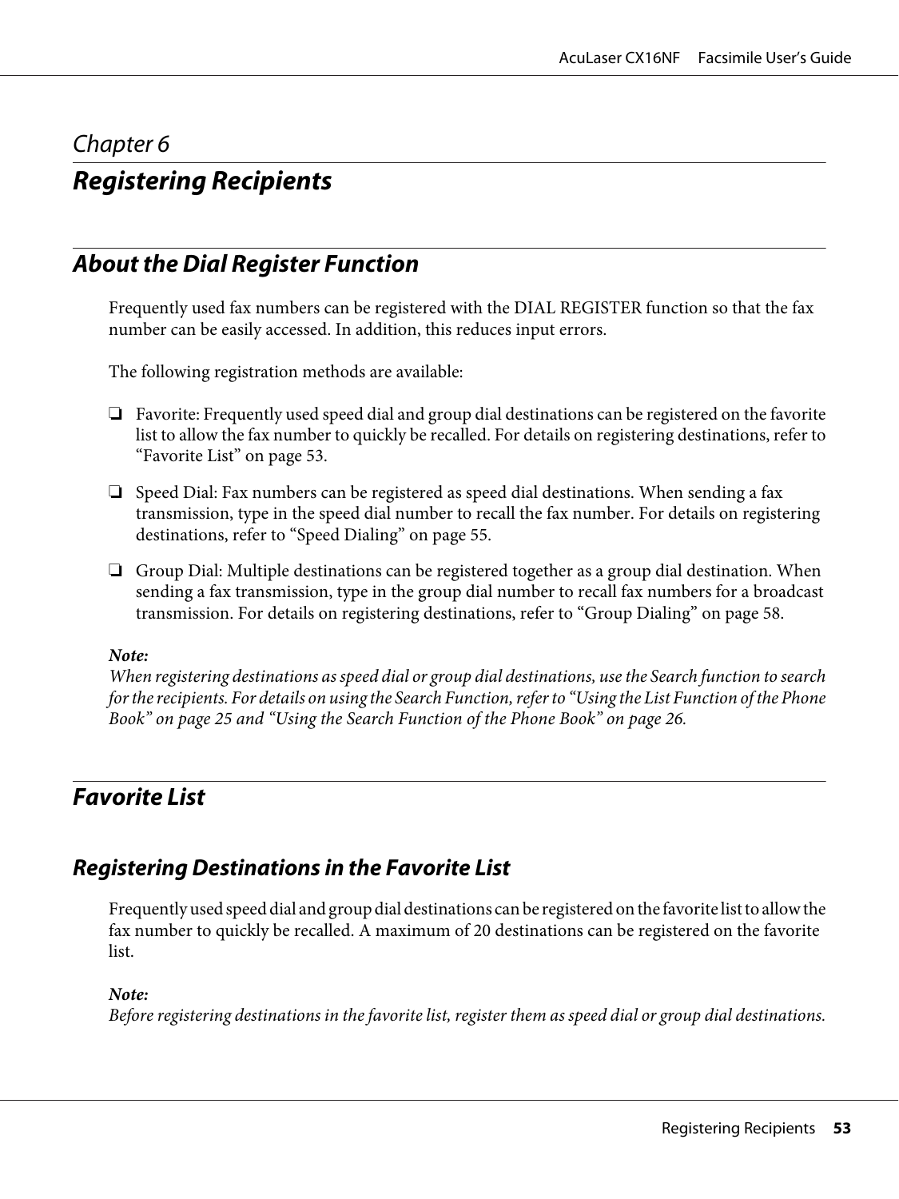*Chapter 6*

# Registering Recipients

## About the Dial Register Function

Frequently used fax numbers can be registered with the DIAL REGISTER function so that the fax number can be easily accessed. In addition, this reduces input errors.

The following registration methods are available:

- Favorite: Frequently used speed dial and group dial destinations can be registered on the favorite list to allow the fax number to quickly be recalled. For details on registering destinations, refer to "Favorite List" on page 53.
- Speed Dial: Fax numbers can be registered as speed dial destinations. When sending a fax transmission, type in the speed dial number to recall the fax number. For details on registering destinations, refer to "Speed Dialing" on page 55.
- Group Dial: Multiple destinations can be registered together as a group dial destination. When sending a fax transmission, type in the group dial number to recall fax numbers for a broadcast transmission. For details on registering destinations, refer to "Group Dialing" on page 58.

***Note:***
*When registering destinations as speed dial or group dial destinations, use the Search function to search for the recipients. For details on using the Search Function, refer to "Using the List Function of the Phone Book" on page 25 and "Using the Search Function of the Phone Book" on page 26.*

## Favorite List

### Registering Destinations in the Favorite List

Frequently used speed dial and group dial destinations can be registered on the favorite list to allow the fax number to quickly be recalled. A maximum of 20 destinations can be registered on the favorite list.

***Note:***
*Before registering destinations in the favorite list, register them as speed dial or group dial destinations.*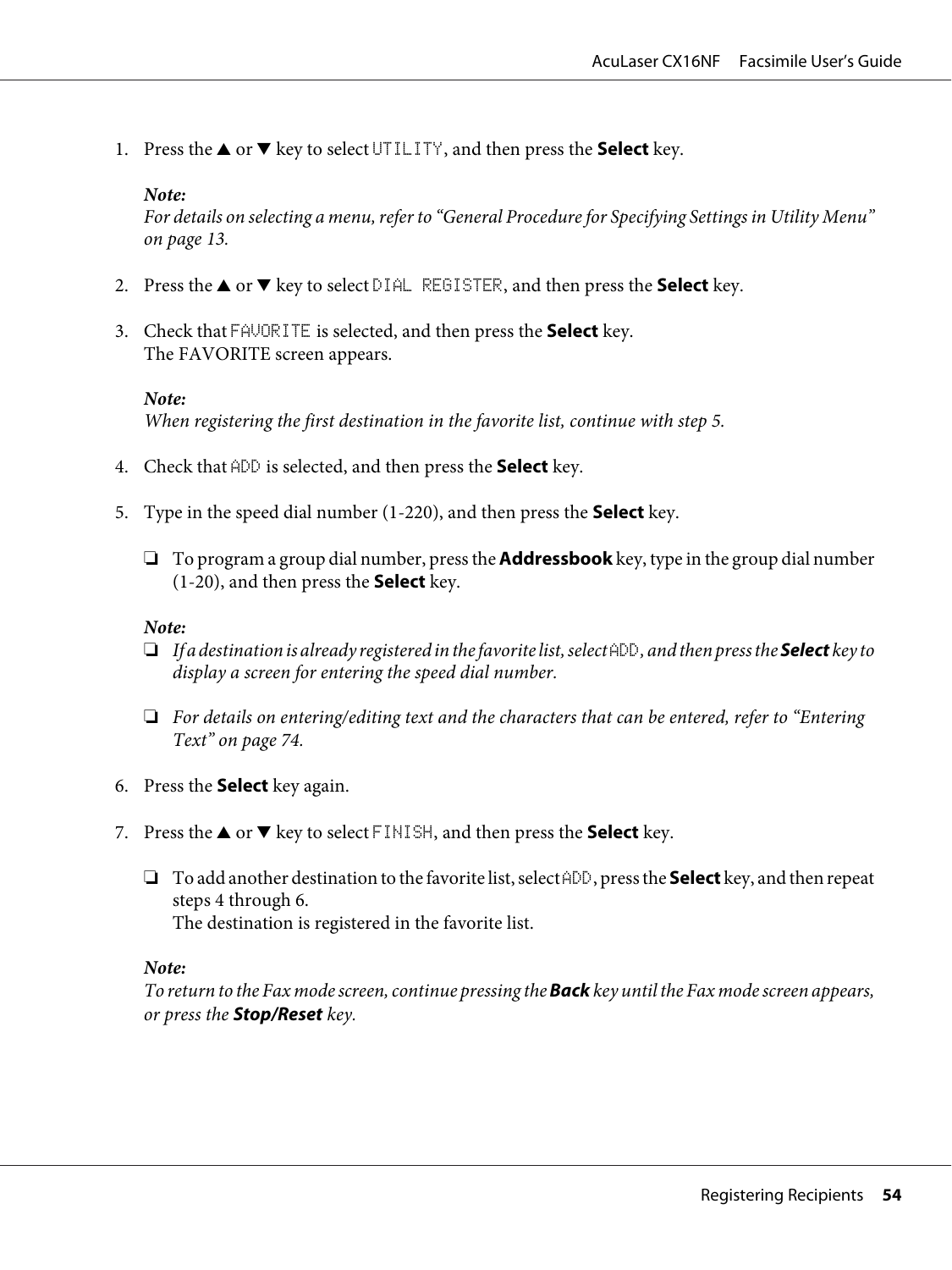1. Press the ▲ or ▼ key to select UTILITY, and then press the **Select** key.

   ***Note:***
   *For details on selecting a menu, refer to "General Procedure for Specifying Settings in Utility Menu" on page 13.*

2. Press the ▲ or ▼ key to select DIAL REGISTER, and then press the **Select** key.

3. Check that FAVORITE is selected, and then press the **Select** key.
   The FAVORITE screen appears.

   ***Note:***
   *When registering the first destination in the favorite list, continue with step 5.*

4. Check that ADD is selected, and then press the **Select** key.

5. Type in the speed dial number (1-220), and then press the **Select** key.

   ❏ To program a group dial number, press the **Addressbook** key, type in the group dial number (1-20), and then press the **Select** key.

   ***Note:***
   ❏ *If a destination is already registered in the favorite list, select ADD, and then press the **Select** key to display a screen for entering the speed dial number.*

   ❏ *For details on entering/editing text and the characters that can be entered, refer to "Entering Text" on page 74.*

6. Press the **Select** key again.

7. Press the ▲ or ▼ key to select FINISH, and then press the **Select** key.

   ❏ To add another destination to the favorite list, select ADD, press the **Select** key, and then repeat steps 4 through 6.
   The destination is registered in the favorite list.

   ***Note:***
   *To return to the Fax mode screen, continue pressing the **Back** key until the Fax mode screen appears, or press the **Stop/Reset** key.*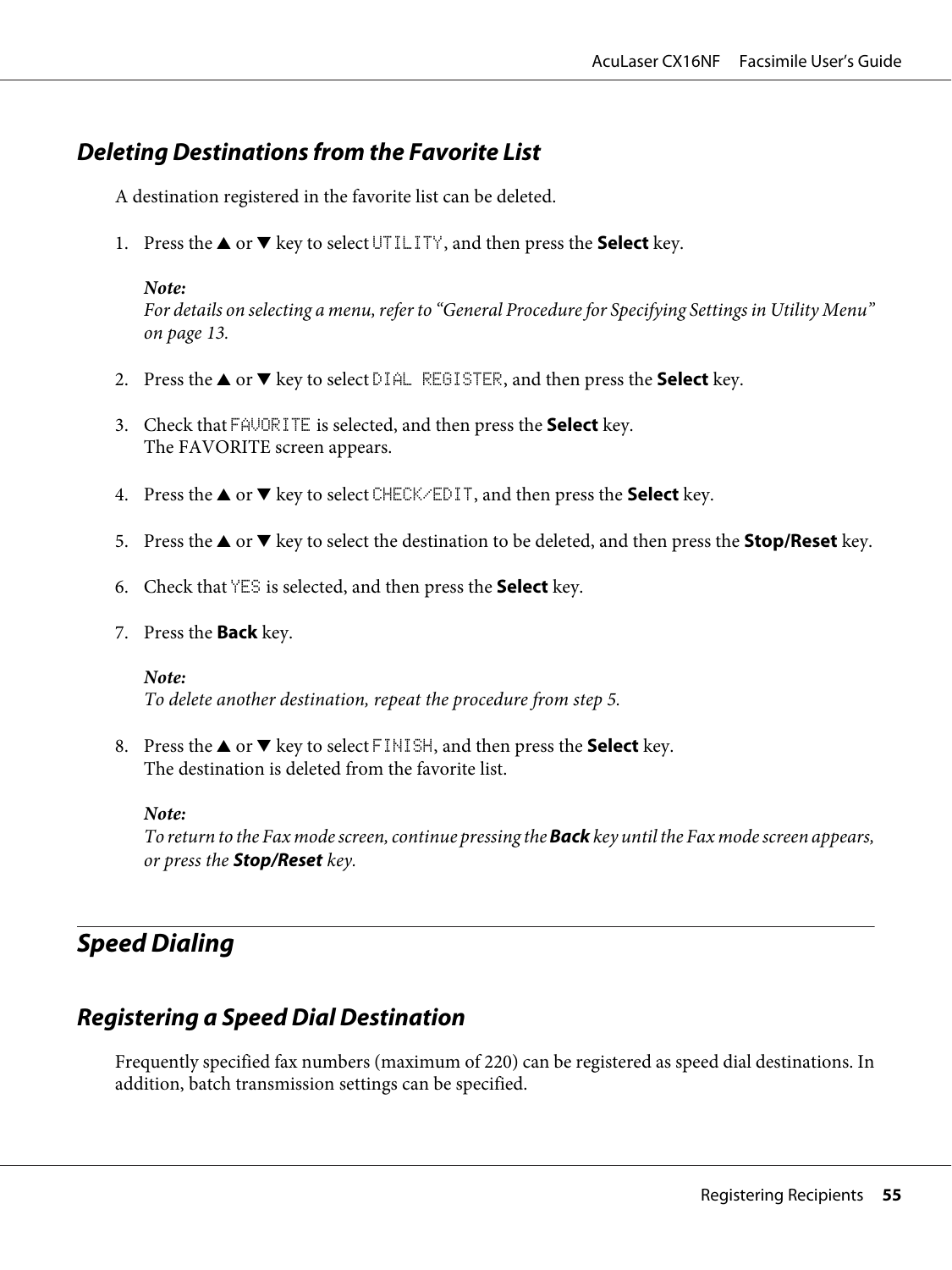### Deleting Destinations from the Favorite List

A destination registered in the favorite list can be deleted.

1. Press the ▲ or ▼ key to select UTILITY, and then press the **Select** key.

   *Note:*
   *For details on selecting a menu, refer to "General Procedure for Specifying Settings in Utility Menu" on page 13.*

2. Press the ▲ or ▼ key to select DIAL REGISTER, and then press the **Select** key.

3. Check that FAVORITE is selected, and then press the **Select** key.
   The FAVORITE screen appears.

4. Press the ▲ or ▼ key to select CHECK/EDIT, and then press the **Select** key.

5. Press the ▲ or ▼ key to select the destination to be deleted, and then press the **Stop/Reset** key.

6. Check that YES is selected, and then press the **Select** key.

7. Press the **Back** key.

   *Note:*
   *To delete another destination, repeat the procedure from step 5.*

8. Press the ▲ or ▼ key to select FINISH, and then press the **Select** key.
   The destination is deleted from the favorite list.

   *Note:*
   *To return to the Fax mode screen, continue pressing the **Back** key until the Fax mode screen appears, or press the **Stop/Reset** key.*

## Speed Dialing

### Registering a Speed Dial Destination

Frequently specified fax numbers (maximum of 220) can be registered as speed dial destinations. In addition, batch transmission settings can be specified.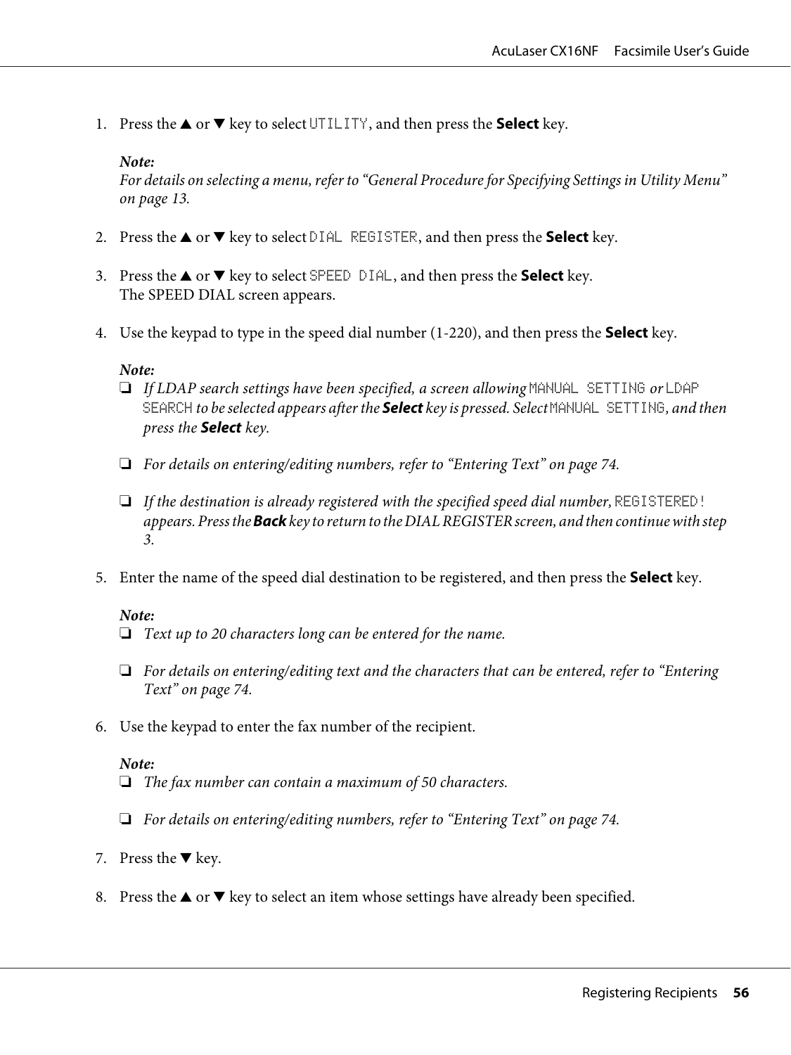1. Press the ▲ or ▼ key to select `UTILITY`, and then press the **Select** key.

   ***Note:***
   *For details on selecting a menu, refer to “General Procedure for Specifying Settings in Utility Menu” on page 13.*

2. Press the ▲ or ▼ key to select `DIAL REGISTER`, and then press the **Select** key.

3. Press the ▲ or ▼ key to select `SPEED DIAL`, and then press the **Select** key.
   The SPEED DIAL screen appears.

4. Use the keypad to type in the speed dial number (1-220), and then press the **Select** key.

   ***Note:***
   - ❏ *If LDAP search settings have been specified, a screen allowing* `MANUAL SETTING` *or* `LDAP SEARCH` *to be selected appears after the* ***Select*** *key is pressed. Select* `MANUAL SETTING`*, and then press the* ***Select*** *key.*
   - ❏ *For details on entering/editing numbers, refer to “Entering Text” on page 74.*
   - ❏ *If the destination is already registered with the specified speed dial number,* `REGISTERED!` *appears. Press the* ***Back*** *key to return to the DIAL REGISTER screen, and then continue with step 3.*

5. Enter the name of the speed dial destination to be registered, and then press the **Select** key.

   ***Note:***
   - ❏ *Text up to 20 characters long can be entered for the name.*
   - ❏ *For details on entering/editing text and the characters that can be entered, refer to “Entering Text” on page 74.*

6. Use the keypad to enter the fax number of the recipient.

   ***Note:***
   - ❏ *The fax number can contain a maximum of 50 characters.*
   - ❏ *For details on entering/editing numbers, refer to “Entering Text” on page 74.*

7. Press the ▼ key.

8. Press the ▲ or ▼ key to select an item whose settings have already been specified.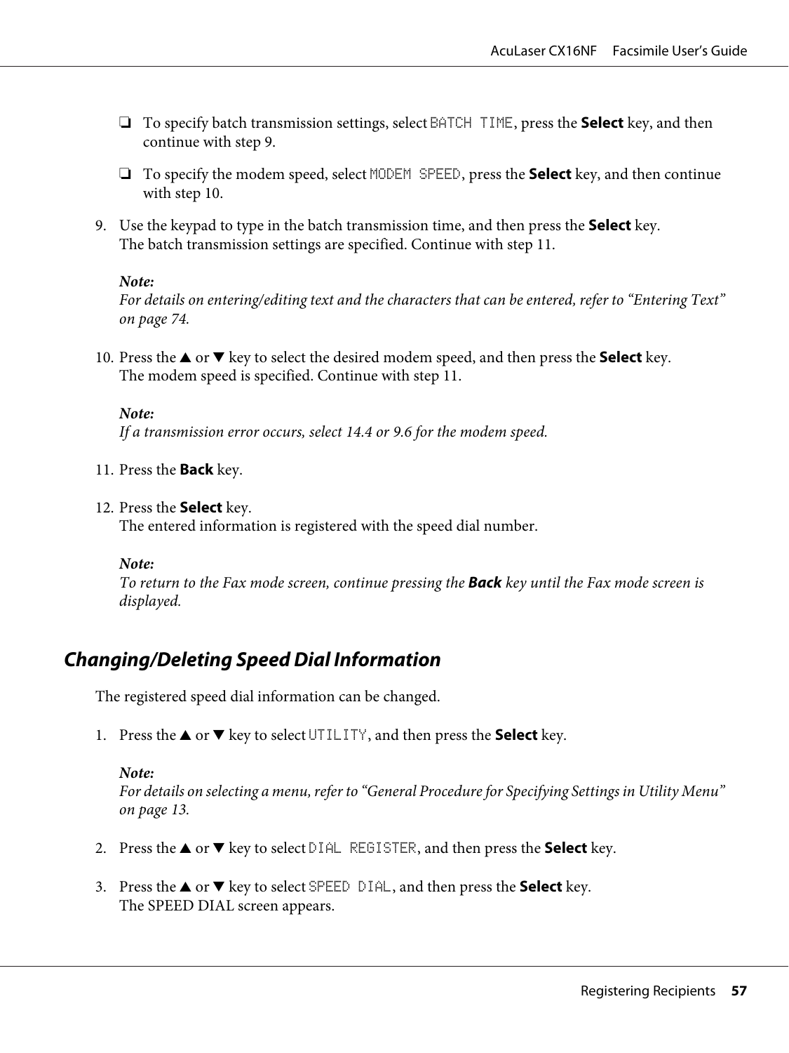- ❏ To specify batch transmission settings, select `BATCH TIME`, press the **Select** key, and then continue with step 9.

- ❏ To specify the modem speed, select `MODEM SPEED`, press the **Select** key, and then continue with step 10.

9. Use the keypad to type in the batch transmission time, and then press the **Select** key.
   The batch transmission settings are specified. Continue with step 11.

   ***Note:***
   *For details on entering/editing text and the characters that can be entered, refer to "Entering Text" on page 74.*

10. Press the ▲ or ▼ key to select the desired modem speed, and then press the **Select** key.
    The modem speed is specified. Continue with step 11.

    ***Note:***
    *If a transmission error occurs, select 14.4 or 9.6 for the modem speed.*

11. Press the **Back** key.

12. Press the **Select** key.
    The entered information is registered with the speed dial number.

    ***Note:***
    *To return to the Fax mode screen, continue pressing the **Back** key until the Fax mode screen is displayed.*

## *Changing/Deleting Speed Dial Information*

The registered speed dial information can be changed.

1. Press the ▲ or ▼ key to select `UTILITY`, and then press the **Select** key.

   ***Note:***
   *For details on selecting a menu, refer to "General Procedure for Specifying Settings in Utility Menu" on page 13.*

2. Press the ▲ or ▼ key to select `DIAL REGISTER`, and then press the **Select** key.

3. Press the ▲ or ▼ key to select `SPEED DIAL`, and then press the **Select** key.
   The SPEED DIAL screen appears.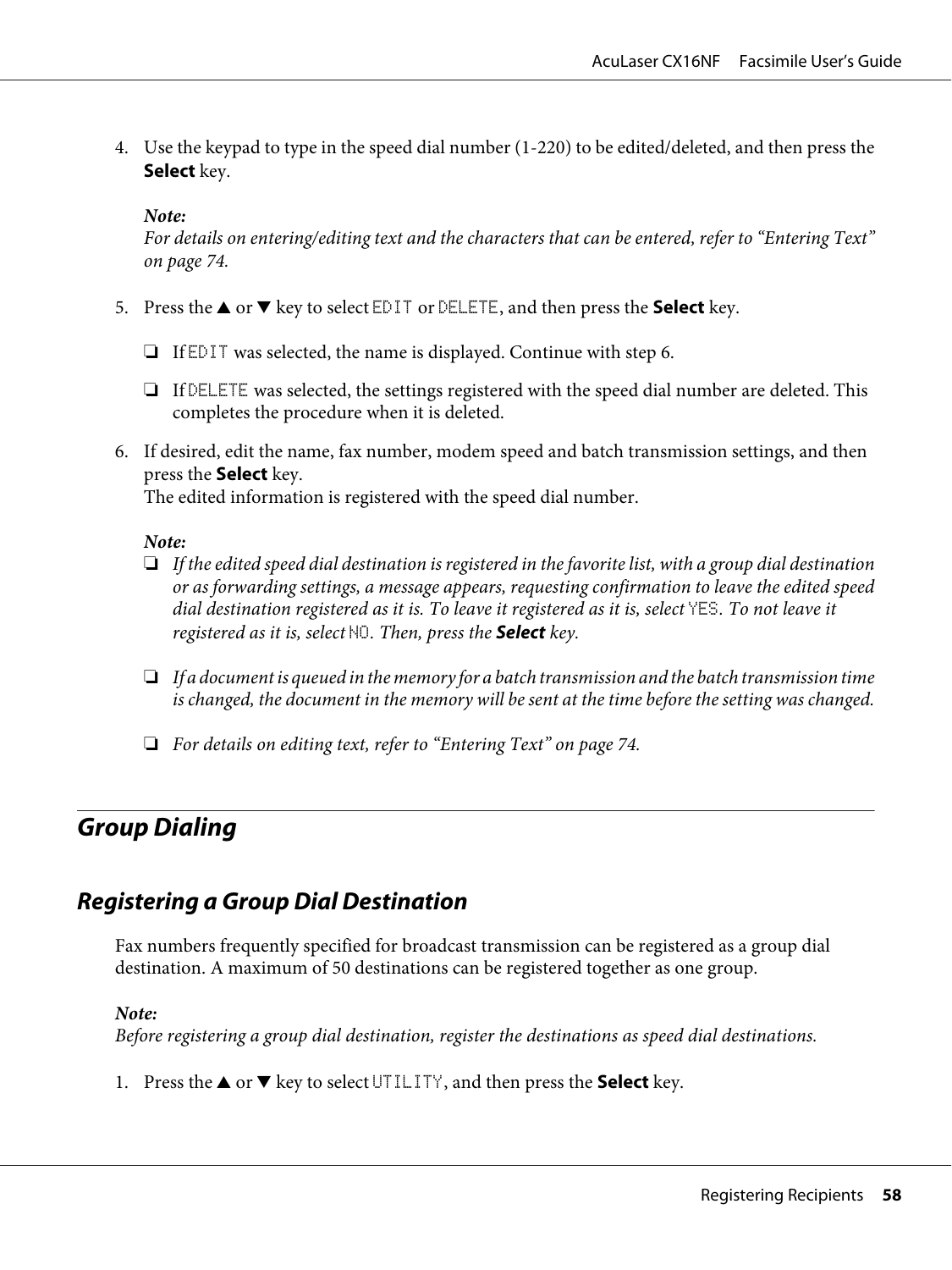4. Use the keypad to type in the speed dial number (1-220) to be edited/deleted, and then press the **Select** key.

   *Note:*
   *For details on entering/editing text and the characters that can be entered, refer to "Entering Text" on page 74.*

5. Press the ▲ or ▼ key to select EDIT or DELETE, and then press the **Select** key.

   ❏ If EDIT was selected, the name is displayed. Continue with step 6.

   ❏ If DELETE was selected, the settings registered with the speed dial number are deleted. This completes the procedure when it is deleted.

6. If desired, edit the name, fax number, modem speed and batch transmission settings, and then press the **Select** key.
   The edited information is registered with the speed dial number.

   *Note:*

   ❏ *If the edited speed dial destination is registered in the favorite list, with a group dial destination or as forwarding settings, a message appears, requesting confirmation to leave the edited speed dial destination registered as it is. To leave it registered as it is, select YES. To not leave it registered as it is, select NO. Then, press the **Select** key.*

   ❏ *If a document is queued in the memory for a batch transmission and the batch transmission time is changed, the document in the memory will be sent at the time before the setting was changed.*

   ❏ *For details on editing text, refer to "Entering Text" on page 74.*

## Group Dialing

### Registering a Group Dial Destination

Fax numbers frequently specified for broadcast transmission can be registered as a group dial destination. A maximum of 50 destinations can be registered together as one group.

*Note:*
*Before registering a group dial destination, register the destinations as speed dial destinations.*

1. Press the ▲ or ▼ key to select UTILITY, and then press the **Select** key.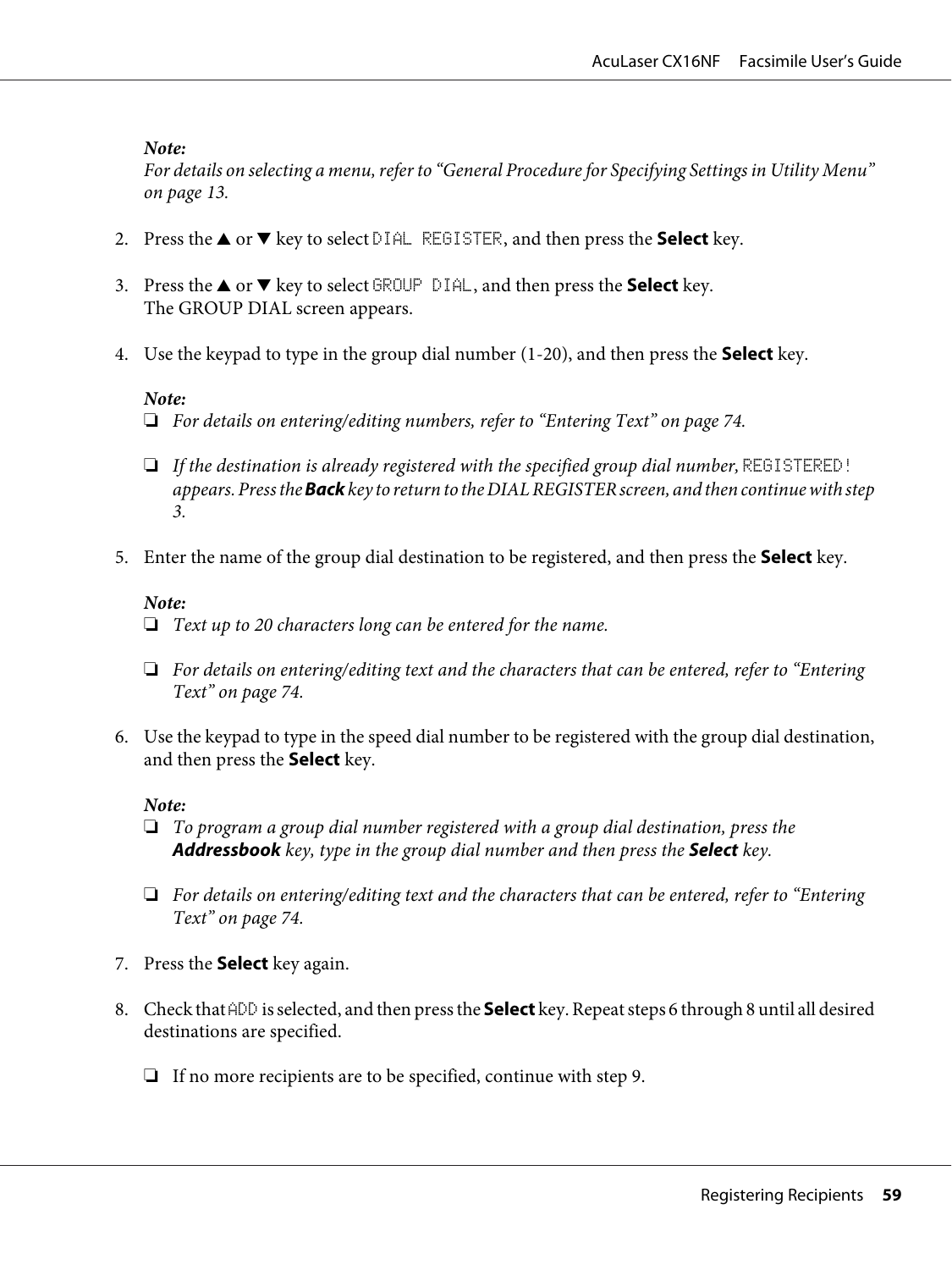*Note:*
*For details on selecting a menu, refer to "General Procedure for Specifying Settings in Utility Menu" on page 13.*

2. Press the ▲ or ▼ key to select `DIAL REGISTER`, and then press the **Select** key.

3. Press the ▲ or ▼ key to select `GROUP DIAL`, and then press the **Select** key.
   The GROUP DIAL screen appears.

4. Use the keypad to type in the group dial number (1-20), and then press the **Select** key.

   *Note:*
   - ❏ *For details on entering/editing numbers, refer to "Entering Text" on page 74.*
   - ❏ *If the destination is already registered with the specified group dial number,* `REGISTERED!` *appears. Press the* ***Back*** *key to return to the DIAL REGISTER screen, and then continue with step 3.*

5. Enter the name of the group dial destination to be registered, and then press the **Select** key.

   *Note:*
   - ❏ *Text up to 20 characters long can be entered for the name.*
   - ❏ *For details on entering/editing text and the characters that can be entered, refer to "Entering Text" on page 74.*

6. Use the keypad to type in the speed dial number to be registered with the group dial destination, and then press the **Select** key.

   *Note:*
   - ❏ *To program a group dial number registered with a group dial destination, press the* ***Addressbook*** *key, type in the group dial number and then press the* ***Select*** *key.*
   - ❏ *For details on entering/editing text and the characters that can be entered, refer to "Entering Text" on page 74.*

7. Press the **Select** key again.

8. Check that `ADD` is selected, and then press the **Select** key. Repeat steps 6 through 8 until all desired destinations are specified.

   - ❏ If no more recipients are to be specified, continue with step 9.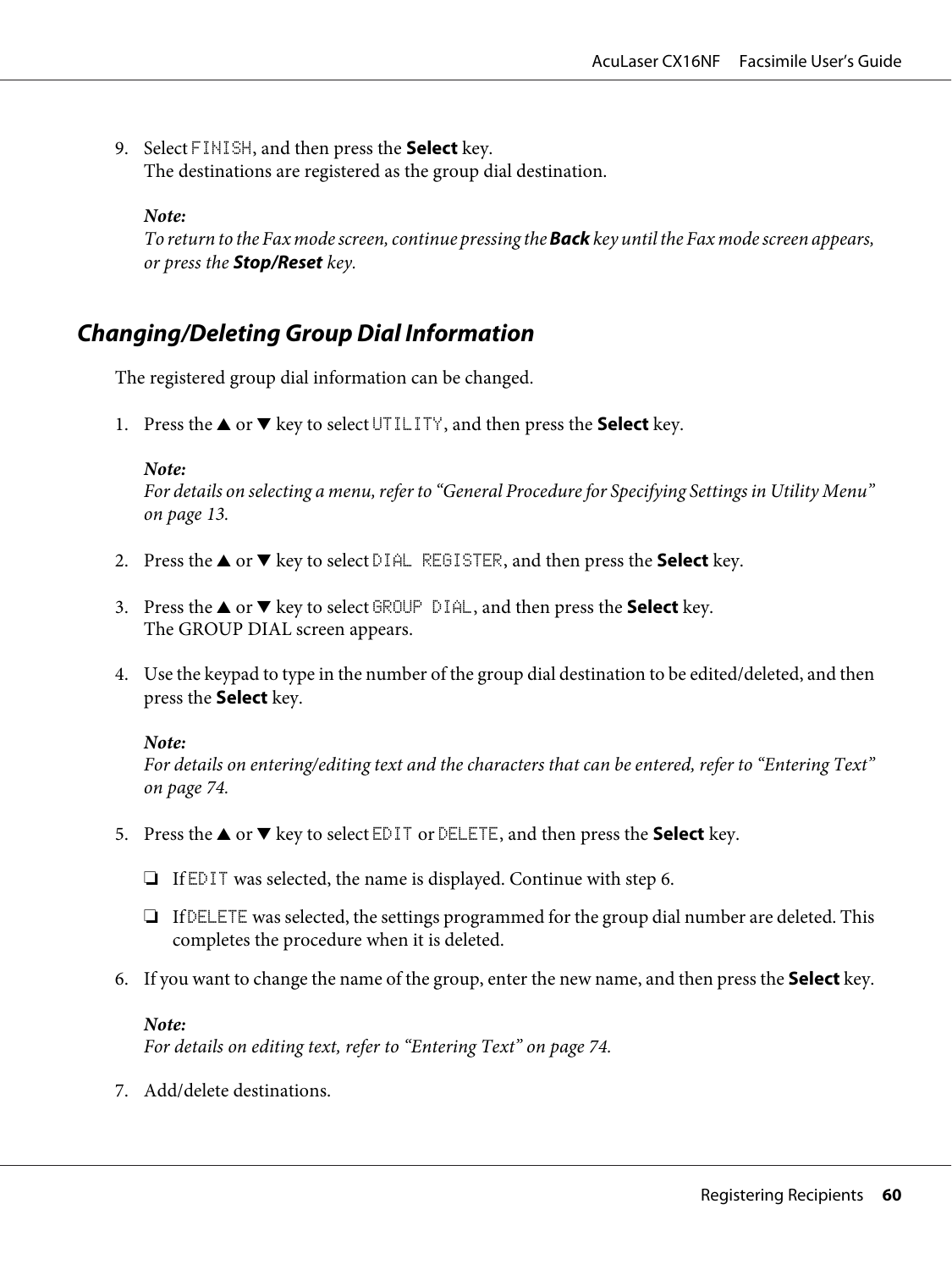9. Select FINISH, and then press the **Select** key.
   The destinations are registered as the group dial destination.

   *Note:*
   *To return to the Fax mode screen, continue pressing the **Back** key until the Fax mode screen appears, or press the **Stop/Reset** key.*

## *Changing/Deleting Group Dial Information*

The registered group dial information can be changed.

1. Press the ▲ or ▼ key to select UTILITY, and then press the **Select** key.

   *Note:*
   *For details on selecting a menu, refer to "General Procedure for Specifying Settings in Utility Menu" on page 13.*

2. Press the ▲ or ▼ key to select DIAL REGISTER, and then press the **Select** key.

3. Press the ▲ or ▼ key to select GROUP DIAL, and then press the **Select** key.
   The GROUP DIAL screen appears.

4. Use the keypad to type in the number of the group dial destination to be edited/deleted, and then press the **Select** key.

   *Note:*
   *For details on entering/editing text and the characters that can be entered, refer to "Entering Text" on page 74.*

5. Press the ▲ or ▼ key to select EDIT or DELETE, and then press the **Select** key.

   ❏ If EDIT was selected, the name is displayed. Continue with step 6.

   ❏ If DELETE was selected, the settings programmed for the group dial number are deleted. This completes the procedure when it is deleted.

6. If you want to change the name of the group, enter the new name, and then press the **Select** key.

   *Note:*
   *For details on editing text, refer to "Entering Text" on page 74.*

7. Add/delete destinations.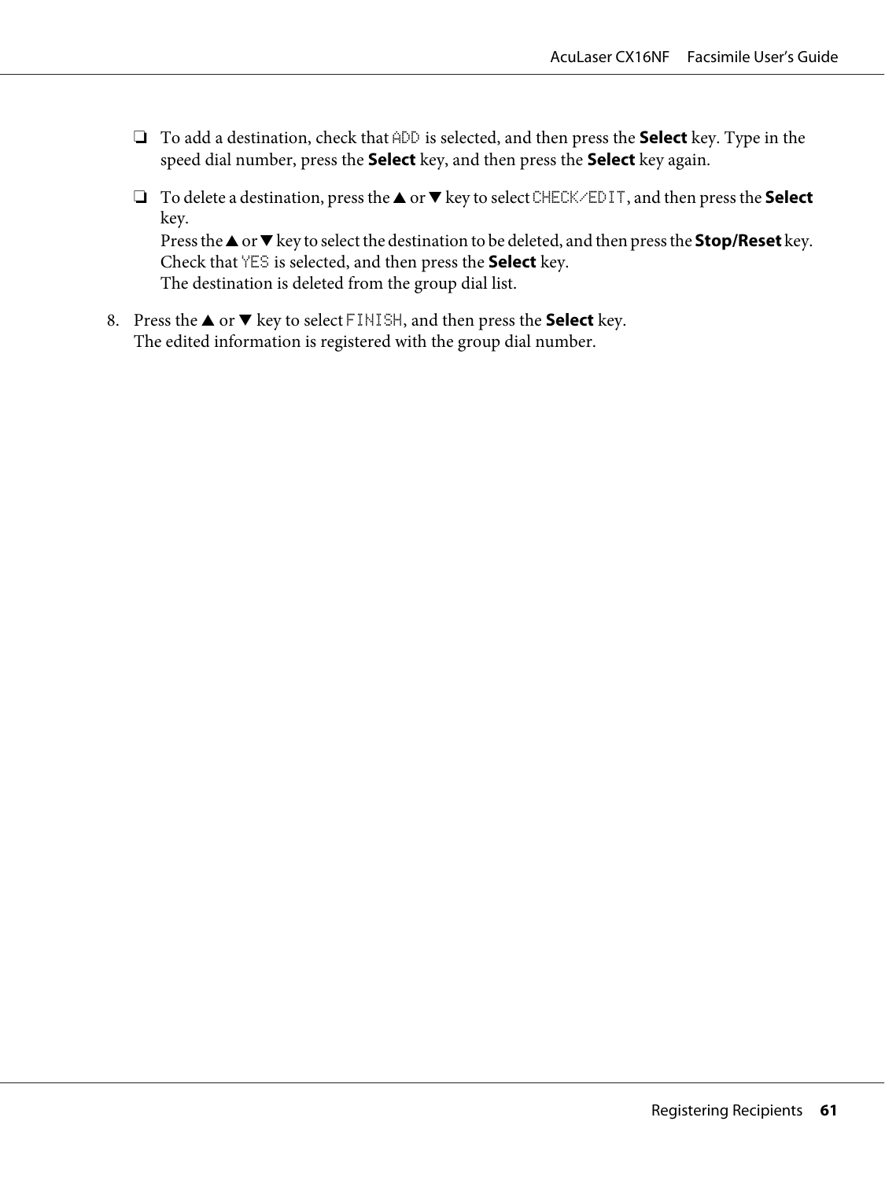- To add a destination, check that `ADD` is selected, and then press the **Select** key. Type in the speed dial number, press the **Select** key, and then press the **Select** key again.
- To delete a destination, press the ▲ or ▼ key to select `CHECK/EDIT`, and then press the **Select** key.
  Press the ▲ or ▼ key to select the destination to be deleted, and then press the **Stop/Reset** key.
  Check that `YES` is selected, and then press the **Select** key.
  The destination is deleted from the group dial list.

8. Press the ▲ or ▼ key to select `FINISH`, and then press the **Select** key.
   The edited information is registered with the group dial number.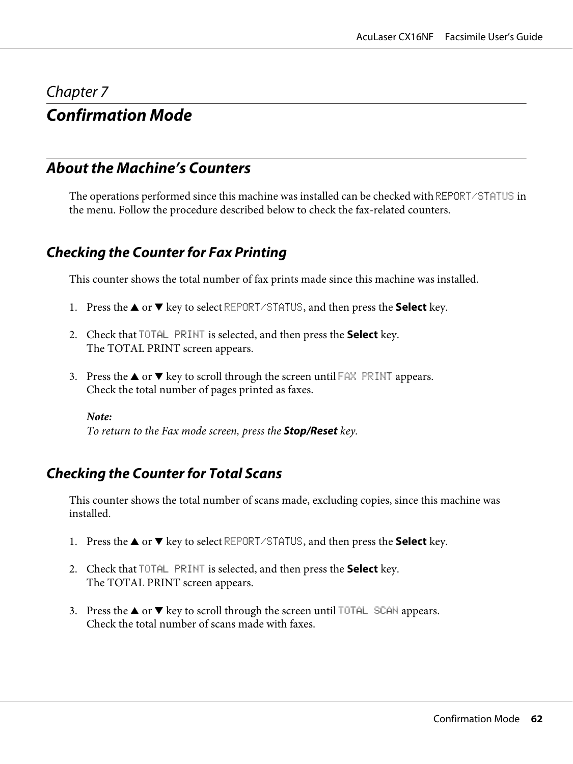# Chapter 7

# Confirmation Mode

## About the Machine's Counters

The operations performed since this machine was installed can be checked with REPORT/STATUS in the menu. Follow the procedure described below to check the fax-related counters.

### Checking the Counter for Fax Printing

This counter shows the total number of fax prints made since this machine was installed.

1. Press the ▲ or ▼ key to select REPORT/STATUS, and then press the **Select** key.

2. Check that TOTAL PRINT is selected, and then press the **Select** key.
   The TOTAL PRINT screen appears.

3. Press the ▲ or ▼ key to scroll through the screen until FAX PRINT appears.
   Check the total number of pages printed as faxes.

   ***Note:***
   *To return to the Fax mode screen, press the* ***Stop/Reset*** *key.*

### Checking the Counter for Total Scans

This counter shows the total number of scans made, excluding copies, since this machine was installed.

1. Press the ▲ or ▼ key to select REPORT/STATUS, and then press the **Select** key.

2. Check that TOTAL PRINT is selected, and then press the **Select** key.
   The TOTAL PRINT screen appears.

3. Press the ▲ or ▼ key to scroll through the screen until TOTAL SCAN appears.
   Check the total number of scans made with faxes.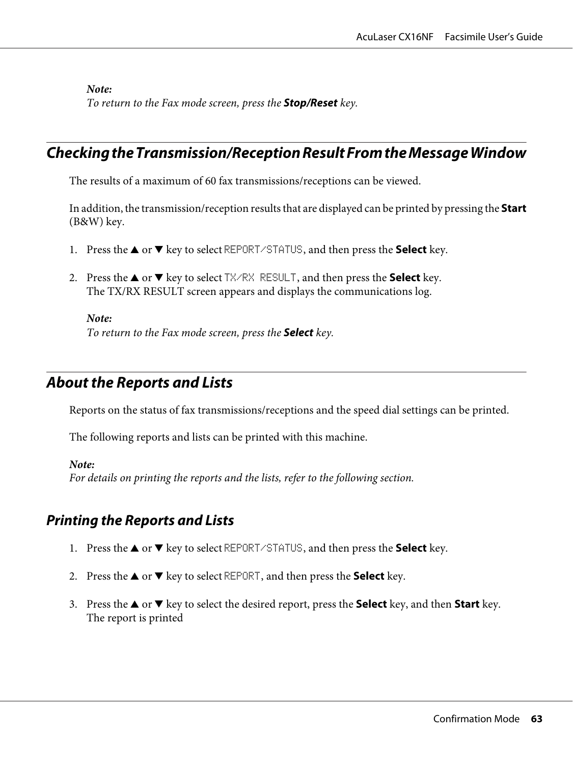*Note:*
*To return to the Fax mode screen, press the **Stop/Reset** key.*

## Checking the Transmission/Reception Result From the Message Window

The results of a maximum of 60 fax transmissions/receptions can be viewed.

In addition, the transmission/reception results that are displayed can be printed by pressing the **Start** (B&W) key.

1. Press the ▲ or ▼ key to select `REPORT/STATUS`, and then press the **Select** key.

2. Press the ▲ or ▼ key to select `TX/RX RESULT`, and then press the **Select** key.
   The TX/RX RESULT screen appears and displays the communications log.

   *Note:*
   *To return to the Fax mode screen, press the **Select** key.*

## About the Reports and Lists

Reports on the status of fax transmissions/receptions and the speed dial settings can be printed.

The following reports and lists can be printed with this machine.

*Note:*
*For details on printing the reports and the lists, refer to the following section.*

### Printing the Reports and Lists

1. Press the ▲ or ▼ key to select `REPORT/STATUS`, and then press the **Select** key.

2. Press the ▲ or ▼ key to select `REPORT`, and then press the **Select** key.

3. Press the ▲ or ▼ key to select the desired report, press the **Select** key, and then **Start** key.
   The report is printed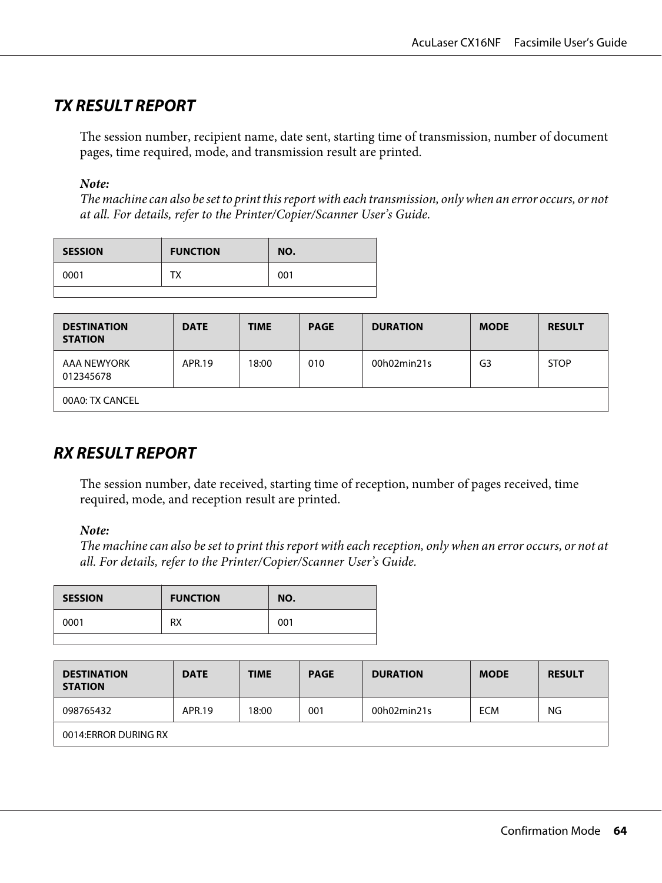## TX RESULT REPORT

The session number, recipient name, date sent, starting time of transmission, number of document pages, time required, mode, and transmission result are printed.

***Note:***
*The machine can also be set to print this report with each transmission, only when an error occurs, or not at all. For details, refer to the Printer/Copier/Scanner User's Guide.*

| SESSION | FUNCTION | NO. |
|---|---|---|
| 0001 | TX | 001 |
| | | |

| DESTINATION STATION | DATE | TIME | PAGE | DURATION | MODE | RESULT |
|---|---|---|---|---|---|---|
| AAA NEWYORK 012345678 | APR.19 | 18:00 | 010 | 00h02min21s | G3 | STOP |
| 00A0: TX CANCEL | | | | | | |

## RX RESULT REPORT

The session number, date received, starting time of reception, number of pages received, time required, mode, and reception result are printed.

***Note:***
*The machine can also be set to print this report with each reception, only when an error occurs, or not at all. For details, refer to the Printer/Copier/Scanner User's Guide.*

| SESSION | FUNCTION | NO. |
|---|---|---|
| 0001 | RX | 001 |
| | | |

| DESTINATION STATION | DATE | TIME | PAGE | DURATION | MODE | RESULT |
|---|---|---|---|---|---|---|
| 098765432 | APR.19 | 18:00 | 001 | 00h02min21s | ECM | NG |
| 0014:ERROR DURING RX | | | | | | |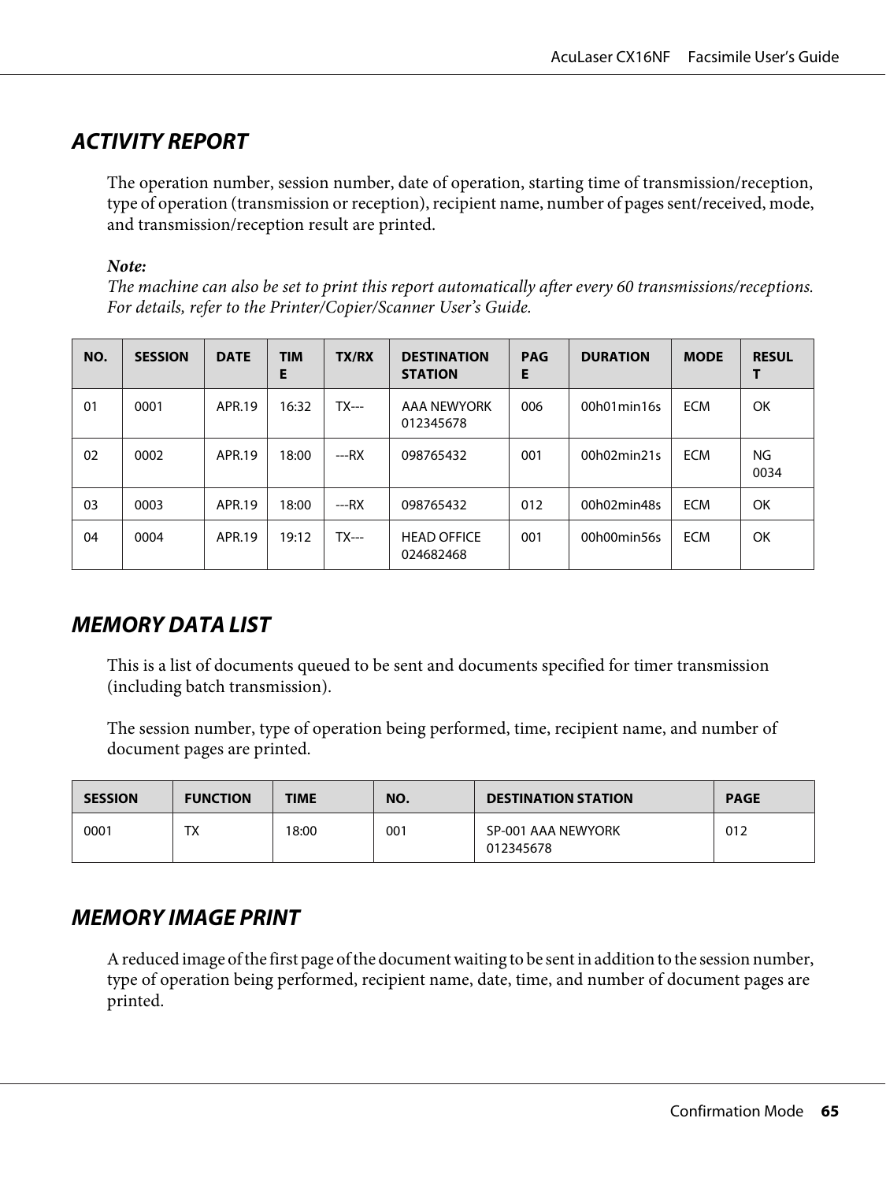## ACTIVITY REPORT

The operation number, session number, date of operation, starting time of transmission/reception, type of operation (transmission or reception), recipient name, number of pages sent/received, mode, and transmission/reception result are printed.

***Note:***
*The machine can also be set to print this report automatically after every 60 transmissions/receptions. For details, refer to the Printer/Copier/Scanner User's Guide.*

| NO. | SESSION | DATE | TIME | TX/RX | DESTINATION STATION | PAGE | DURATION | MODE | RESULT |
|---|---|---|---|---|---|---|---|---|---|
| 01 | 0001 | APR.19 | 16:32 | TX--- | AAA NEWYORK 012345678 | 006 | 00h01min16s | ECM | OK |
| 02 | 0002 | APR.19 | 18:00 | ---RX | 098765432 | 001 | 00h02min21s | ECM | NG 0034 |
| 03 | 0003 | APR.19 | 18:00 | ---RX | 098765432 | 012 | 00h02min48s | ECM | OK |
| 04 | 0004 | APR.19 | 19:12 | TX--- | HEAD OFFICE 024682468 | 001 | 00h00min56s | ECM | OK |

## MEMORY DATA LIST

This is a list of documents queued to be sent and documents specified for timer transmission (including batch transmission).

The session number, type of operation being performed, time, recipient name, and number of document pages are printed.

| SESSION | FUNCTION | TIME | NO. | DESTINATION STATION | PAGE |
|---|---|---|---|---|---|
| 0001 | TX | 18:00 | 001 | SP-001 AAA NEWYORK 012345678 | 012 |

## MEMORY IMAGE PRINT

A reduced image of the first page of the document waiting to be sent in addition to the session number, type of operation being performed, recipient name, date, time, and number of document pages are printed.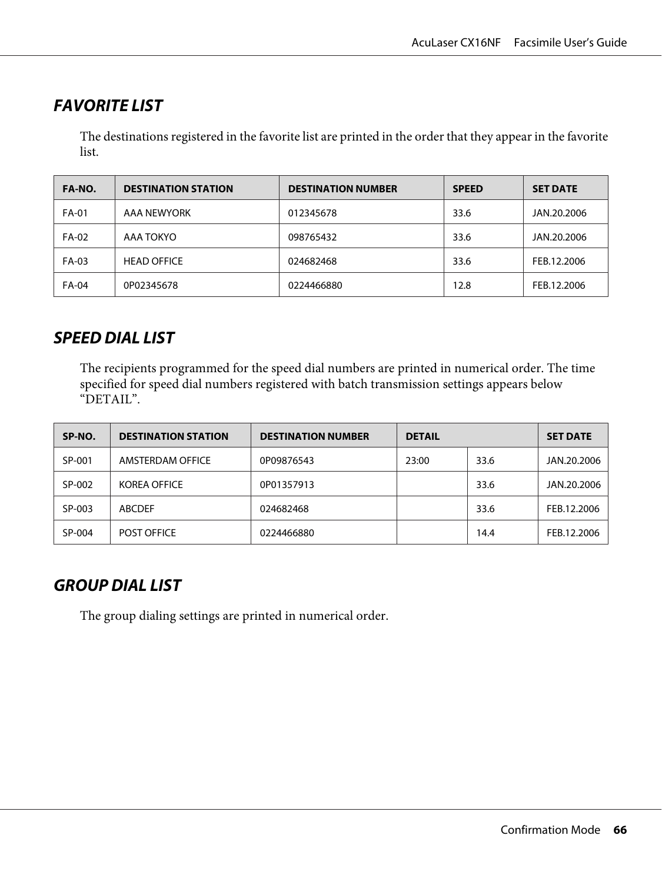## FAVORITE LIST

The destinations registered in the favorite list are printed in the order that they appear in the favorite list.

| FA-NO. | DESTINATION STATION | DESTINATION NUMBER | SPEED | SET DATE |
|---|---|---|---|---|
| FA-01 | AAA NEWYORK | 012345678 | 33.6 | JAN.20.2006 |
| FA-02 | AAA TOKYO | 098765432 | 33.6 | JAN.20.2006 |
| FA-03 | HEAD OFFICE | 024682468 | 33.6 | FEB.12.2006 |
| FA-04 | 0P02345678 | 0224466880 | 12.8 | FEB.12.2006 |

## SPEED DIAL LIST

The recipients programmed for the speed dial numbers are printed in numerical order. The time specified for speed dial numbers registered with batch transmission settings appears below "DETAIL".

| SP-NO. | DESTINATION STATION | DESTINATION NUMBER | DETAIL | | SET DATE |
|---|---|---|---|---|---|
| SP-001 | AMSTERDAM OFFICE | 0P09876543 | 23:00 | 33.6 | JAN.20.2006 |
| SP-002 | KOREA OFFICE | 0P01357913 | | 33.6 | JAN.20.2006 |
| SP-003 | ABCDEF | 024682468 | | 33.6 | FEB.12.2006 |
| SP-004 | POST OFFICE | 0224466880 | | 14.4 | FEB.12.2006 |

## GROUP DIAL LIST

The group dialing settings are printed in numerical order.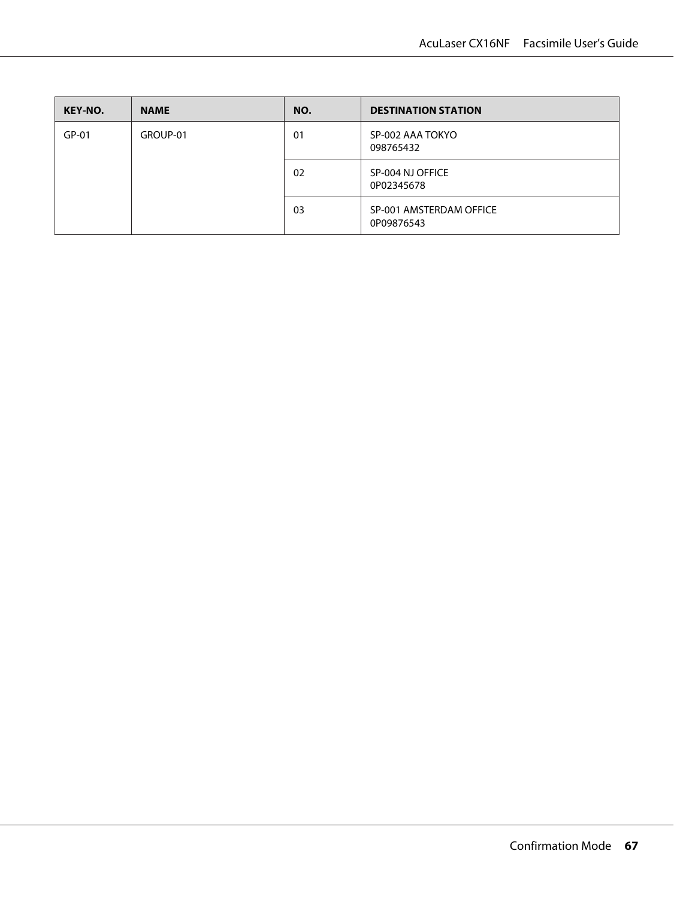| KEY-NO. | NAME | NO. | DESTINATION STATION |
|---|---|---|---|
| GP-01 | GROUP-01 | 01 | SP-002 AAA TOKYO<br>098765432 |
| | | 02 | SP-004 NJ OFFICE<br>0P02345678 |
| | | 03 | SP-001 AMSTERDAM OFFICE<br>0P09876543 |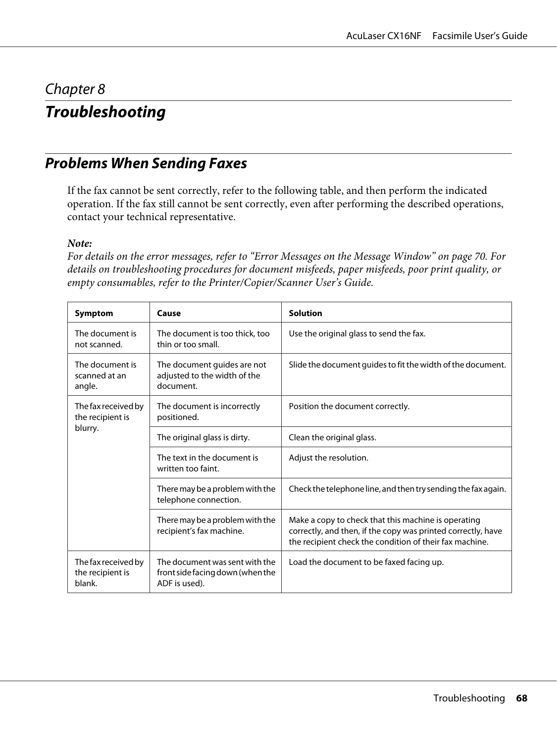# Chapter 8

# Troubleshooting

## Problems When Sending Faxes

If the fax cannot be sent correctly, refer to the following table, and then perform the indicated operation. If the fax still cannot be sent correctly, even after performing the described operations, contact your technical representative.

*Note:*
*For details on the error messages, refer to "Error Messages on the Message Window" on page 70. For details on troubleshooting procedures for document misfeeds, paper misfeeds, poor print quality, or empty consumables, refer to the Printer/Copier/Scanner User's Guide.*

| Symptom | Cause | Solution |
| --- | --- | --- |
| The document is not scanned. | The document is too thick, too thin or too small. | Use the original glass to send the fax. |
| The document is scanned at an angle. | The document guides are not adjusted to the width of the document. | Slide the document guides to fit the width of the document. |
| The fax received by the recipient is blurry. | The document is incorrectly positioned. | Position the document correctly. |
| | The original glass is dirty. | Clean the original glass. |
| | The text in the document is written too faint. | Adjust the resolution. |
| | There may be a problem with the telephone connection. | Check the telephone line, and then try sending the fax again. |
| | There may be a problem with the recipient's fax machine. | Make a copy to check that this machine is operating correctly, and then, if the copy was printed correctly, have the recipient check the condition of their fax machine. |
| The fax received by the recipient is blank. | The document was sent with the front side facing down (when the ADF is used). | Load the document to be faxed facing up. |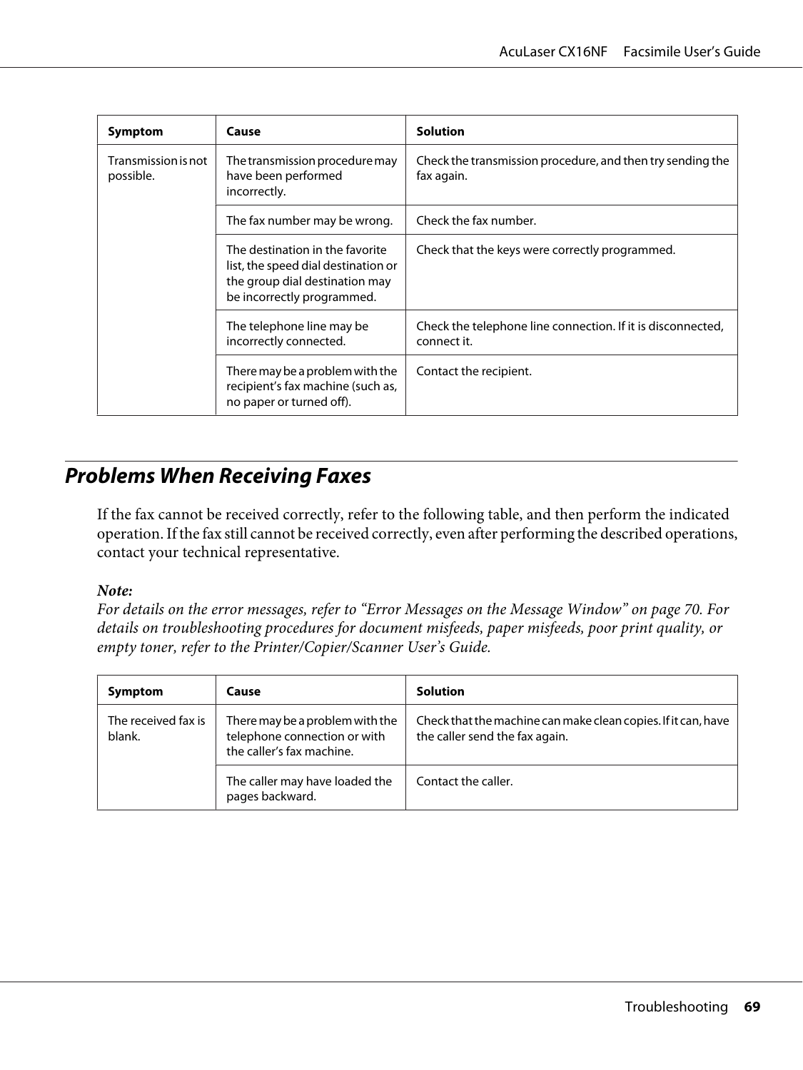| Symptom | Cause | Solution |
| --- | --- | --- |
| Transmission is not possible. | The transmission procedure may have been performed incorrectly. | Check the transmission procedure, and then try sending the fax again. |
| | The fax number may be wrong. | Check the fax number. |
| | The destination in the favorite list, the speed dial destination or the group dial destination may be incorrectly programmed. | Check that the keys were correctly programmed. |
| | The telephone line may be incorrectly connected. | Check the telephone line connection. If it is disconnected, connect it. |
| | There may be a problem with the recipient's fax machine (such as, no paper or turned off). | Contact the recipient. |

## Problems When Receiving Faxes

If the fax cannot be received correctly, refer to the following table, and then perform the indicated operation. If the fax still cannot be received correctly, even after performing the described operations, contact your technical representative.

***Note:***
*For details on the error messages, refer to "Error Messages on the Message Window" on page 70. For details on troubleshooting procedures for document misfeeds, paper misfeeds, poor print quality, or empty toner, refer to the Printer/Copier/Scanner User's Guide.*

| Symptom | Cause | Solution |
| --- | --- | --- |
| The received fax is blank. | There may be a problem with the telephone connection or with the caller's fax machine. | Check that the machine can make clean copies. If it can, have the caller send the fax again. |
| | The caller may have loaded the pages backward. | Contact the caller. |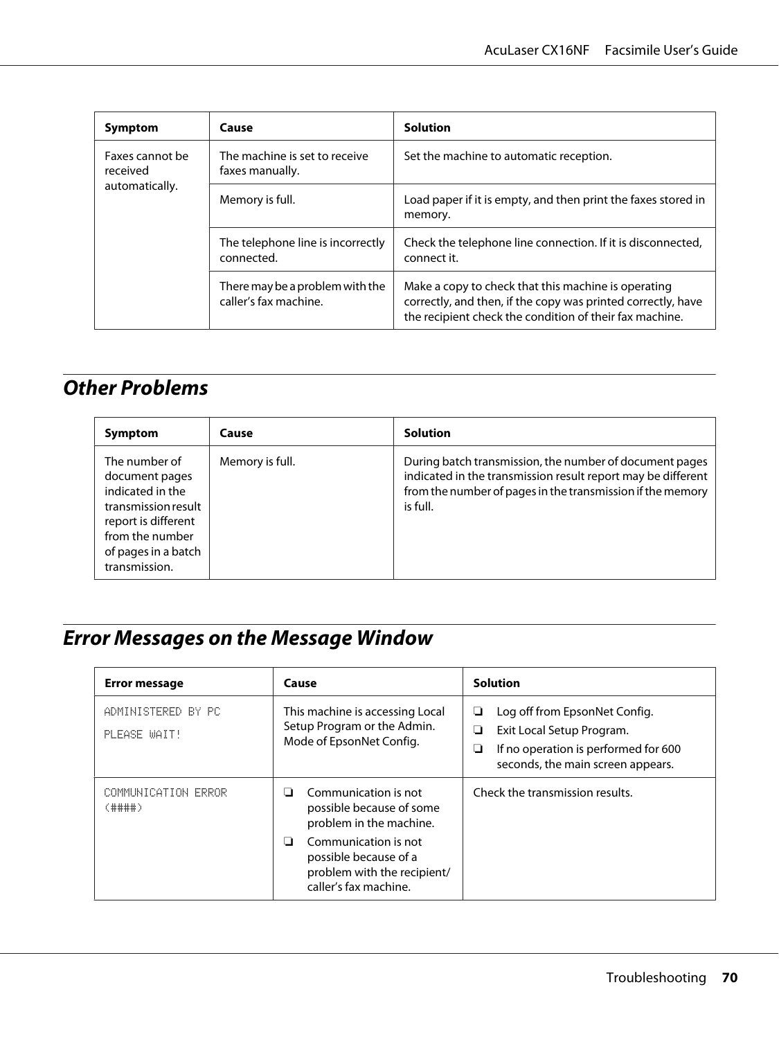| Symptom | Cause | Solution |
|---|---|---|
| Faxes cannot be received automatically. | The machine is set to receive faxes manually. | Set the machine to automatic reception. |
| | Memory is full. | Load paper if it is empty, and then print the faxes stored in memory. |
| | The telephone line is incorrectly connected. | Check the telephone line connection. If it is disconnected, connect it. |
| | There may be a problem with the caller's fax machine. | Make a copy to check that this machine is operating correctly, and then, if the copy was printed correctly, have the recipient check the condition of their fax machine. |

## Other Problems

| Symptom | Cause | Solution |
|---|---|---|
| The number of document pages indicated in the transmission result report is different from the number of pages in a batch transmission. | Memory is full. | During batch transmission, the number of document pages indicated in the transmission result report may be different from the number of pages in the transmission if the memory is full. |

## Error Messages on the Message Window

| Error message | Cause | Solution |
|---|---|---|
| ADMINISTERED BY PC<br>PLEASE WAIT! | This machine is accessing Local Setup Program or the Admin. Mode of EpsonNet Config. | ❏ Log off from EpsonNet Config.<br>❏ Exit Local Setup Program.<br>❏ If no operation is performed for 600 seconds, the main screen appears. |
| COMMUNICATION ERROR (####) | ❏ Communication is not possible because of some problem in the machine.<br>❏ Communication is not possible because of a problem with the recipient/ caller's fax machine. | Check the transmission results. |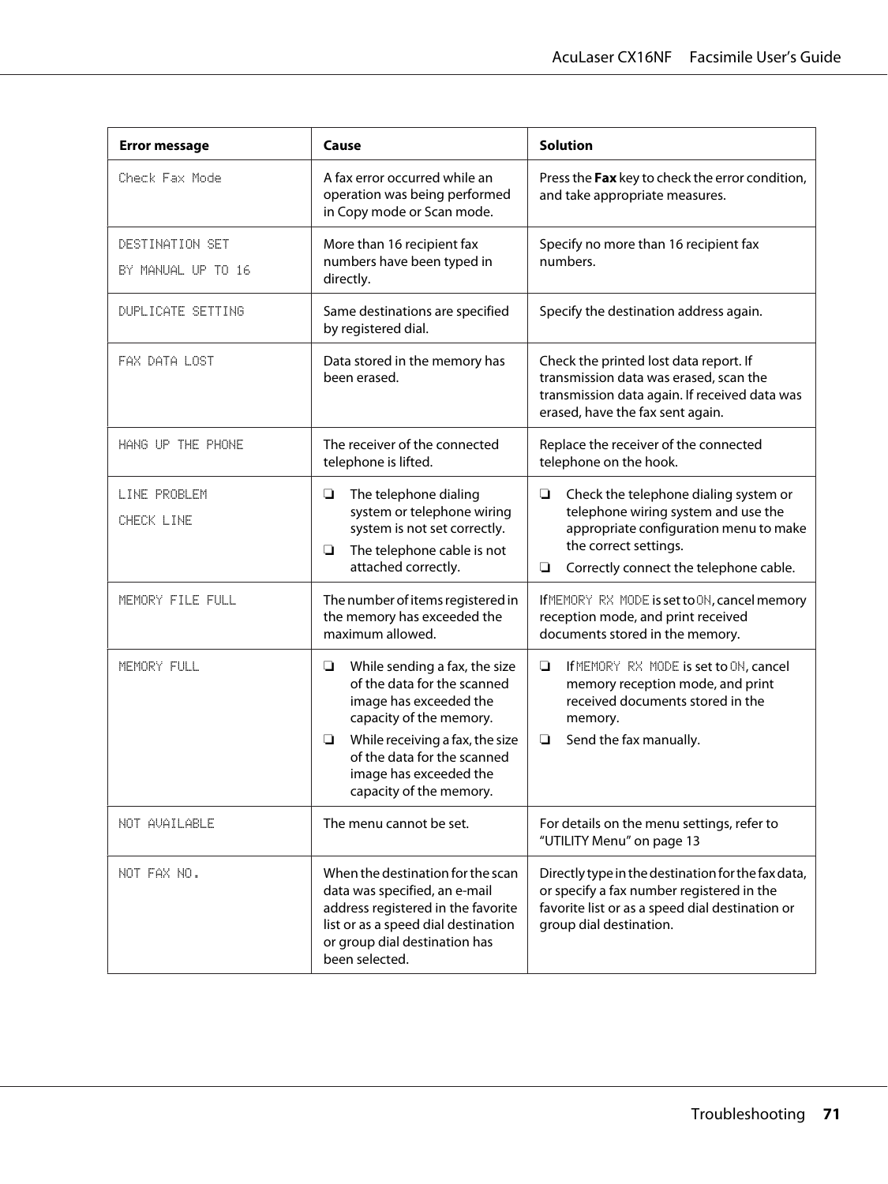| Error message | Cause | Solution |
|---|---|---|
| Check Fax Mode | A fax error occurred while an operation was being performed in Copy mode or Scan mode. | Press the **Fax** key to check the error condition, and take appropriate measures. |
| DESTINATION SET<br>BY MANUAL UP TO 16 | More than 16 recipient fax numbers have been typed in directly. | Specify no more than 16 recipient fax numbers. |
| DUPLICATE SETTING | Same destinations are specified by registered dial. | Specify the destination address again. |
| FAX DATA LOST | Data stored in the memory has been erased. | Check the printed lost data report. If transmission data was erased, scan the transmission data again. If received data was erased, have the fax sent again. |
| HANG UP THE PHONE | The receiver of the connected telephone is lifted. | Replace the receiver of the connected telephone on the hook. |
| LINE PROBLEM<br>CHECK LINE | ❏ The telephone dialing system or telephone wiring system is not set correctly.<br>❏ The telephone cable is not attached correctly. | ❏ Check the telephone dialing system or telephone wiring system and use the appropriate configuration menu to make the correct settings.<br>❏ Correctly connect the telephone cable. |
| MEMORY FILE FULL | The number of items registered in the memory has exceeded the maximum allowed. | If MEMORY RX MODE is set to ON, cancel memory reception mode, and print received documents stored in the memory. |
| MEMORY FULL | ❏ While sending a fax, the size of the data for the scanned image has exceeded the capacity of the memory.<br>❏ While receiving a fax, the size of the data for the scanned image has exceeded the capacity of the memory. | ❏ If MEMORY RX MODE is set to ON, cancel memory reception mode, and print received documents stored in the memory.<br>❏ Send the fax manually. |
| NOT AVAILABLE | The menu cannot be set. | For details on the menu settings, refer to "UTILITY Menu" on page 13 |
| NOT FAX NO. | When the destination for the scan data was specified, an e-mail address registered in the favorite list or as a speed dial destination or group dial destination has been selected. | Directly type in the destination for the fax data, or specify a fax number registered in the favorite list or as a speed dial destination or group dial destination. |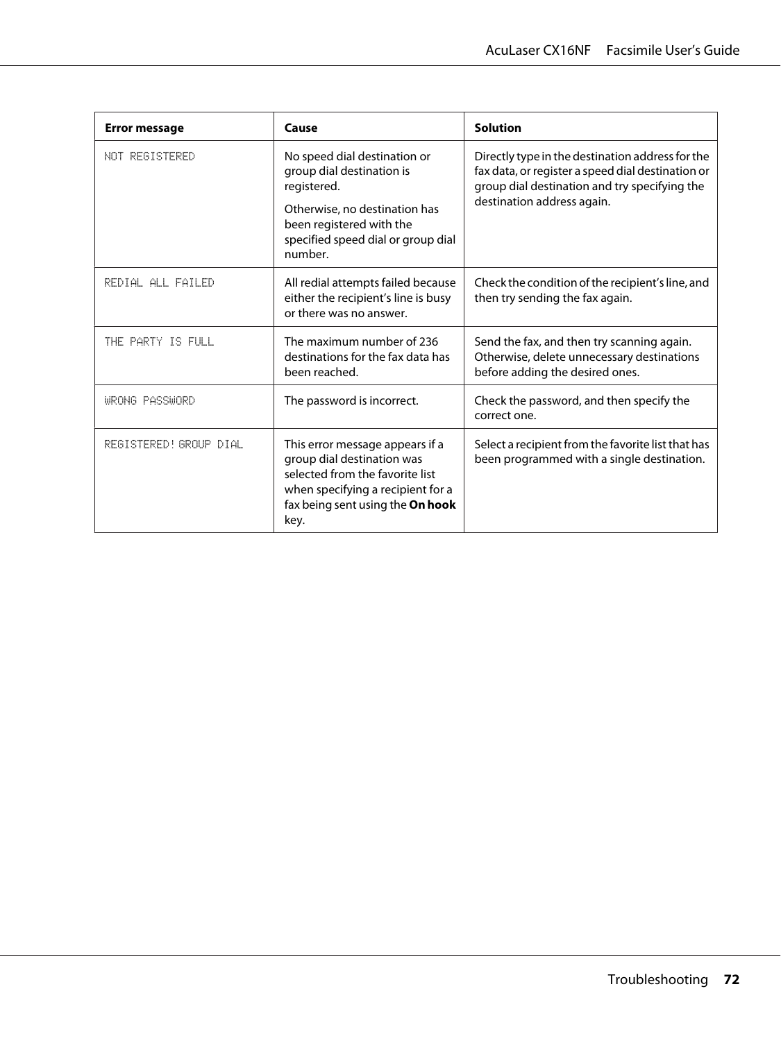| Error message | Cause | Solution |
| --- | --- | --- |
| NOT REGISTERED | No speed dial destination or group dial destination is registered.<br>Otherwise, no destination has been registered with the specified speed dial or group dial number. | Directly type in the destination address for the fax data, or register a speed dial destination or group dial destination and try specifying the destination address again. |
| REDIAL ALL FAILED | All redial attempts failed because either the recipient's line is busy or there was no answer. | Check the condition of the recipient's line, and then try sending the fax again. |
| THE PARTY IS FULL | The maximum number of 236 destinations for the fax data has been reached. | Send the fax, and then try scanning again. Otherwise, delete unnecessary destinations before adding the desired ones. |
| WRONG PASSWORD | The password is incorrect. | Check the password, and then specify the correct one. |
| REGISTERED! GROUP DIAL | This error message appears if a group dial destination was selected from the favorite list when specifying a recipient for a fax being sent using the **On hook** key. | Select a recipient from the favorite list that has been programmed with a single destination. |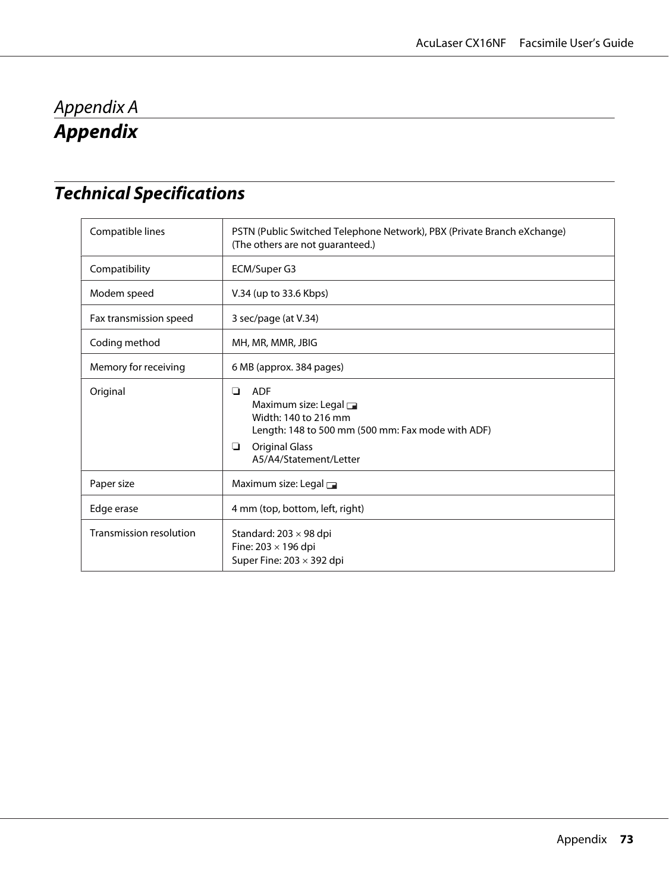*Appendix A*

# Appendix

## Technical Specifications

| | |
|---|---|
| Compatible lines | PSTN (Public Switched Telephone Network), PBX (Private Branch eXchange)<br>(The others are not guaranteed.) |
| Compatibility | ECM/Super G3 |
| Modem speed | V.34 (up to 33.6 Kbps) |
| Fax transmission speed | 3 sec/page (at V.34) |
| Coding method | MH, MR, MMR, JBIG |
| Memory for receiving | 6 MB (approx. 384 pages) |
| Original | ❏ ADF<br>Maximum size: Legal<br>Width: 140 to 216 mm<br>Length: 148 to 500 mm (500 mm: Fax mode with ADF)<br>❏ Original Glass<br>A5/A4/Statement/Letter |
| Paper size | Maximum size: Legal |
| Edge erase | 4 mm (top, bottom, left, right) |
| Transmission resolution | Standard: 203 × 98 dpi<br>Fine: 203 × 196 dpi<br>Super Fine: 203 × 392 dpi |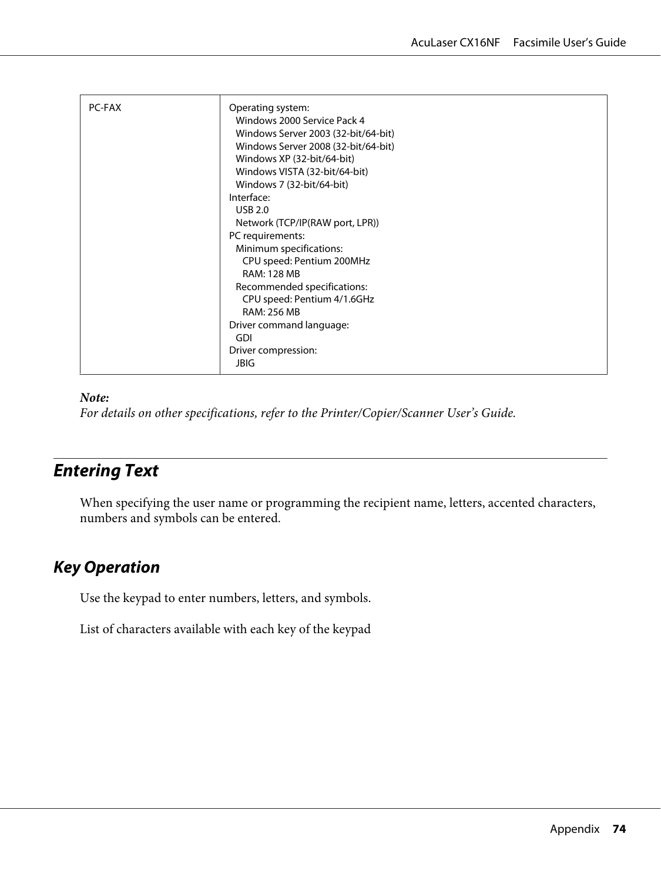| PC-FAX | Operating system:<br>Windows 2000 Service Pack 4<br>Windows Server 2003 (32-bit/64-bit)<br>Windows Server 2008 (32-bit/64-bit)<br>Windows XP (32-bit/64-bit)<br>Windows VISTA (32-bit/64-bit)<br>Windows 7 (32-bit/64-bit)<br>Interface:<br>USB 2.0<br>Network (TCP/IP(RAW port, LPR))<br>PC requirements:<br>Minimum specifications:<br>CPU speed: Pentium 200MHz<br>RAM: 128 MB<br>Recommended specifications:<br>CPU speed: Pentium 4/1.6GHz<br>RAM: 256 MB<br>Driver command language:<br>GDI<br>Driver compression:<br>JBIG |
|---|---|

***Note:***
*For details on other specifications, refer to the Printer/Copier/Scanner User's Guide.*

## Entering Text

When specifying the user name or programming the recipient name, letters, accented characters, numbers and symbols can be entered.

### Key Operation

Use the keypad to enter numbers, letters, and symbols.

List of characters available with each key of the keypad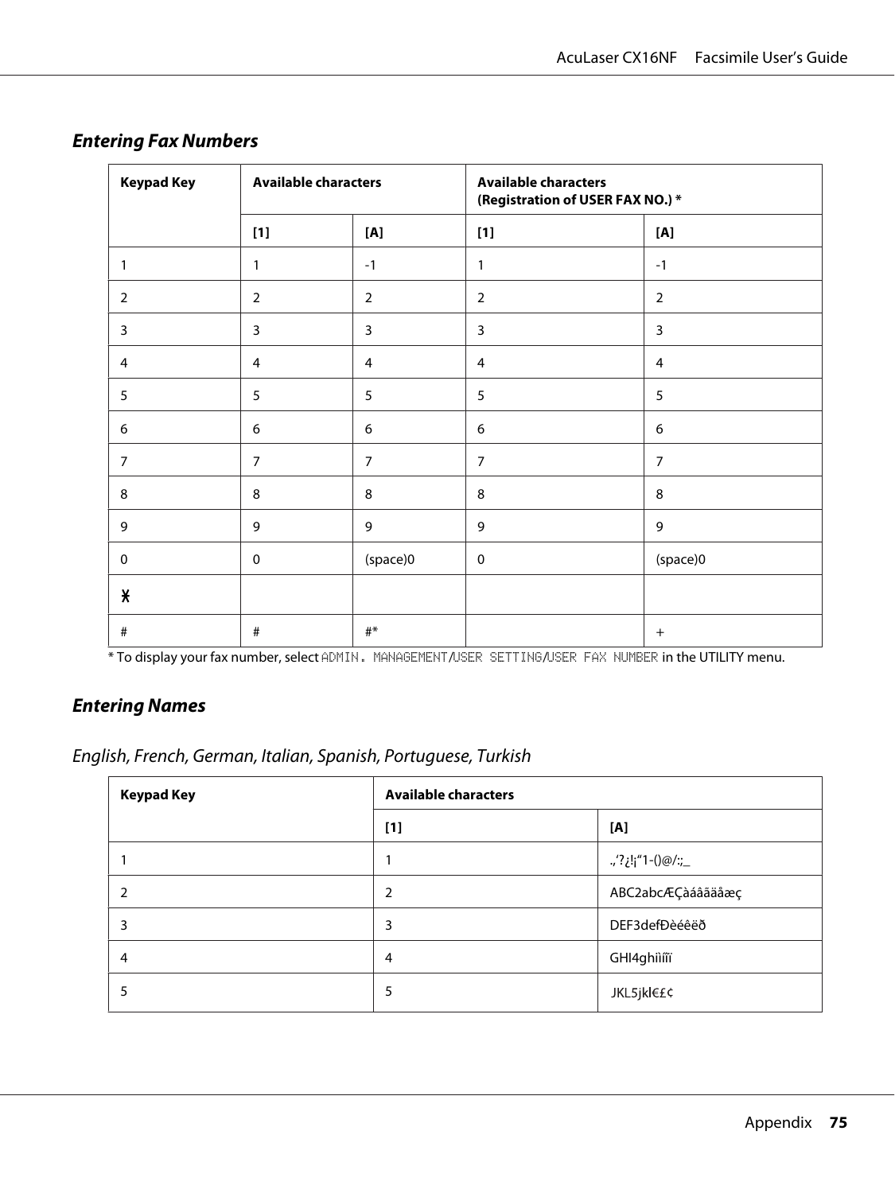## Entering Fax Numbers

| Keypad Key | Available characters | | Available characters (Registration of USER FAX NO.) * | |
|---|---|---|---|---|
| | [1] | [A] | [1] | [A] |
| 1 | 1 | -1 | 1 | -1 |
| 2 | 2 | 2 | 2 | 2 |
| 3 | 3 | 3 | 3 | 3 |
| 4 | 4 | 4 | 4 | 4 |
| 5 | 5 | 5 | 5 | 5 |
| 6 | 6 | 6 | 6 | 6 |
| 7 | 7 | 7 | 7 | 7 |
| 8 | 8 | 8 | 8 | 8 |
| 9 | 9 | 9 | 9 | 9 |
| 0 | 0 | (space)0 | 0 | (space)0 |
| ✱ | | | | |
| # | # | #* | | + |

\* To display your fax number, select ADMIN. MANAGEMENT/USER SETTING/USER FAX NUMBER in the UTILITY menu.

## Entering Names

### English, French, German, Italian, Spanish, Portuguese, Turkish

| Keypad Key | Available characters | |
|---|---|---|
| | [1] | [A] |
| 1 | 1 | .,'?¿!¡"1-()@/:;_ |
| 2 | 2 | ABC2abcÆÇàáâãäåæç |
| 3 | 3 | DEF3defÐèéêëð |
| 4 | 4 | GHI4ghiìíîï |
| 5 | 5 | JKL5jkl€£¢ |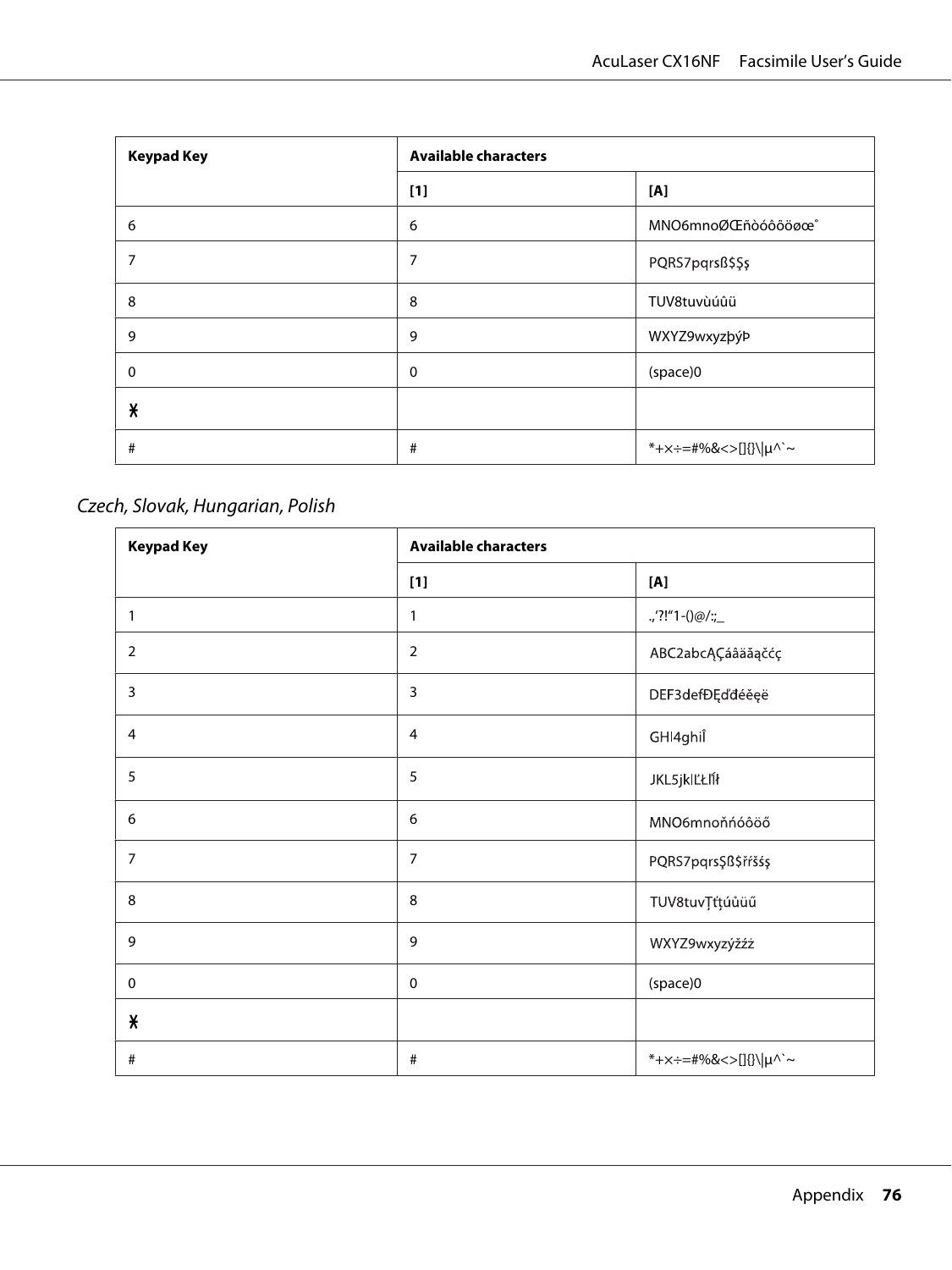| Keypad Key | Available characters | |
|---|---|---|
| | [1] | [A] |
| 6 | 6 | MNO6mnoØŒñòóôõöøœ˚ |
| 7 | 7 | PQRS7pqrsß$Şş |
| 8 | 8 | TUV8tuvùúûü |
| 9 | 9 | WXYZ9wxyzþýÞ |
| 0 | 0 | (space)0 |
| ✱ | | |
| # | # | *+×÷=#%&<>[]{}\|µ^`~ |

*Czech, Slovak, Hungarian, Polish*

| Keypad Key | Available characters | |
|---|---|---|
| | [1] | [A] |
| 1 | 1 | .,'?!"1-()@/:;_ |
| 2 | 2 | ABC2abcĄÇáâäăąčćç |
| 3 | 3 | DEF3defĐĘďđéěęë |
| 4 | 4 | GHI4ghiÎ |
| 5 | 5 | JKL5jklĽŁĺľł |
| 6 | 6 | MNO6mnoňńóôöő |
| 7 | 7 | PQRS7pqrsŞß$řśšş |
| 8 | 8 | TUV8tuvŢťţúůüű |
| 9 | 9 | WXYZ9wxyzýžźż |
| 0 | 0 | (space)0 |
| ✱ | | |
| # | # | *+×÷=#%&<>[]{}\|µ^`~ |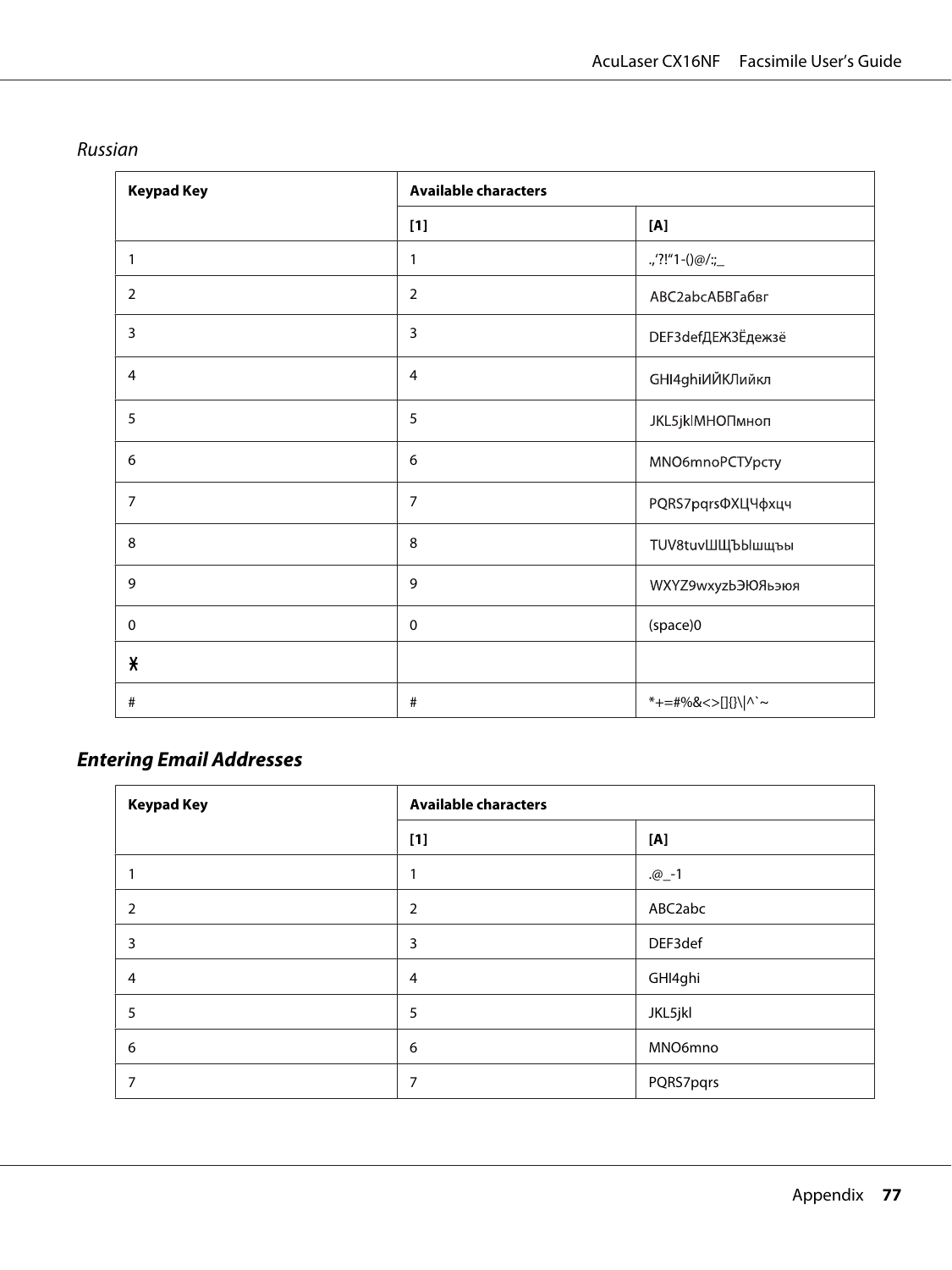*Russian*

| Keypad Key | Available characters | |
|---|---|---|
| | [1] | [A] |
| 1 | 1 | .,'?!"1-()@/:;_ |
| 2 | 2 | ABC2abcАБВГабвг |
| 3 | 3 | DEF3defДЕЖЗЁдежзё |
| 4 | 4 | GHI4ghiИЙКЛийкл |
| 5 | 5 | JKL5jklМНОПмноп |
| 6 | 6 | MNO6mnoРСТУрсту |
| 7 | 7 | PQRS7pqrsФХЦЧфхцч |
| 8 | 8 | TUV8tuvШЩЪЫшщъы |
| 9 | 9 | WXYZ9wxyzЬЭЮЯьэюя |
| 0 | 0 | (space)0 |
| ⚹ | | |
| # | # | *+=#%&<>[]{}\|^`~ |

## *Entering Email Addresses*

| Keypad Key | Available characters | |
|---|---|---|
| | [1] | [A] |
| 1 | 1 | .@_-1 |
| 2 | 2 | ABC2abc |
| 3 | 3 | DEF3def |
| 4 | 4 | GHI4ghi |
| 5 | 5 | JKL5jkl |
| 6 | 6 | MNO6mno |
| 7 | 7 | PQRS7pqrs |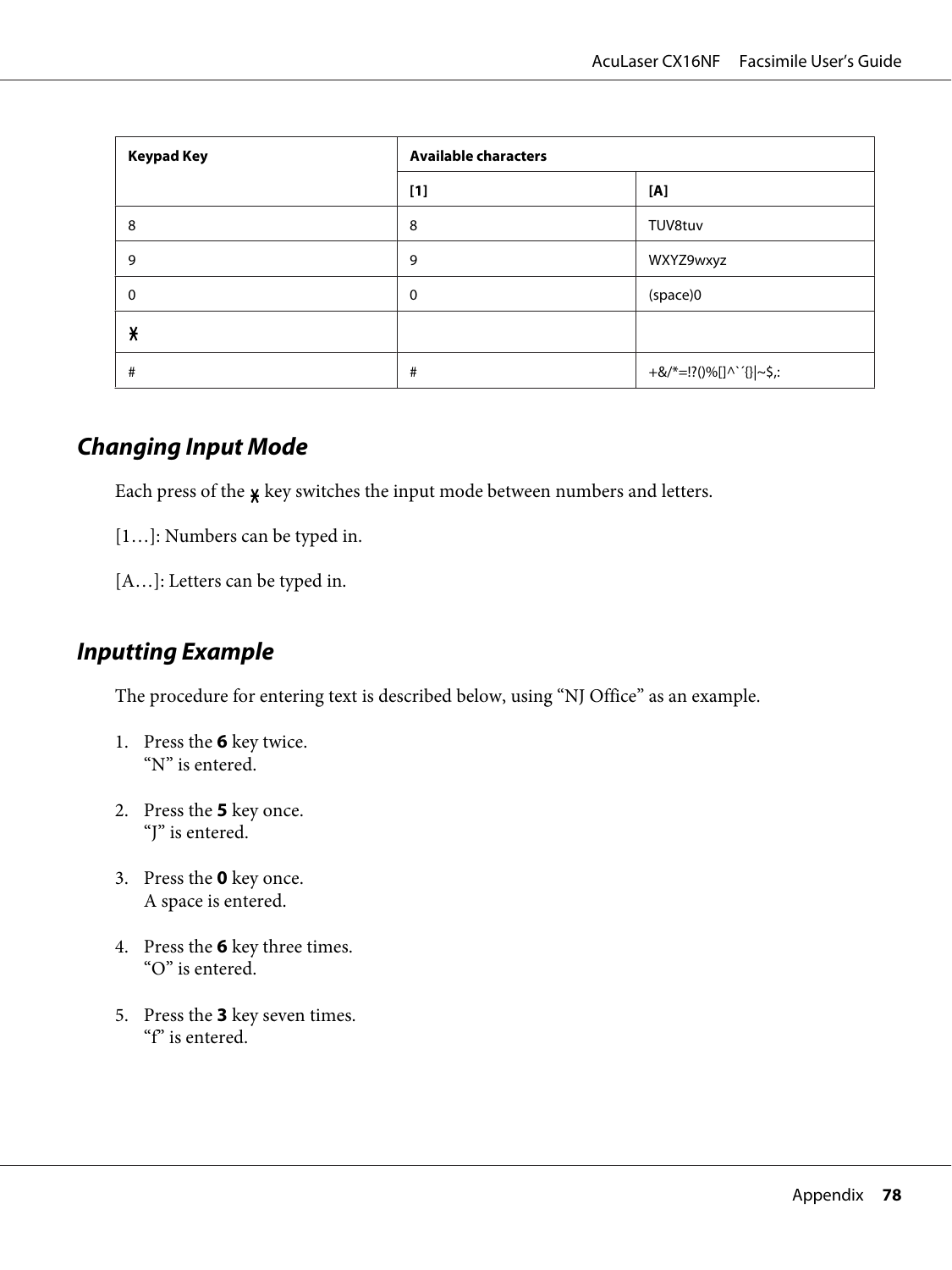| Keypad Key | Available characters | |
|---|---|---|
| | [1] | [A] |
| 8 | 8 | TUV8tuv |
| 9 | 9 | WXYZ9wxyz |
| 0 | 0 | (space)0 |
| ⁎ | | |
| # | # | +&/*=!?()%[]^`´{}\|~$,: |

## Changing Input Mode

Each press of the ⁎ key switches the input mode between numbers and letters.

[1…]: Numbers can be typed in.

[A…]: Letters can be typed in.

## Inputting Example

The procedure for entering text is described below, using “NJ Office” as an example.

1. Press the **6** key twice.
   “N” is entered.

2. Press the **5** key once.
   “J” is entered.

3. Press the **0** key once.
   A space is entered.

4. Press the **6** key three times.
   “O” is entered.

5. Press the **3** key seven times.
   “f” is entered.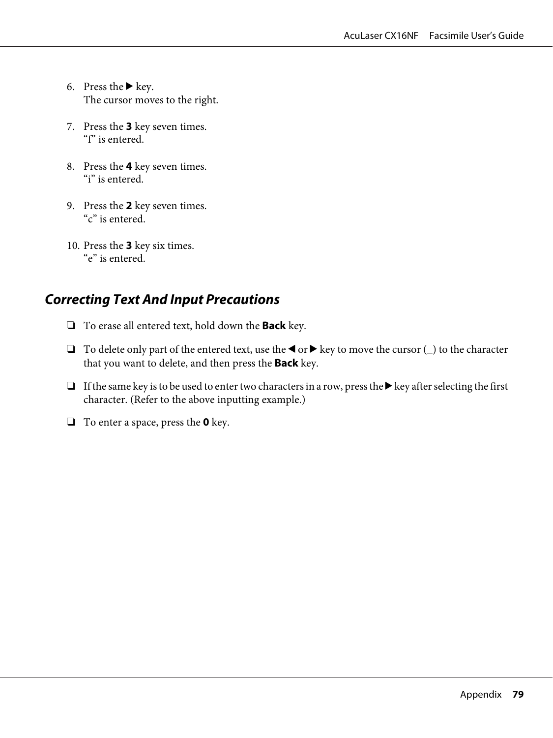6. Press the ▶ key.
   The cursor moves to the right.

7. Press the **3** key seven times.
   "f" is entered.

8. Press the **4** key seven times.
   "i" is entered.

9. Press the **2** key seven times.
   "c" is entered.

10. Press the **3** key six times.
    "e" is entered.

### *Correcting Text And Input Precautions*

- To erase all entered text, hold down the **Back** key.
- To delete only part of the entered text, use the ◀ or ▶ key to move the cursor (_) to the character that you want to delete, and then press the **Back** key.
- If the same key is to be used to enter two characters in a row, press the ▶ key after selecting the first character. (Refer to the above inputting example.)
- To enter a space, press the **0** key.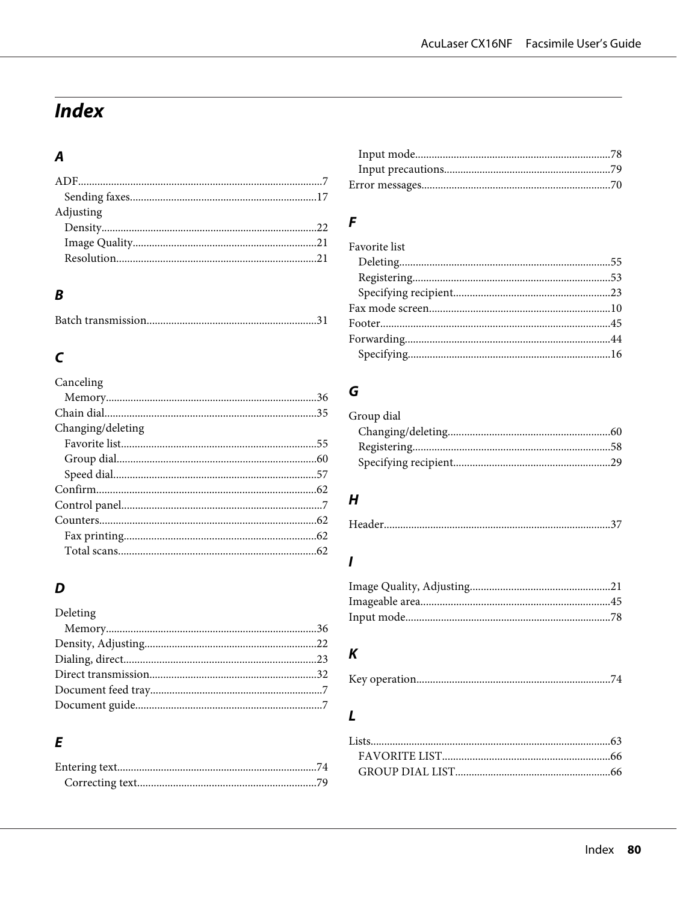# Index

## A

ADF.......7
- Sending faxes.......17

Adjusting
- Density.......22
- Image Quality.......21
- Resolution.......21

## B

Batch transmission.......31

## C

Canceling
- Memory.......36

Chain dial.......35

Changing/deleting
- Favorite list.......55
- Group dial.......60
- Speed dial.......57

Confirm.......62

Control panel.......7

Counters.......62
- Fax printing.......62
- Total scans.......62

## D

Deleting
- Memory.......36

Density, Adjusting.......22

Dialing, direct.......23

Direct transmission.......32

Document feed tray.......7

Document guide.......7

## E

Entering text.......74
- Correcting text.......79
- Input mode.......78
- Input precautions.......79

Error messages.......70

## F

Favorite list
- Deleting.......55
- Registering.......53
- Specifying recipient.......23

Fax mode screen.......10

Footer.......45

Forwarding.......44
- Specifying.......16

## G

Group dial
- Changing/deleting.......60
- Registering.......58
- Specifying recipient.......29

## H

Header.......37

## I

Image Quality, Adjusting.......21

Imageable area.......45

Input mode.......78

## K

Key operation.......74

## L

Lists.......63
- FAVORITE LIST.......66
- GROUP DIAL LIST.......66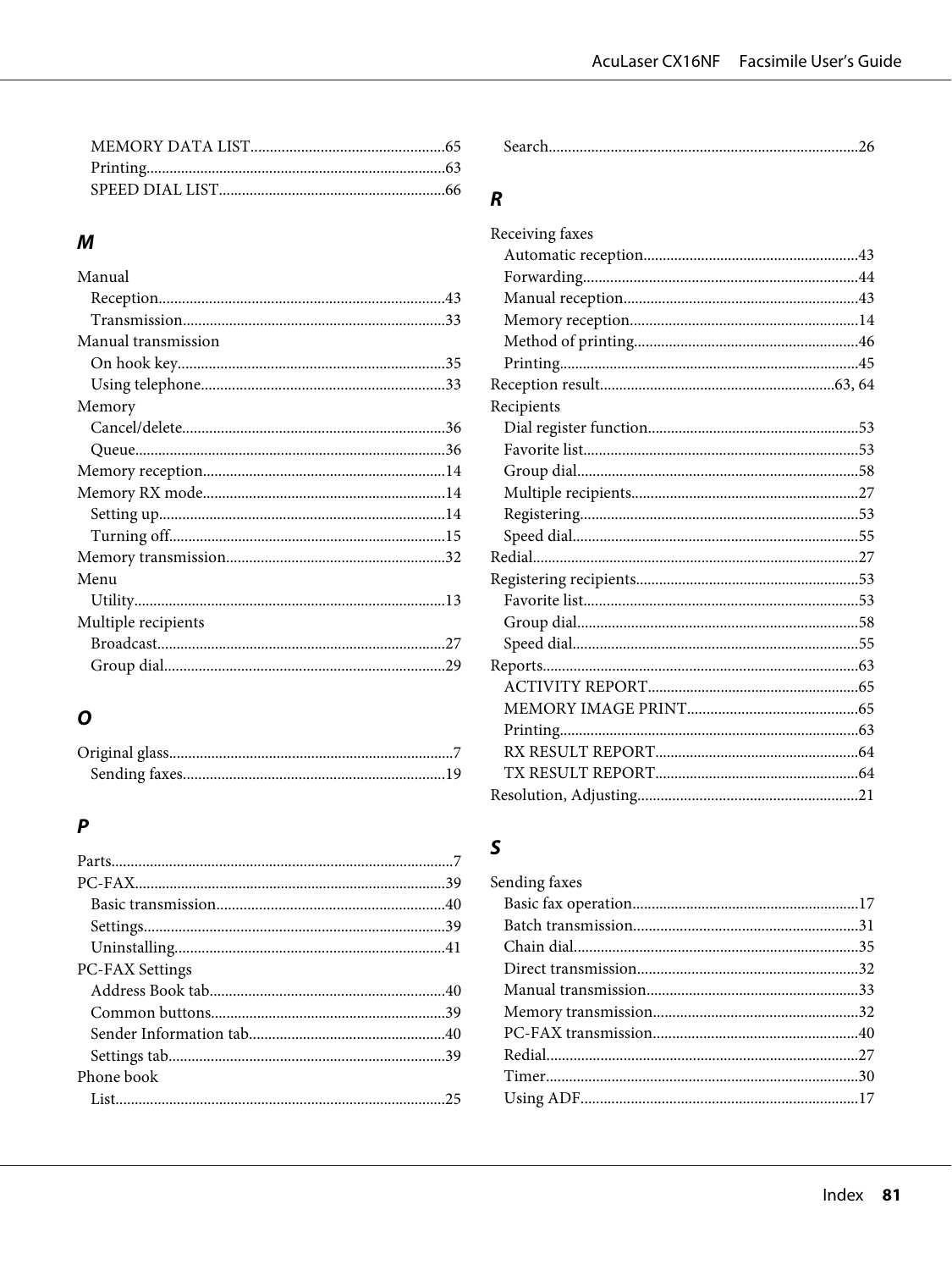MEMORY DATA LIST..................................................65
Printing.............................................................................63
SPEED DIAL LIST..........................................................66

## M

Manual
- Reception..........................................................................43
- Transmission...................................................................33

Manual transmission
- On hook key....................................................................35
- Using telephone..............................................................33

Memory
- Cancel/delete...................................................................36
- Queue...............................................................................36

Memory reception..............................................................14

Memory RX mode..............................................................14
- Setting up..........................................................................14
- Turning off.......................................................................15

Memory transmission........................................................32

Menu
- Utility................................................................................13

Multiple recipients
- Broadcast..........................................................................27
- Group dial........................................................................29

## O

Original glass.........................................................................7
- Sending faxes...................................................................19

## P

Parts.......................................................................................7

PC-FAX................................................................................39
- Basic transmission...........................................................40
- Settings.............................................................................39
- Uninstalling.....................................................................41

PC-FAX Settings
- Address Book tab............................................................40
- Common buttons............................................................39
- Sender Information tab..................................................40
- Settings tab.......................................................................39

Phone book
- List....................................................................................25
- Search...............................................................................26

## R

Receiving faxes
- Automatic reception.......................................................43
- Forwarding......................................................................44
- Manual reception............................................................43
- Memory reception..........................................................14
- Method of printing.........................................................46
- Printing............................................................................45

Reception result............................................................63, 64

Recipients
- Dial register function......................................................53
- Favorite list......................................................................53
- Group dial........................................................................58
- Multiple recipients..........................................................27
- Registering.......................................................................53
- Speed dial.........................................................................55

Redial...................................................................................27

Registering recipients.........................................................53
- Favorite list......................................................................53
- Group dial........................................................................58
- Speed dial.........................................................................55

Reports.................................................................................63
- ACTIVITY REPORT......................................................65
- MEMORY IMAGE PRINT............................................65
- Printing............................................................................63
- RX RESULT REPORT....................................................64
- TX RESULT REPORT....................................................64

Resolution, Adjusting........................................................21

## S

Sending faxes
- Basic fax operation..........................................................17
- Batch transmission.........................................................31
- Chain dial.........................................................................35
- Direct transmission........................................................32
- Manual transmission......................................................33
- Memory transmission....................................................32
- PC-FAX transmission....................................................40
- Redial................................................................................27
- Timer................................................................................30
- Using ADF.......................................................................17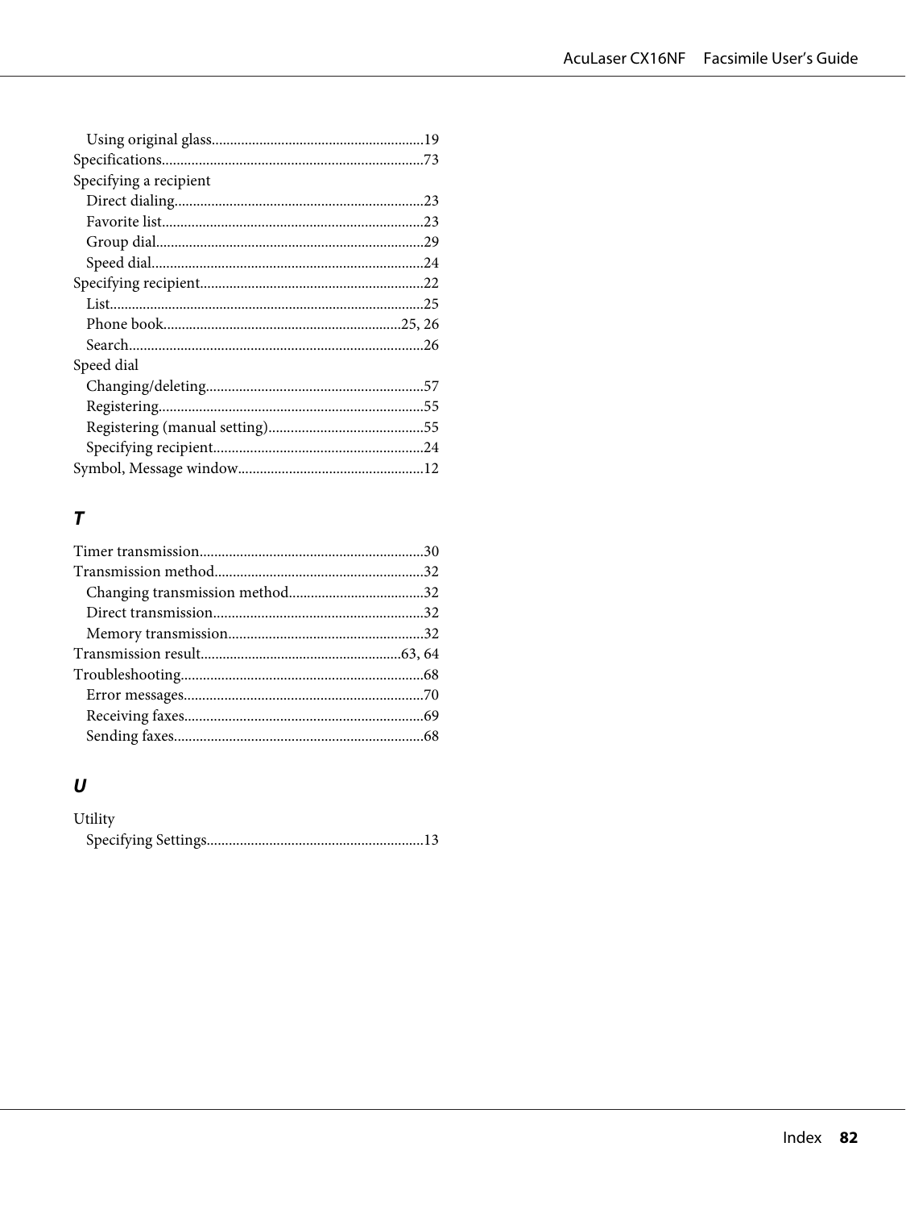Using original glass.........................................................19

Specifications......................................................................73

Specifying a recipient

Direct dialing..................................................................23

Favorite list......................................................................23

Group dial........................................................................29

Speed dial.........................................................................24

Specifying recipient............................................................22

List....................................................................................25

Phone book................................................................25, 26

Search...............................................................................26

Speed dial

Changing/deleting..........................................................57

Registering.......................................................................55

Registering (manual setting)..........................................55

Specifying recipient........................................................24

Symbol, Message window..................................................12

## T

Timer transmission............................................................30

Transmission method........................................................32

Changing transmission method....................................32

Direct transmission........................................................32

Memory transmission....................................................32

Transmission result......................................................63, 64

Troubleshooting.................................................................68

Error messages................................................................70

Receiving faxes................................................................69

Sending faxes...................................................................68

## U

Utility

Specifying Settings..........................................................13